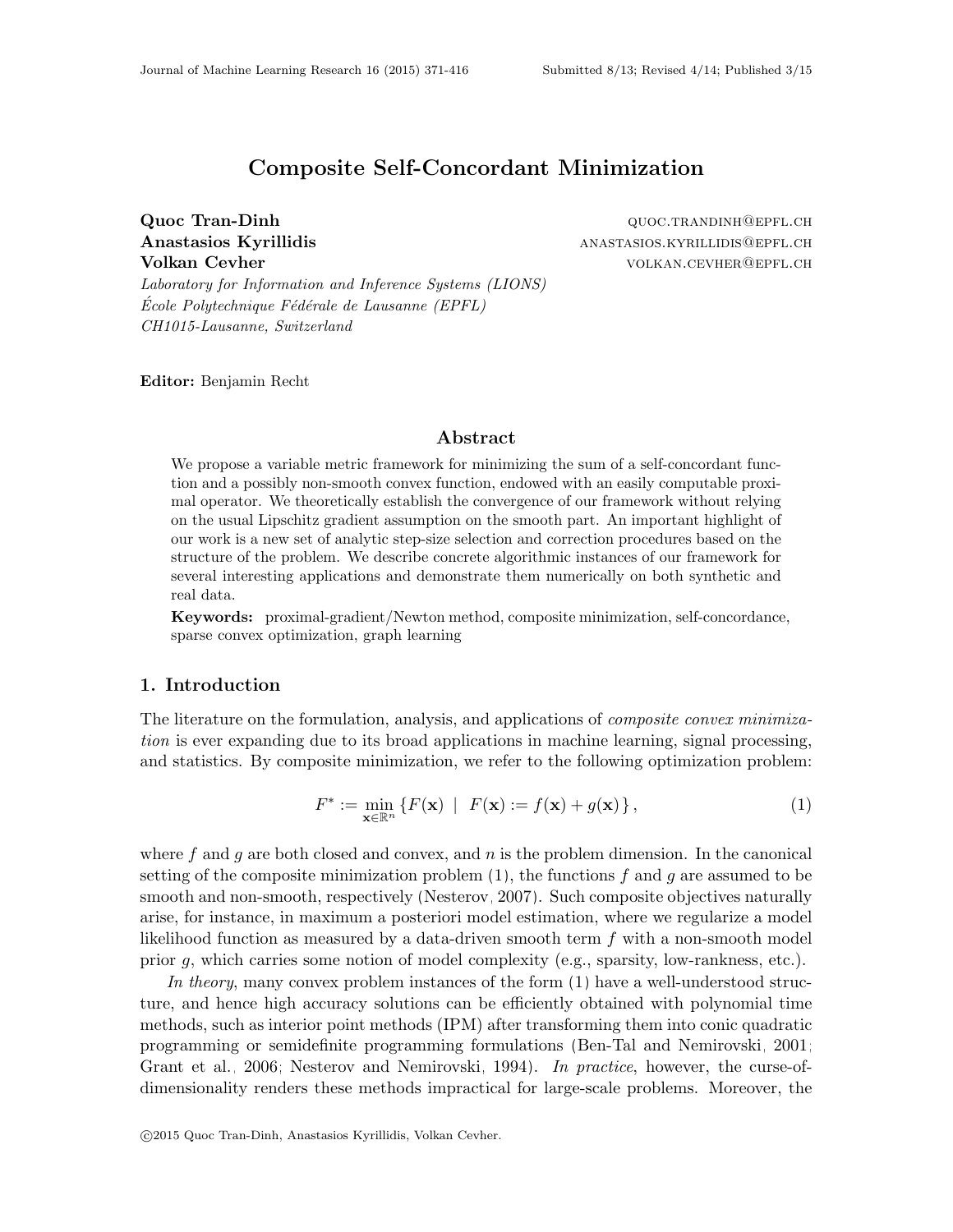# Composite Self-Concordant Minimization

**Quoc Tran-Dinh** quoc.trandinh@epfl.ch
**Anastasios Kyrillidis** anastasios.kyrillidis@epfl.ch
**Volkan Cevher** volkan.cevher@epfl.ch

*Laboratory for Information and Inference Systems (LIONS)*
*École Polytechnique Fédérale de Lausanne (EPFL)*
*CH1015-Lausanne, Switzerland*

**Editor:** Benjamin Recht

## Abstract

We propose a variable metric framework for minimizing the sum of a self-concordant function and a possibly non-smooth convex function, endowed with an easily computable proximal operator. We theoretically establish the convergence of our framework without relying on the usual Lipschitz gradient assumption on the smooth part. An important highlight of our work is a new set of analytic step-size selection and correction procedures based on the structure of the problem. We describe concrete algorithmic instances of our framework for several interesting applications and demonstrate them numerically on both synthetic and real data.

**Keywords:** proximal-gradient/Newton method, composite minimization, self-concordance, sparse convex optimization, graph learning

## 1. Introduction

The literature on the formulation, analysis, and applications of *composite convex minimization* is ever expanding due to its broad applications in machine learning, signal processing, and statistics. By composite minimization, we refer to the following optimization problem:

$$F^* := \min_{\mathbf{x} \in \mathbb{R}^n} \left\{ F(\mathbf{x}) \ \mid \ F(\mathbf{x}) := f(\mathbf{x}) + g(\mathbf{x}) \right\}, \tag{1}$$

where $f$ and $g$ are both closed and convex, and $n$ is the problem dimension. In the canonical setting of the composite minimization problem (1), the functions $f$ and $g$ are assumed to be smooth and non-smooth, respectively (Nesterov, 2007). Such composite objectives naturally arise, for instance, in maximum a posteriori model estimation, where we regularize a model likelihood function as measured by a data-driven smooth term $f$ with a non-smooth model prior $g$, which carries some notion of model complexity (e.g., sparsity, low-rankness, etc.).

*In theory*, many convex problem instances of the form (1) have a well-understood structure, and hence high accuracy solutions can be efficiently obtained with polynomial time methods, such as interior point methods (IPM) after transforming them into conic quadratic programming or semidefinite programming formulations (Ben-Tal and Nemirovski, 2001; Grant et al., 2006; Nesterov and Nemirovski, 1994). *In practice*, however, the curse-of-dimensionality renders these methods impractical for large-scale problems. Moreover, the

©2015 Quoc Tran-Dinh, Anastasios Kyrillidis, Volkan Cevher.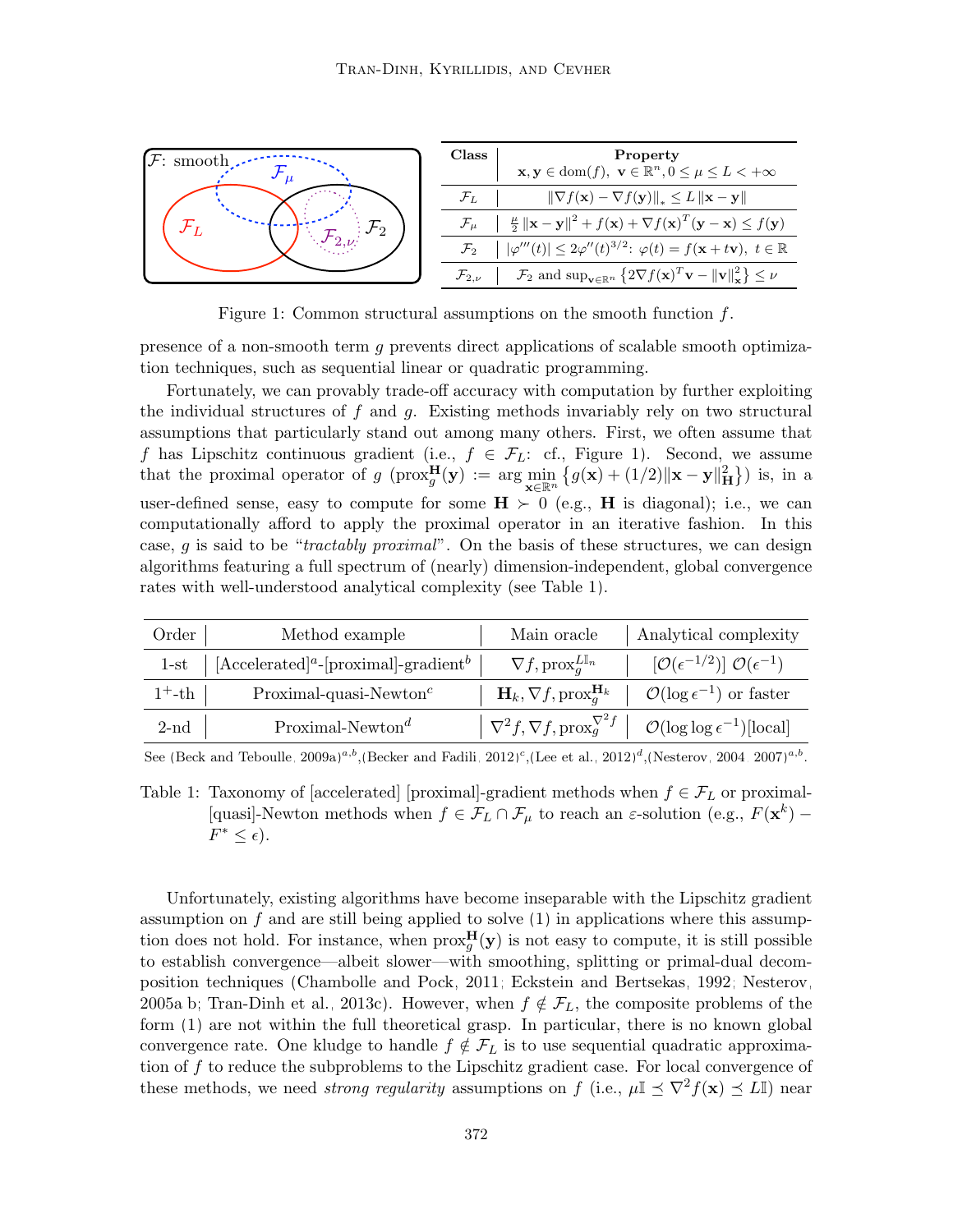| Class | Property $\mathbf{x}, \mathbf{y} \in \mathrm{dom}(f),\ \mathbf{v} \in \mathbb{R}^n, 0 \le \mu \le L < +\infty$ |
|---|---|
| $\mathcal{F}_L$ | $\lVert \nabla f(\mathbf{x}) - \nabla f(\mathbf{y}) \rVert_* \le L \lVert \mathbf{x} - \mathbf{y} \rVert$ |
| $\mathcal{F}_\mu$ | $\frac{\mu}{2}\lVert \mathbf{x} - \mathbf{y} \rVert^2 + f(\mathbf{x}) + \nabla f(\mathbf{x})^T(\mathbf{y} - \mathbf{x}) \le f(\mathbf{y})$ |
| $\mathcal{F}_2$ | $\lvert \varphi'''(t) \rvert \le 2\varphi''(t)^{3/2}$: $\varphi(t) = f(\mathbf{x} + t\mathbf{v}),\ t \in \mathbb{R}$ |
| $\mathcal{F}_{2,\nu}$ | $\mathcal{F}_2$ and $\sup_{\mathbf{v}\in\mathbb{R}^n}\left\{2\nabla f(\mathbf{x})^T\mathbf{v} - \lVert \mathbf{v} \rVert_{\mathbf{x}}^2\right\} \le \nu$ |

Figure 1: Common structural assumptions on the smooth function $f$.

presence of a non-smooth term $g$ prevents direct applications of scalable smooth optimization techniques, such as sequential linear or quadratic programming.

Fortunately, we can provably trade-off accuracy with computation by further exploiting the individual structures of $f$ and $g$. Existing methods invariably rely on two structural assumptions that particularly stand out among many others. First, we often assume that $f$ has Lipschitz continuous gradient (i.e., $f \in \mathcal{F}_L$: cf., Figure 1). Second, we assume that the proximal operator of $g$ ($\mathrm{prox}_g^{\mathbf{H}}(\mathbf{y}) := \arg\min_{\mathbf{x}\in\mathbb{R}^n}\left\{g(\mathbf{x}) + (1/2)\lVert \mathbf{x} - \mathbf{y} \rVert_{\mathbf{H}}^2\right\}$) is, in a user-defined sense, easy to compute for some $\mathbf{H} \succ 0$ (e.g., $\mathbf{H}$ is diagonal); i.e., we can computationally afford to apply the proximal operator in an iterative fashion. In this case, $g$ is said to be "*tractably proximal*". On the basis of these structures, we can design algorithms featuring a full spectrum of (nearly) dimension-independent, global convergence rates with well-understood analytical complexity (see Table 1).

| Order | Method example | Main oracle | Analytical complexity |
|---|---|---|---|
| 1-st | [Accelerated][a]-[proximal]-gradient[b] | $\nabla f, \mathrm{prox}_g^{L\mathbb{I}_n}$ | $[\mathcal{O}(\epsilon^{-1/2})]$ $\mathcal{O}(\epsilon^{-1})$ |
| $1^+$-th | Proximal-quasi-Newton[c] | $\mathbf{H}_k, \nabla f, \mathrm{prox}_g^{\mathbf{H}_k}$ | $\mathcal{O}(\log \epsilon^{-1})$ or faster |
| 2-nd | Proximal-Newton[d] | $\nabla^2 f, \nabla f, \mathrm{prox}_g^{\nabla^2 f}$ | $\mathcal{O}(\log\log \epsilon^{-1})$[local] |

See (Beck and Teboulle, 2009a)[a,b],(Becker and Fadili, 2012)[c],(Lee et al., 2012)[d],(Nesterov, 2004, 2007)[a,b].

Table 1: Taxonomy of [accelerated] [proximal]-gradient methods when $f \in \mathcal{F}_L$ or proximal-[quasi]-Newton methods when $f \in \mathcal{F}_L \cap \mathcal{F}_\mu$ to reach an $\varepsilon$-solution (e.g., $F(\mathbf{x}^k) - F^* \le \epsilon$).

Unfortunately, existing algorithms have become inseparable with the Lipschitz gradient assumption on $f$ and are still being applied to solve (1) in applications where this assumption does not hold. For instance, when $\mathrm{prox}_g^{\mathbf{H}}(\mathbf{y})$ is not easy to compute, it is still possible to establish convergence—albeit slower—with smoothing, splitting or primal-dual decomposition techniques (Chambolle and Pock, 2011; Eckstein and Bertsekas, 1992; Nesterov, 2005a,b; Tran-Dinh et al., 2013c). However, when $f \notin \mathcal{F}_L$, the composite problems of the form (1) are not within the full theoretical grasp. In particular, there is no known global convergence rate. One kludge to handle $f \notin \mathcal{F}_L$ is to use sequential quadratic approximation of $f$ to reduce the subproblems to the Lipschitz gradient case. For local convergence of these methods, we need *strong regularity* assumptions on $f$ (i.e., $\mu\mathbb{I} \preceq \nabla^2 f(\mathbf{x}) \preceq L\mathbb{I}$) near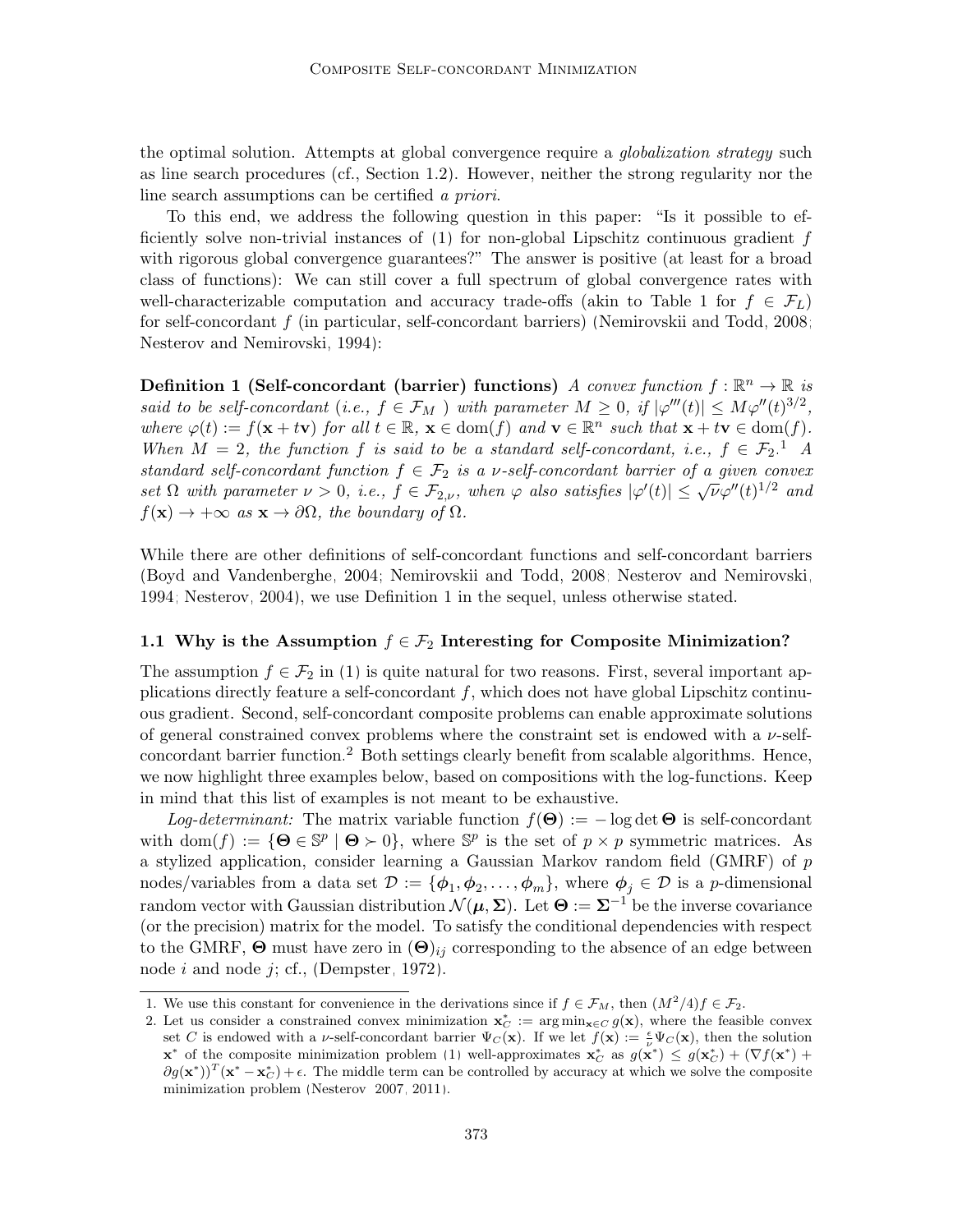the optimal solution. Attempts at global convergence require a *globalization strategy* such as line search procedures (cf., Section 1.2). However, neither the strong regularity nor the line search assumptions can be certified *a priori*.

To this end, we address the following question in this paper: "Is it possible to efficiently solve non-trivial instances of (1) for non-global Lipschitz continuous gradient $f$ with rigorous global convergence guarantees?" The answer is positive (at least for a broad class of functions): We can still cover a full spectrum of global convergence rates with well-characterizable computation and accuracy trade-offs (akin to Table 1 for $f \in \mathcal{F}_L$) for self-concordant $f$ (in particular, self-concordant barriers) (Nemirovskii and Todd, 2008; Nesterov and Nemirovski, 1994):

**Definition 1 (Self-concordant (barrier) functions)** *A convex function $f : \mathbb{R}^n \to \mathbb{R}$ is said to be self-concordant (i.e., $f \in \mathcal{F}_M$ ) with parameter $M \geq 0$, if $|\varphi'''(t)| \leq M\varphi''(t)^{3/2}$, where $\varphi(t) := f(\mathbf{x} + t\mathbf{v})$ for all $t \in \mathbb{R}$, $\mathbf{x} \in \mathrm{dom}(f)$ and $\mathbf{v} \in \mathbb{R}^n$ such that $\mathbf{x} + t\mathbf{v} \in \mathrm{dom}(f)$. When $M = 2$, the function $f$ is said to be a standard self-concordant, i.e., $f \in \mathcal{F}_2$.[1] A standard self-concordant function $f \in \mathcal{F}_2$ is a $\nu$-self-concordant barrier of a given convex set $\Omega$ with parameter $\nu > 0$, i.e., $f \in \mathcal{F}_{2,\nu}$, when $\varphi$ also satisfies $|\varphi'(t)| \leq \sqrt{\nu}\varphi''(t)^{1/2}$ and $f(\mathbf{x}) \to +\infty$ as $\mathbf{x} \to \partial\Omega$, the boundary of $\Omega$.*

While there are other definitions of self-concordant functions and self-concordant barriers (Boyd and Vandenberghe, 2004; Nemirovskii and Todd, 2008; Nesterov and Nemirovski, 1994; Nesterov, 2004), we use Definition 1 in the sequel, unless otherwise stated.

### 1.1 Why is the Assumption $f \in \mathcal{F}_2$ Interesting for Composite Minimization?

The assumption $f \in \mathcal{F}_2$ in (1) is quite natural for two reasons. First, several important applications directly feature a self-concordant $f$, which does not have global Lipschitz continuous gradient. Second, self-concordant composite problems can enable approximate solutions of general constrained convex problems where the constraint set is endowed with a $\nu$-self-concordant barrier function.[2] Both settings clearly benefit from scalable algorithms. Hence, we now highlight three examples below, based on compositions with the log-functions. Keep in mind that this list of examples is not meant to be exhaustive.

*Log-determinant:* The matrix variable function $f(\boldsymbol{\Theta}) := -\log\det\boldsymbol{\Theta}$ is self-concordant with $\mathrm{dom}(f) := \{\boldsymbol{\Theta} \in \mathbb{S}^p \mid \boldsymbol{\Theta} \succ 0\}$, where $\mathbb{S}^p$ is the set of $p \times p$ symmetric matrices. As a stylized application, consider learning a Gaussian Markov random field (GMRF) of $p$ nodes/variables from a data set $\mathcal{D} := \{\boldsymbol{\phi}_1, \boldsymbol{\phi}_2, \ldots, \boldsymbol{\phi}_m\}$, where $\boldsymbol{\phi}_j \in \mathcal{D}$ is a $p$-dimensional random vector with Gaussian distribution $\mathcal{N}(\boldsymbol{\mu}, \boldsymbol{\Sigma})$. Let $\boldsymbol{\Theta} := \boldsymbol{\Sigma}^{-1}$ be the inverse covariance (or the precision) matrix for the model. To satisfy the conditional dependencies with respect to the GMRF, $\boldsymbol{\Theta}$ must have zero in $(\boldsymbol{\Theta})_{ij}$ corresponding to the absence of an edge between node $i$ and node $j$; cf., (Dempster, 1972).

---

1. We use this constant for convenience in the derivations since if $f \in \mathcal{F}_M$, then $(M^2/4)f \in \mathcal{F}_2$.

2. Let us consider a constrained convex minimization $\mathbf{x}_C^* := \arg\min_{\mathbf{x}\in C} g(\mathbf{x})$, where the feasible convex set $C$ is endowed with a $\nu$-self-concordant barrier $\Psi_C(\mathbf{x})$. If we let $f(\mathbf{x}) := \frac{\epsilon}{\nu}\Psi_C(\mathbf{x})$, then the solution $\mathbf{x}^*$ of the composite minimization problem (1) well-approximates $\mathbf{x}_C^*$ as $g(\mathbf{x}^*) \leq g(\mathbf{x}_C^*) + (\nabla f(\mathbf{x}^*) + \partial g(\mathbf{x}^*))^T(\mathbf{x}^* - \mathbf{x}_C^*) + \epsilon$. The middle term can be controlled by accuracy at which we solve the composite minimization problem (Nesterov, 2007, 2011).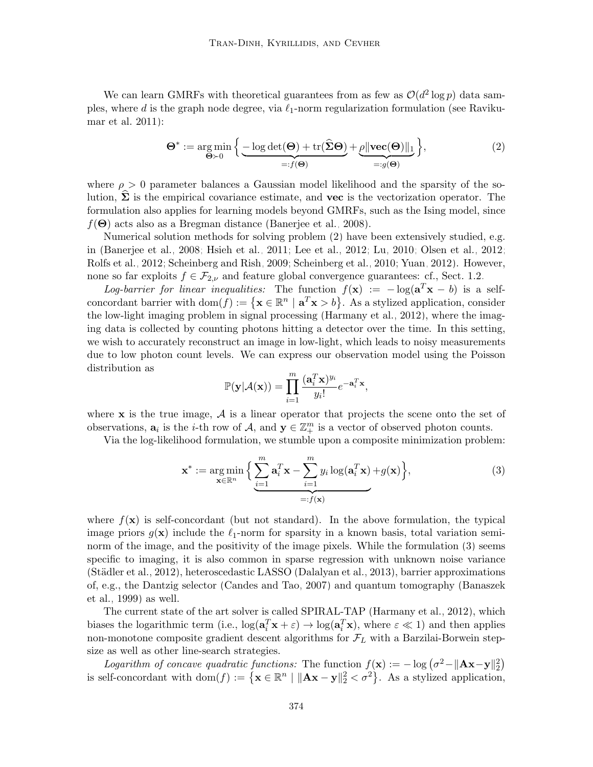We can learn GMRFs with theoretical guarantees from as few as $\mathcal{O}(d^2 \log p)$ data samples, where $d$ is the graph node degree, via $\ell_1$-norm regularization formulation (see Ravikumar et al. 2011):

$$\boldsymbol{\Theta}^* := \operatorname*{arg\,min}_{\boldsymbol{\Theta} \succ 0} \Big\{ \underbrace{-\log\det(\boldsymbol{\Theta}) + \mathrm{tr}(\widehat{\boldsymbol{\Sigma}}\boldsymbol{\Theta})}_{=:f(\boldsymbol{\Theta})} + \underbrace{\rho\|\mathbf{vec}(\boldsymbol{\Theta})\|_1}_{=:g(\boldsymbol{\Theta})} \Big\}, \tag{2}$$

where $\rho > 0$ parameter balances a Gaussian model likelihood and the sparsity of the solution, $\widehat{\boldsymbol{\Sigma}}$ is the empirical covariance estimate, and $\mathbf{vec}$ is the vectorization operator. The formulation also applies for learning models beyond GMRFs, such as the Ising model, since $f(\boldsymbol{\Theta})$ acts also as a Bregman distance (Banerjee et al., 2008).

Numerical solution methods for solving problem (2) have been extensively studied, e.g. in (Banerjee et al., 2008; Hsieh et al., 2011; Lee et al., 2012; Lu, 2010; Olsen et al., 2012; Rolfs et al., 2012; Scheinberg and Rish, 2009; Scheinberg et al., 2010; Yuan, 2012). However, none so far exploits $f \in \mathcal{F}_{2,\nu}$ and feature global convergence guarantees: cf., Sect. 1.2.

*Log-barrier for linear inequalities:* The function $f(\mathbf{x}) := -\log(\mathbf{a}^T\mathbf{x} - b)$ is a self-concordant barrier with $\mathrm{dom}(f) := \{\mathbf{x} \in \mathbb{R}^n \mid \mathbf{a}^T\mathbf{x} > b\}$. As a stylized application, consider the low-light imaging problem in signal processing (Harmany et al., 2012), where the imaging data is collected by counting photons hitting a detector over the time. In this setting, we wish to accurately reconstruct an image in low-light, which leads to noisy measurements due to low photon count levels. We can express our observation model using the Poisson distribution as

$$\mathbb{P}(\mathbf{y}|\mathcal{A}(\mathbf{x})) = \prod_{i=1}^{m} \frac{(\mathbf{a}_i^T\mathbf{x})^{y_i}}{y_i!} e^{-\mathbf{a}_i^T\mathbf{x}},$$

where $\mathbf{x}$ is the true image, $\mathcal{A}$ is a linear operator that projects the scene onto the set of observations, $\mathbf{a}_i$ is the $i$-th row of $\mathcal{A}$, and $\mathbf{y} \in \mathbb{Z}_+^m$ is a vector of observed photon counts.

Via the log-likelihood formulation, we stumble upon a composite minimization problem:

$$\mathbf{x}^* := \operatorname*{arg\,min}_{\mathbf{x} \in \mathbb{R}^n} \Big\{ \underbrace{\sum_{i=1}^{m} \mathbf{a}_i^T\mathbf{x} - \sum_{i=1}^{m} y_i \log(\mathbf{a}_i^T\mathbf{x})}_{=:f(\mathbf{x})} + g(\mathbf{x}) \Big\}, \tag{3}$$

where $f(\mathbf{x})$ is self-concordant (but not standard). In the above formulation, the typical image priors $g(\mathbf{x})$ include the $\ell_1$-norm for sparsity in a known basis, total variation semi-norm of the image, and the positivity of the image pixels. While the formulation (3) seems specific to imaging, it is also common in sparse regression with unknown noise variance (Städler et al., 2012), heteroscedastic LASSO (Dalalyan et al., 2013), barrier approximations of, e.g., the Dantzig selector (Candes and Tao, 2007) and quantum tomography (Banaszek et al., 1999) as well.

The current state of the art solver is called SPIRAL-TAP (Harmany et al., 2012), which biases the logarithmic term (i.e., $\log(\mathbf{a}_i^T\mathbf{x} + \varepsilon) \to \log(\mathbf{a}_i^T\mathbf{x})$, where $\varepsilon \ll 1$) and then applies non-monotone composite gradient descent algorithms for $\mathcal{F}_L$ with a Barzilai-Borwein step-size as well as other line-search strategies.

*Logarithm of concave quadratic functions:* The function $f(\mathbf{x}) := -\log\left(\sigma^2 - \|\mathbf{A}\mathbf{x} - \mathbf{y}\|_2^2\right)$ is self-concordant with $\mathrm{dom}(f) := \{\mathbf{x} \in \mathbb{R}^n \mid \|\mathbf{A}\mathbf{x} - \mathbf{y}\|_2^2 < \sigma^2\}$. As a stylized application,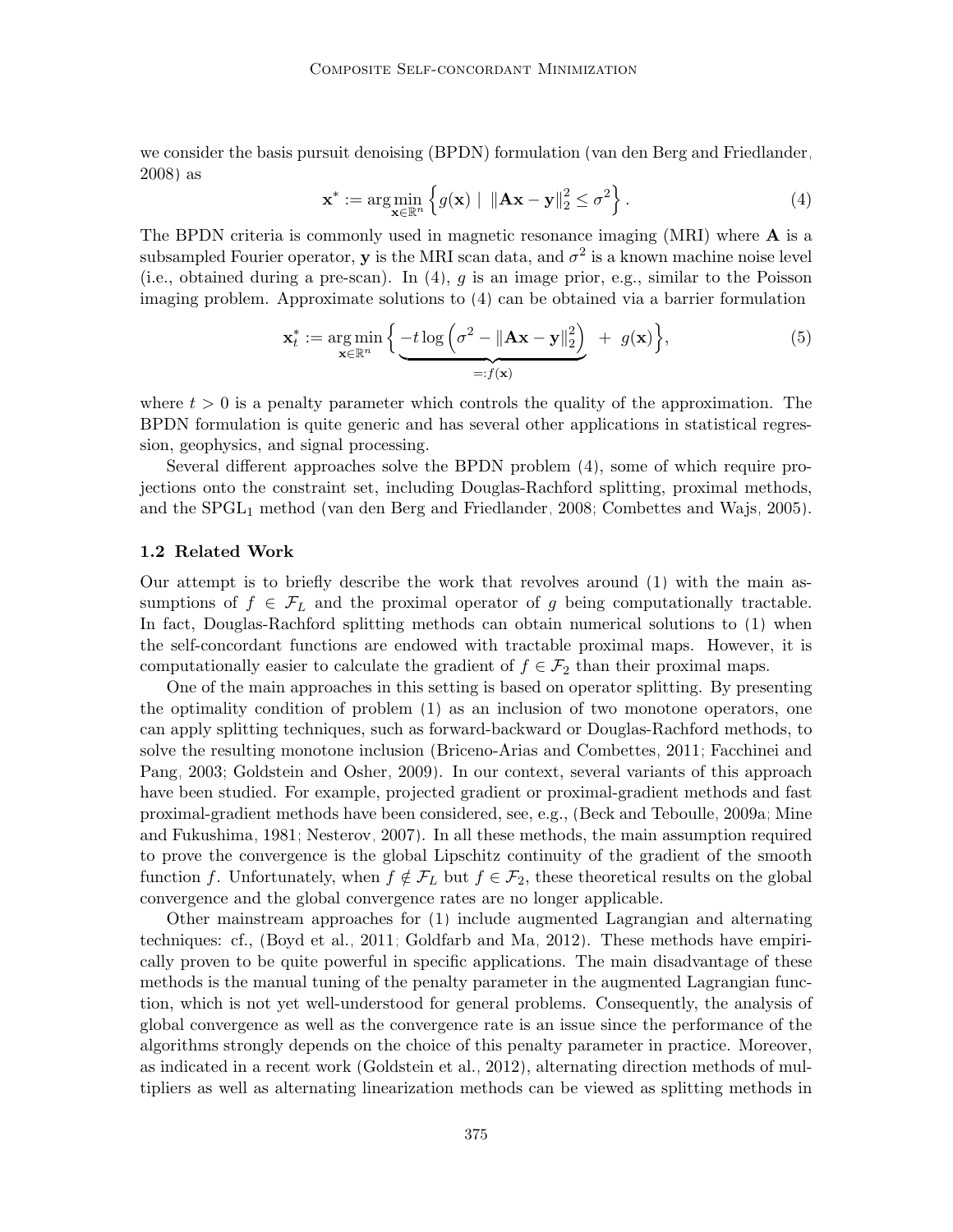we consider the basis pursuit denoising (BPDN) formulation (van den Berg and Friedlander, 2008) as

$$\mathbf{x}^* := \arg\min_{\mathbf{x}\in\mathbb{R}^n} \left\{ g(\mathbf{x}) \mid \|\mathbf{A}\mathbf{x} - \mathbf{y}\|_2^2 \leq \sigma^2 \right\}. \tag{4}$$

The BPDN criteria is commonly used in magnetic resonance imaging (MRI) where $\mathbf{A}$ is a subsampled Fourier operator, $\mathbf{y}$ is the MRI scan data, and $\sigma^2$ is a known machine noise level (i.e., obtained during a pre-scan). In (4), $g$ is an image prior, e.g., similar to the Poisson imaging problem. Approximate solutions to (4) can be obtained via a barrier formulation

$$\mathbf{x}_t^* := \arg\min_{\mathbf{x}\in\mathbb{R}^n} \Big\{ \underbrace{-t\log\left(\sigma^2 - \|\mathbf{A}\mathbf{x} - \mathbf{y}\|_2^2\right)}_{=:f(\mathbf{x})} \; + \; g(\mathbf{x}) \Big\}, \tag{5}$$

where $t > 0$ is a penalty parameter which controls the quality of the approximation. The BPDN formulation is quite generic and has several other applications in statistical regression, geophysics, and signal processing.

Several different approaches solve the BPDN problem (4), some of which require projections onto the constraint set, including Douglas-Rachford splitting, proximal methods, and the SPGL$_1$ method (van den Berg and Friedlander, 2008; Combettes and Wajs, 2005).

### 1.2 Related Work

Our attempt is to briefly describe the work that revolves around (1) with the main assumptions of $f \in \mathcal{F}_L$ and the proximal operator of $g$ being computationally tractable. In fact, Douglas-Rachford splitting methods can obtain numerical solutions to (1) when the self-concordant functions are endowed with tractable proximal maps. However, it is computationally easier to calculate the gradient of $f \in \mathcal{F}_2$ than their proximal maps.

One of the main approaches in this setting is based on operator splitting. By presenting the optimality condition of problem (1) as an inclusion of two monotone operators, one can apply splitting techniques, such as forward-backward or Douglas-Rachford methods, to solve the resulting monotone inclusion (Briceno-Arias and Combettes, 2011; Facchinei and Pang, 2003; Goldstein and Osher, 2009). In our context, several variants of this approach have been studied. For example, projected gradient or proximal-gradient methods and fast proximal-gradient methods have been considered, see, e.g., (Beck and Teboulle, 2009a; Mine and Fukushima, 1981; Nesterov, 2007). In all these methods, the main assumption required to prove the convergence is the global Lipschitz continuity of the gradient of the smooth function $f$. Unfortunately, when $f \notin \mathcal{F}_L$ but $f \in \mathcal{F}_2$, these theoretical results on the global convergence and the global convergence rates are no longer applicable.

Other mainstream approaches for (1) include augmented Lagrangian and alternating techniques: cf., (Boyd et al., 2011; Goldfarb and Ma, 2012). These methods have empirically proven to be quite powerful in specific applications. The main disadvantage of these methods is the manual tuning of the penalty parameter in the augmented Lagrangian function, which is not yet well-understood for general problems. Consequently, the analysis of global convergence as well as the convergence rate is an issue since the performance of the algorithms strongly depends on the choice of this penalty parameter in practice. Moreover, as indicated in a recent work (Goldstein et al., 2012), alternating direction methods of multipliers as well as alternating linearization methods can be viewed as splitting methods in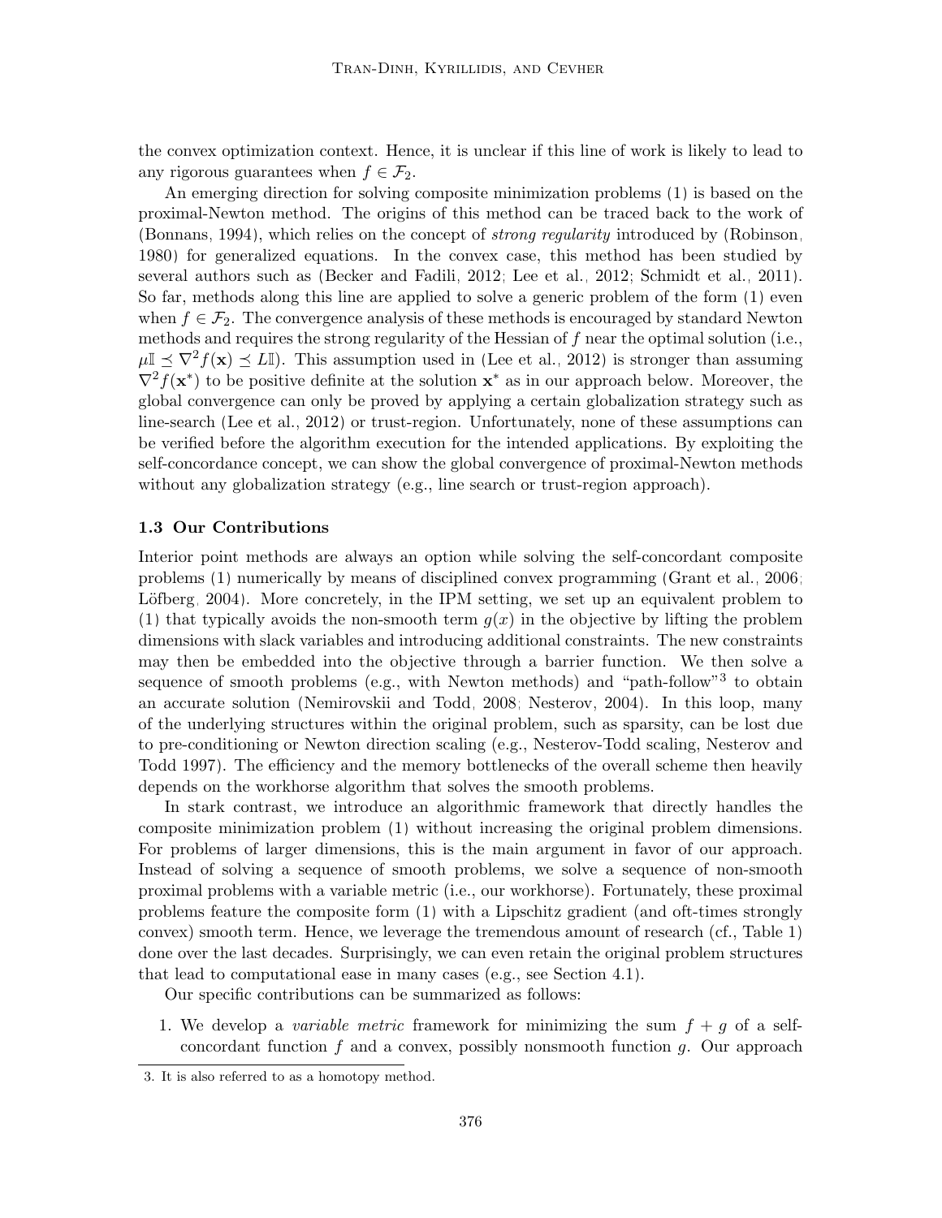the convex optimization context. Hence, it is unclear if this line of work is likely to lead to any rigorous guarantees when $f \in \mathcal{F}_2$.

An emerging direction for solving composite minimization problems (1) is based on the proximal-Newton method. The origins of this method can be traced back to the work of (Bonnans, 1994), which relies on the concept of *strong regularity* introduced by (Robinson, 1980) for generalized equations. In the convex case, this method has been studied by several authors such as (Becker and Fadili, 2012; Lee et al., 2012; Schmidt et al., 2011). So far, methods along this line are applied to solve a generic problem of the form (1) even when $f \in \mathcal{F}_2$. The convergence analysis of these methods is encouraged by standard Newton methods and requires the strong regularity of the Hessian of $f$ near the optimal solution (i.e., $\mu\mathbb{I} \preceq \nabla^2 f(\mathbf{x}) \preceq L\mathbb{I}$). This assumption used in (Lee et al., 2012) is stronger than assuming $\nabla^2 f(\mathbf{x}^*)$ to be positive definite at the solution $\mathbf{x}^*$ as in our approach below. Moreover, the global convergence can only be proved by applying a certain globalization strategy such as line-search (Lee et al., 2012) or trust-region. Unfortunately, none of these assumptions can be verified before the algorithm execution for the intended applications. By exploiting the self-concordance concept, we can show the global convergence of proximal-Newton methods without any globalization strategy (e.g., line search or trust-region approach).

### 1.3 Our Contributions

Interior point methods are always an option while solving the self-concordant composite problems (1) numerically by means of disciplined convex programming (Grant et al., 2006; Löfberg, 2004). More concretely, in the IPM setting, we set up an equivalent problem to (1) that typically avoids the non-smooth term $g(x)$ in the objective by lifting the problem dimensions with slack variables and introducing additional constraints. The new constraints may then be embedded into the objective through a barrier function. We then solve a sequence of smooth problems (e.g., with Newton methods) and "path-follow"[3] to obtain an accurate solution (Nemirovskii and Todd, 2008; Nesterov, 2004). In this loop, many of the underlying structures within the original problem, such as sparsity, can be lost due to pre-conditioning or Newton direction scaling (e.g., Nesterov-Todd scaling, Nesterov and Todd 1997). The efficiency and the memory bottlenecks of the overall scheme then heavily depends on the workhorse algorithm that solves the smooth problems.

In stark contrast, we introduce an algorithmic framework that directly handles the composite minimization problem (1) without increasing the original problem dimensions. For problems of larger dimensions, this is the main argument in favor of our approach. Instead of solving a sequence of smooth problems, we solve a sequence of non-smooth proximal problems with a variable metric (i.e., our workhorse). Fortunately, these proximal problems feature the composite form (1) with a Lipschitz gradient (and oft-times strongly convex) smooth term. Hence, we leverage the tremendous amount of research (cf., Table 1) done over the last decades. Surprisingly, we can even retain the original problem structures that lead to computational ease in many cases (e.g., see Section 4.1).

Our specific contributions can be summarized as follows:

1. We develop a *variable metric* framework for minimizing the sum $f + g$ of a self-concordant function $f$ and a convex, possibly nonsmooth function $g$. Our approach

3. It is also referred to as a homotopy method.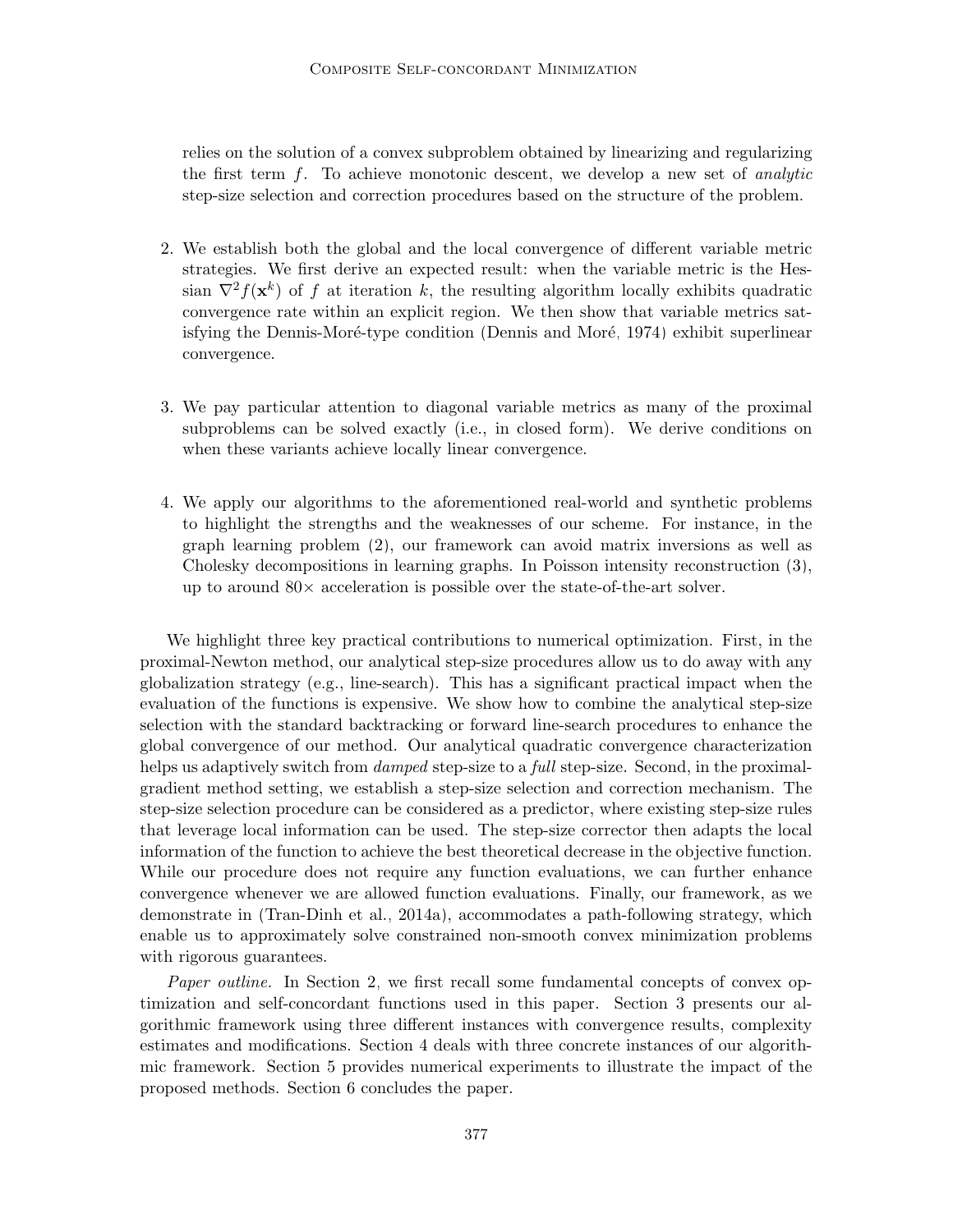relies on the solution of a convex subproblem obtained by linearizing and regularizing the first term $f$. To achieve monotonic descent, we develop a new set of *analytic* step-size selection and correction procedures based on the structure of the problem.

2. We establish both the global and the local convergence of different variable metric strategies. We first derive an expected result: when the variable metric is the Hessian $\nabla^2 f(\mathbf{x}^k)$ of $f$ at iteration $k$, the resulting algorithm locally exhibits quadratic convergence rate within an explicit region. We then show that variable metrics satisfying the Dennis-Moré-type condition (Dennis and Moré, 1974) exhibit superlinear convergence.

3. We pay particular attention to diagonal variable metrics as many of the proximal subproblems can be solved exactly (i.e., in closed form). We derive conditions on when these variants achieve locally linear convergence.

4. We apply our algorithms to the aforementioned real-world and synthetic problems to highlight the strengths and the weaknesses of our scheme. For instance, in the graph learning problem (2), our framework can avoid matrix inversions as well as Cholesky decompositions in learning graphs. In Poisson intensity reconstruction (3), up to around $80\times$ acceleration is possible over the state-of-the-art solver.

We highlight three key practical contributions to numerical optimization. First, in the proximal-Newton method, our analytical step-size procedures allow us to do away with any globalization strategy (e.g., line-search). This has a significant practical impact when the evaluation of the functions is expensive. We show how to combine the analytical step-size selection with the standard backtracking or forward line-search procedures to enhance the global convergence of our method. Our analytical quadratic convergence characterization helps us adaptively switch from *damped* step-size to a *full* step-size. Second, in the proximal-gradient method setting, we establish a step-size selection and correction mechanism. The step-size selection procedure can be considered as a predictor, where existing step-size rules that leverage local information can be used. The step-size corrector then adapts the local information of the function to achieve the best theoretical decrease in the objective function. While our procedure does not require any function evaluations, we can further enhance convergence whenever we are allowed function evaluations. Finally, our framework, as we demonstrate in (Tran-Dinh et al., 2014a), accommodates a path-following strategy, which enable us to approximately solve constrained non-smooth convex minimization problems with rigorous guarantees.

*Paper outline.* In Section 2, we first recall some fundamental concepts of convex optimization and self-concordant functions used in this paper. Section 3 presents our algorithmic framework using three different instances with convergence results, complexity estimates and modifications. Section 4 deals with three concrete instances of our algorithmic framework. Section 5 provides numerical experiments to illustrate the impact of the proposed methods. Section 6 concludes the paper.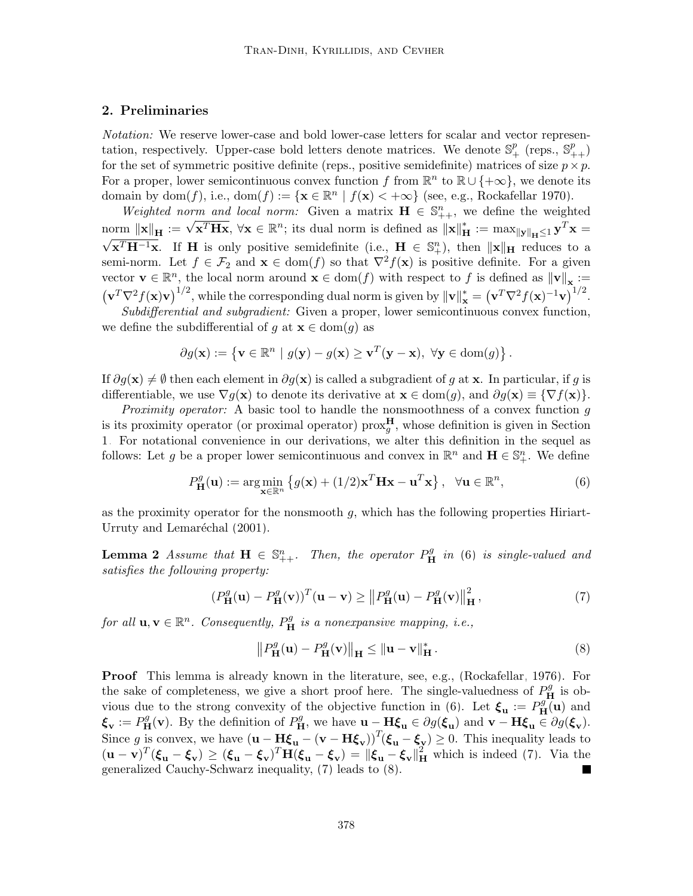## 2. Preliminaries

*Notation:* We reserve lower-case and bold lower-case letters for scalar and vector representation, respectively. Upper-case bold letters denote matrices. We denote $\mathbb{S}^p_+$ (reps., $\mathbb{S}^p_{++}$) for the set of symmetric positive definite (reps., positive semidefinite) matrices of size $p \times p$. For a proper, lower semicontinuous convex function $f$ from $\mathbb{R}^n$ to $\mathbb{R} \cup \{+\infty\}$, we denote its domain by $\mathrm{dom}(f)$, i.e., $\mathrm{dom}(f) := \{\mathbf{x} \in \mathbb{R}^n \mid f(\mathbf{x}) < +\infty\}$ (see, e.g., Rockafellar 1970).

*Weighted norm and local norm:* Given a matrix $\mathbf{H} \in \mathbb{S}^n_{++}$, we define the weighted norm $\|\mathbf{x}\|_{\mathbf{H}} := \sqrt{\mathbf{x}^T\mathbf{H}\mathbf{x}}$, $\forall \mathbf{x} \in \mathbb{R}^n$; its dual norm is defined as $\|\mathbf{x}\|^*_{\mathbf{H}} := \max_{\|\mathbf{y}\|_{\mathbf{H}} \leq 1} \mathbf{y}^T\mathbf{x} = \sqrt{\mathbf{x}^T\mathbf{H}^{-1}\mathbf{x}}$. If $\mathbf{H}$ is only positive semidefinite (i.e., $\mathbf{H} \in \mathbb{S}^n_+$), then $\|\mathbf{x}\|_{\mathbf{H}}$ reduces to a semi-norm. Let $f \in \mathcal{F}_2$ and $\mathbf{x} \in \mathrm{dom}(f)$ so that $\nabla^2 f(\mathbf{x})$ is positive definite. For a given vector $\mathbf{v} \in \mathbb{R}^n$, the local norm around $\mathbf{x} \in \mathrm{dom}(f)$ with respect to $f$ is defined as $\|\mathbf{v}\|_{\mathbf{x}} := \left(\mathbf{v}^T\nabla^2 f(\mathbf{x})\mathbf{v}\right)^{1/2}$, while the corresponding dual norm is given by $\|\mathbf{v}\|^*_{\mathbf{x}} = \left(\mathbf{v}^T\nabla^2 f(\mathbf{x})^{-1}\mathbf{v}\right)^{1/2}$.

*Subdifferential and subgradient:* Given a proper, lower semicontinuous convex function, we define the subdifferential of $g$ at $\mathbf{x} \in \mathrm{dom}(g)$ as

$$\partial g(\mathbf{x}) := \left\{\mathbf{v} \in \mathbb{R}^n \mid g(\mathbf{y}) - g(\mathbf{x}) \geq \mathbf{v}^T(\mathbf{y} - \mathbf{x}), \ \forall \mathbf{y} \in \mathrm{dom}(g)\right\}.$$

If $\partial g(\mathbf{x}) \neq \emptyset$ then each element in $\partial g(\mathbf{x})$ is called a subgradient of $g$ at $\mathbf{x}$. In particular, if $g$ is differentiable, we use $\nabla g(\mathbf{x})$ to denote its derivative at $\mathbf{x} \in \mathrm{dom}(g)$, and $\partial g(\mathbf{x}) \equiv \{\nabla f(\mathbf{x})\}$.

*Proximity operator:* A basic tool to handle the nonsmoothness of a convex function $g$ is its proximity operator (or proximal operator) $\mathrm{prox}^{\mathbf{H}}_g$, whose definition is given in Section 1. For notational convenience in our derivations, we alter this definition in the sequel as follows: Let $g$ be a proper lower semicontinuous and convex in $\mathbb{R}^n$ and $\mathbf{H} \in \mathbb{S}^n_+$. We define

$$P^g_{\mathbf{H}}(\mathbf{u}) := \arg\min_{\mathbf{x} \in \mathbb{R}^n} \left\{g(\mathbf{x}) + (1/2)\mathbf{x}^T\mathbf{H}\mathbf{x} - \mathbf{u}^T\mathbf{x}\right\}, \quad \forall \mathbf{u} \in \mathbb{R}^n, \tag{6}$$

as the proximity operator for the nonsmooth $g$, which has the following properties Hiriart-Urruty and Lemaréchal (2001).

**Lemma 2** *Assume that $\mathbf{H} \in \mathbb{S}^n_{++}$. Then, the operator $P^g_{\mathbf{H}}$ in (6) is single-valued and satisfies the following property:*

$$(P^g_{\mathbf{H}}(\mathbf{u}) - P^g_{\mathbf{H}}(\mathbf{v}))^T(\mathbf{u} - \mathbf{v}) \geq \left\|P^g_{\mathbf{H}}(\mathbf{u}) - P^g_{\mathbf{H}}(\mathbf{v})\right\|^2_{\mathbf{H}}, \tag{7}$$

*for all $\mathbf{u}, \mathbf{v} \in \mathbb{R}^n$. Consequently, $P^g_{\mathbf{H}}$ is a nonexpansive mapping, i.e.,*

$$\left\|P^g_{\mathbf{H}}(\mathbf{u}) - P^g_{\mathbf{H}}(\mathbf{v})\right\|_{\mathbf{H}} \leq \|\mathbf{u} - \mathbf{v}\|^*_{\mathbf{H}}. \tag{8}$$

**Proof** This lemma is already known in the literature, see, e.g., (Rockafellar, 1976). For the sake of completeness, we give a short proof here. The single-valuedness of $P^g_{\mathbf{H}}$ is obvious due to the strong convexity of the objective function in (6). Let $\boldsymbol{\xi}_{\mathbf{u}} := P^g_{\mathbf{H}}(\mathbf{u})$ and $\boldsymbol{\xi}_{\mathbf{v}} := P^g_{\mathbf{H}}(\mathbf{v})$. By the definition of $P^g_{\mathbf{H}}$, we have $\mathbf{u} - \mathbf{H}\boldsymbol{\xi}_{\mathbf{u}} \in \partial g(\boldsymbol{\xi}_{\mathbf{u}})$ and $\mathbf{v} - \mathbf{H}\boldsymbol{\xi}_{\mathbf{u}} \in \partial g(\boldsymbol{\xi}_{\mathbf{v}})$. Since $g$ is convex, we have $\left(\mathbf{u} - \mathbf{H}\boldsymbol{\xi}_{\mathbf{u}} - (\mathbf{v} - \mathbf{H}\boldsymbol{\xi}_{\mathbf{v}})\right)^T(\boldsymbol{\xi}_{\mathbf{u}} - \boldsymbol{\xi}_{\mathbf{v}}) \geq 0$. This inequality leads to $(\mathbf{u} - \mathbf{v})^T(\boldsymbol{\xi}_{\mathbf{u}} - \boldsymbol{\xi}_{\mathbf{v}}) \geq (\boldsymbol{\xi}_{\mathbf{u}} - \boldsymbol{\xi}_{\mathbf{v}})^T\mathbf{H}(\boldsymbol{\xi}_{\mathbf{u}} - \boldsymbol{\xi}_{\mathbf{v}}) = \|\boldsymbol{\xi}_{\mathbf{u}} - \boldsymbol{\xi}_{\mathbf{v}}\|^2_{\mathbf{H}}$ which is indeed (7). Via the generalized Cauchy-Schwarz inequality, (7) leads to (8). ■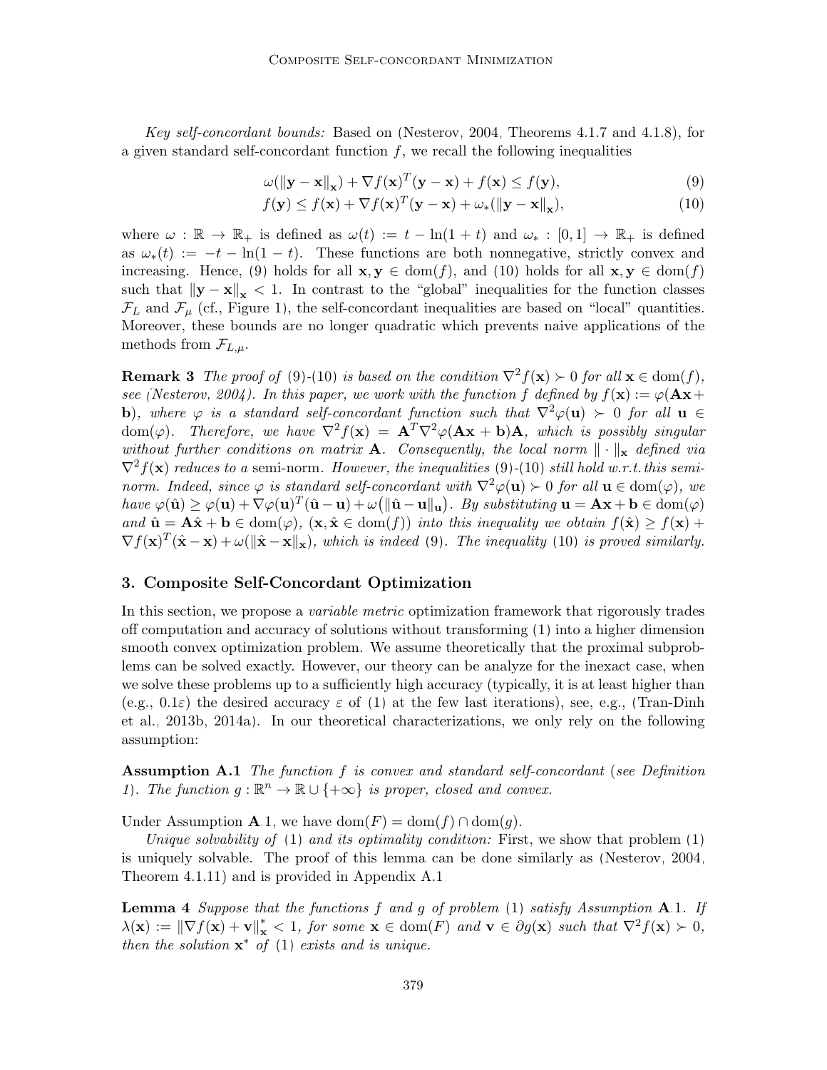*Key self-concordant bounds:* Based on (Nesterov, 2004, Theorems 4.1.7 and 4.1.8), for a given standard self-concordant function $f$, we recall the following inequalities

$$\omega(\|\mathbf{y}-\mathbf{x}\|_{\mathbf{x}}) + \nabla f(\mathbf{x})^T(\mathbf{y}-\mathbf{x}) + f(\mathbf{x}) \leq f(\mathbf{y}), \tag{9}$$

$$f(\mathbf{y}) \leq f(\mathbf{x}) + \nabla f(\mathbf{x})^T(\mathbf{y}-\mathbf{x}) + \omega_*(\|\mathbf{y}-\mathbf{x}\|_{\mathbf{x}}), \tag{10}$$

where $\omega : \mathbb{R} \to \mathbb{R}_+$ is defined as $\omega(t) := t - \ln(1+t)$ and $\omega_* : [0,1] \to \mathbb{R}_+$ is defined as $\omega_*(t) := -t - \ln(1-t)$. These functions are both nonnegative, strictly convex and increasing. Hence, (9) holds for all $\mathbf{x}, \mathbf{y} \in \mathrm{dom}(f)$, and (10) holds for all $\mathbf{x}, \mathbf{y} \in \mathrm{dom}(f)$ such that $\|\mathbf{y}-\mathbf{x}\|_{\mathbf{x}} < 1$. In contrast to the "global" inequalities for the function classes $\mathcal{F}_L$ and $\mathcal{F}_\mu$ (cf., Figure 1), the self-concordant inequalities are based on "local" quantities. Moreover, these bounds are no longer quadratic which prevents naive applications of the methods from $\mathcal{F}_{L,\mu}$.

**Remark 3** *The proof of* (9)-(10) *is based on the condition $\nabla^2 f(\mathbf{x}) \succ 0$ for all $\mathbf{x} \in \mathrm{dom}(f)$, see (Nesterov, 2004). In this paper, we work with the function $f$ defined by $f(\mathbf{x}) := \varphi(\mathbf{A}\mathbf{x} + \mathbf{b})$, where $\varphi$ is a standard self-concordant function such that $\nabla^2\varphi(\mathbf{u}) \succ 0$ for all $\mathbf{u} \in \mathrm{dom}(\varphi)$. Therefore, we have $\nabla^2 f(\mathbf{x}) = \mathbf{A}^T\nabla^2\varphi(\mathbf{A}\mathbf{x}+\mathbf{b})\mathbf{A}$, which is possibly singular without further conditions on matrix $\mathbf{A}$. Consequently, the local norm $\|\cdot\|_{\mathbf{x}}$ defined via $\nabla^2 f(\mathbf{x})$ reduces to a* semi-norm. *However, the inequalities* (9)-(10) *still hold w.r.t. this semi-norm. Indeed, since $\varphi$ is standard self-concordant with $\nabla^2\varphi(\mathbf{u}) \succ 0$ for all $\mathbf{u} \in \mathrm{dom}(\varphi)$, we have $\varphi(\hat{\mathbf{u}}) \geq \varphi(\mathbf{u}) + \nabla\varphi(\mathbf{u})^T(\hat{\mathbf{u}}-\mathbf{u}) + \omega\big(\|\hat{\mathbf{u}}-\mathbf{u}\|_{\mathbf{u}}\big)$. By substituting $\mathbf{u} = \mathbf{A}\mathbf{x}+\mathbf{b} \in \mathrm{dom}(\varphi)$ and $\hat{\mathbf{u}} = \mathbf{A}\hat{\mathbf{x}}+\mathbf{b} \in \mathrm{dom}(\varphi)$, $(\mathbf{x}, \hat{\mathbf{x}} \in \mathrm{dom}(f))$ into this inequality we obtain $f(\hat{\mathbf{x}}) \geq f(\mathbf{x}) + \nabla f(\mathbf{x})^T(\hat{\mathbf{x}}-\mathbf{x}) + \omega(\|\hat{\mathbf{x}}-\mathbf{x}\|_{\mathbf{x}})$, which is indeed* (9). *The inequality* (10) *is proved similarly.*

## 3. Composite Self-Concordant Optimization

In this section, we propose a *variable metric* optimization framework that rigorously trades off computation and accuracy of solutions without transforming (1) into a higher dimension smooth convex optimization problem. We assume theoretically that the proximal subproblems can be solved exactly. However, our theory can be analyze for the inexact case, when we solve these problems up to a sufficiently high accuracy (typically, it is at least higher than (e.g., $0.1\varepsilon$) the desired accuracy $\varepsilon$ of (1) at the few last iterations), see, e.g., (Tran-Dinh et al., 2013b, 2014a). In our theoretical characterizations, we only rely on the following assumption:

**Assumption A.1** *The function $f$ is convex and standard self-concordant (see Definition 1). The function $g : \mathbb{R}^n \to \mathbb{R} \cup \{+\infty\}$ is proper, closed and convex.*

Under Assumption **A**.1, we have $\mathrm{dom}(F) = \mathrm{dom}(f) \cap \mathrm{dom}(g)$.

*Unique solvability of* (1) *and its optimality condition:* First, we show that problem (1) is uniquely solvable. The proof of this lemma can be done similarly as (Nesterov, 2004, Theorem 4.1.11) and is provided in Appendix A.1.

**Lemma 4** *Suppose that the functions $f$ and $g$ of problem* (1) *satisfy Assumption* **A**.1. *If $\lambda(\mathbf{x}) := \|\nabla f(\mathbf{x}) + \mathbf{v}\|_{\mathbf{x}}^* < 1$, for some $\mathbf{x} \in \mathrm{dom}(F)$ and $\mathbf{v} \in \partial g(\mathbf{x})$ such that $\nabla^2 f(\mathbf{x}) \succ 0$, then the solution $\mathbf{x}^*$ of* (1) *exists and is unique.*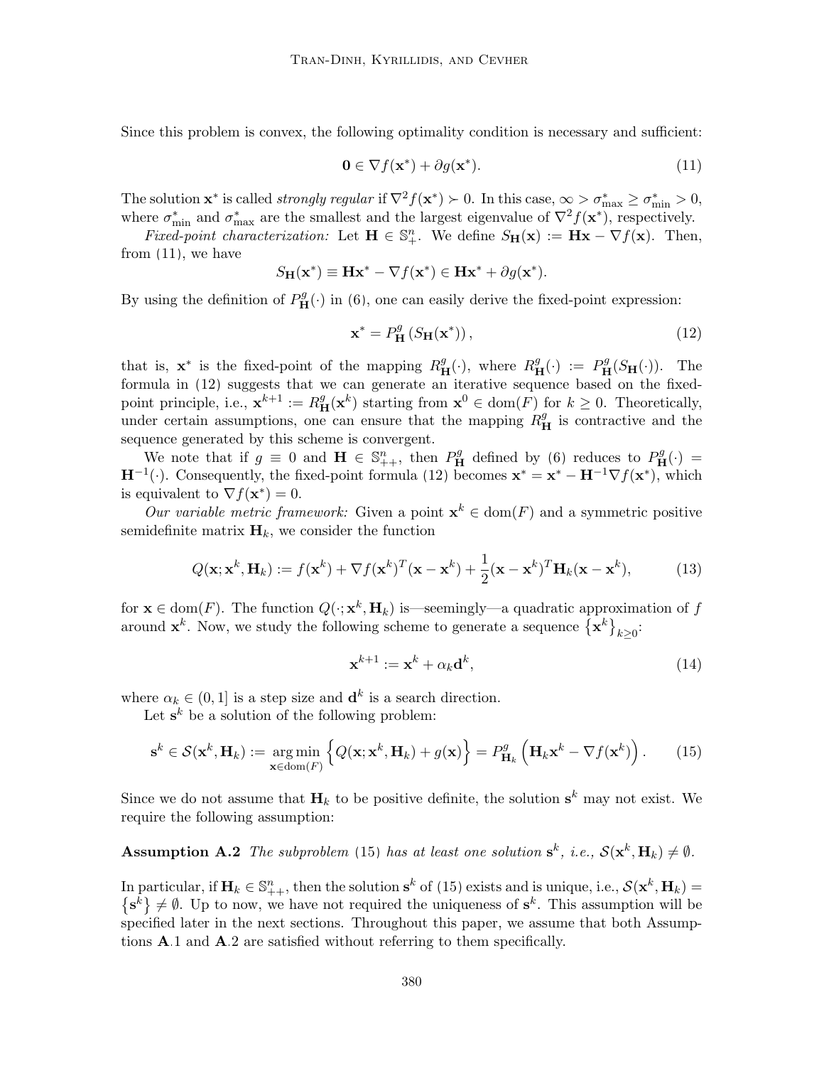Since this problem is convex, the following optimality condition is necessary and sufficient:

$$\mathbf{0} \in \nabla f(\mathbf{x}^*) + \partial g(\mathbf{x}^*). \tag{11}$$

The solution $\mathbf{x}^*$ is called *strongly regular* if $\nabla^2 f(\mathbf{x}^*) \succ 0$. In this case, $\infty > \sigma^*_{\max} \geq \sigma^*_{\min} > 0$, where $\sigma^*_{\min}$ and $\sigma^*_{\max}$ are the smallest and the largest eigenvalue of $\nabla^2 f(\mathbf{x}^*)$, respectively.

*Fixed-point characterization:* Let $\mathbf{H} \in \mathbb{S}^n_+$. We define $S_{\mathbf{H}}(\mathbf{x}) := \mathbf{H}\mathbf{x} - \nabla f(\mathbf{x})$. Then, from (11), we have

$$S_{\mathbf{H}}(\mathbf{x}^*) \equiv \mathbf{H}\mathbf{x}^* - \nabla f(\mathbf{x}^*) \in \mathbf{H}\mathbf{x}^* + \partial g(\mathbf{x}^*).$$

By using the definition of $P^g_{\mathbf{H}}(\cdot)$ in (6), one can easily derive the fixed-point expression:

$$\mathbf{x}^* = P^g_{\mathbf{H}}\left(S_{\mathbf{H}}(\mathbf{x}^*)\right), \tag{12}$$

that is, $\mathbf{x}^*$ is the fixed-point of the mapping $R^g_{\mathbf{H}}(\cdot)$, where $R^g_{\mathbf{H}}(\cdot) := P^g_{\mathbf{H}}(S_{\mathbf{H}}(\cdot))$. The formula in (12) suggests that we can generate an iterative sequence based on the fixed-point principle, i.e., $\mathbf{x}^{k+1} := R^g_{\mathbf{H}}(\mathbf{x}^k)$ starting from $\mathbf{x}^0 \in \mathrm{dom}(F)$ for $k \geq 0$. Theoretically, under certain assumptions, one can ensure that the mapping $R^g_{\mathbf{H}}$ is contractive and the sequence generated by this scheme is convergent.

We note that if $g \equiv 0$ and $\mathbf{H} \in \mathbb{S}^n_{++}$, then $P^g_{\mathbf{H}}$ defined by (6) reduces to $P^g_{\mathbf{H}}(\cdot) = \mathbf{H}^{-1}(\cdot)$. Consequently, the fixed-point formula (12) becomes $\mathbf{x}^* = \mathbf{x}^* - \mathbf{H}^{-1}\nabla f(\mathbf{x}^*)$, which is equivalent to $\nabla f(\mathbf{x}^*) = 0$.

*Our variable metric framework:* Given a point $\mathbf{x}^k \in \mathrm{dom}(F)$ and a symmetric positive semidefinite matrix $\mathbf{H}_k$, we consider the function

$$Q(\mathbf{x}; \mathbf{x}^k, \mathbf{H}_k) := f(\mathbf{x}^k) + \nabla f(\mathbf{x}^k)^T(\mathbf{x} - \mathbf{x}^k) + \frac{1}{2}(\mathbf{x} - \mathbf{x}^k)^T\mathbf{H}_k(\mathbf{x} - \mathbf{x}^k), \tag{13}$$

for $\mathbf{x} \in \mathrm{dom}(F)$. The function $Q(\cdot; \mathbf{x}^k, \mathbf{H}_k)$ is—seemingly—a quadratic approximation of $f$ around $\mathbf{x}^k$. Now, we study the following scheme to generate a sequence $\left\{\mathbf{x}^k\right\}_{k\geq 0}$:

$$\mathbf{x}^{k+1} := \mathbf{x}^k + \alpha_k \mathbf{d}^k, \tag{14}$$

where $\alpha_k \in (0, 1]$ is a step size and $\mathbf{d}^k$ is a search direction.

Let $\mathbf{s}^k$ be a solution of the following problem:

$$\mathbf{s}^k \in \mathcal{S}(\mathbf{x}^k, \mathbf{H}_k) := \underset{\mathbf{x}\in\mathrm{dom}(F)}{\arg\min}\left\{Q(\mathbf{x}; \mathbf{x}^k, \mathbf{H}_k) + g(\mathbf{x})\right\} = P^g_{\mathbf{H}_k}\left(\mathbf{H}_k\mathbf{x}^k - \nabla f(\mathbf{x}^k)\right). \tag{15}$$

Since we do not assume that $\mathbf{H}_k$ to be positive definite, the solution $\mathbf{s}^k$ may not exist. We require the following assumption:

**Assumption A.2** *The subproblem* (15) *has at least one solution* $\mathbf{s}^k$*, i.e.,* $\mathcal{S}(\mathbf{x}^k, \mathbf{H}_k) \neq \emptyset$.

In particular, if $\mathbf{H}_k \in \mathbb{S}^n_{++}$, then the solution $\mathbf{s}^k$ of (15) exists and is unique, i.e., $\mathcal{S}(\mathbf{x}^k, \mathbf{H}_k) = \left\{\mathbf{s}^k\right\} \neq \emptyset$. Up to now, we have not required the uniqueness of $\mathbf{s}^k$. This assumption will be specified later in the next sections. Throughout this paper, we assume that both Assumptions **A**.1 and **A**.2 are satisfied without referring to them specifically.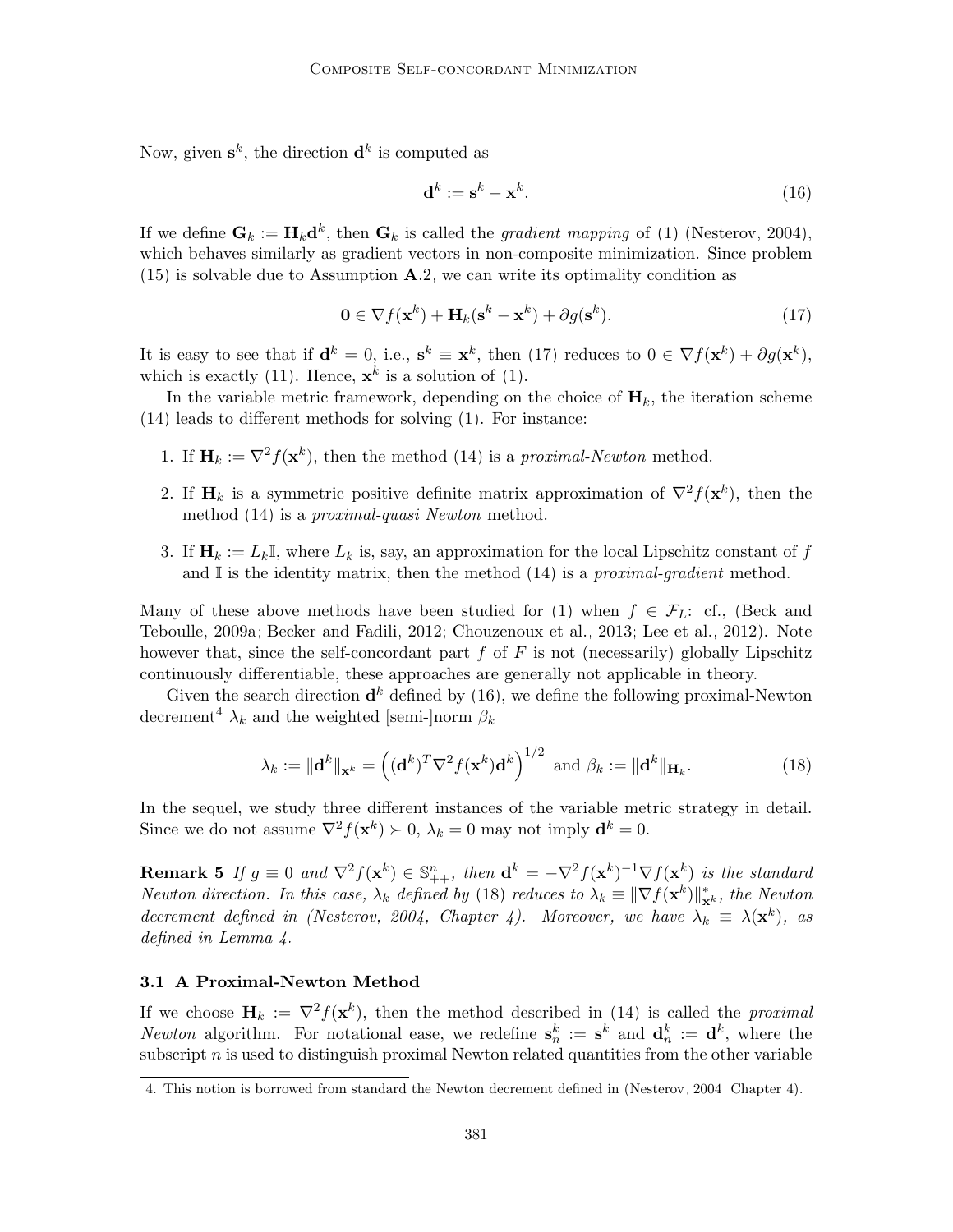Now, given $\mathbf{s}^k$, the direction $\mathbf{d}^k$ is computed as

$$
\mathbf{d}^k := \mathbf{s}^k - \mathbf{x}^k. \tag{16}
$$

If we define $\mathbf{G}_k := \mathbf{H}_k \mathbf{d}^k$, then $\mathbf{G}_k$ is called the *gradient mapping* of (1) (Nesterov, 2004), which behaves similarly as gradient vectors in non-composite minimization. Since problem (15) is solvable due to Assumption **A**.2, we can write its optimality condition as

$$
\mathbf{0} \in \nabla f(\mathbf{x}^k) + \mathbf{H}_k(\mathbf{s}^k - \mathbf{x}^k) + \partial g(\mathbf{s}^k). \tag{17}
$$

It is easy to see that if $\mathbf{d}^k = 0$, i.e., $\mathbf{s}^k \equiv \mathbf{x}^k$, then (17) reduces to $0 \in \nabla f(\mathbf{x}^k) + \partial g(\mathbf{x}^k)$, which is exactly (11). Hence, $\mathbf{x}^k$ is a solution of (1).

In the variable metric framework, depending on the choice of $\mathbf{H}_k$, the iteration scheme (14) leads to different methods for solving (1). For instance:

1. If $\mathbf{H}_k := \nabla^2 f(\mathbf{x}^k)$, then the method (14) is a *proximal-Newton* method.
2. If $\mathbf{H}_k$ is a symmetric positive definite matrix approximation of $\nabla^2 f(\mathbf{x}^k)$, then the method (14) is a *proximal-quasi Newton* method.
3. If $\mathbf{H}_k := L_k \mathbb{I}$, where $L_k$ is, say, an approximation for the local Lipschitz constant of $f$ and $\mathbb{I}$ is the identity matrix, then the method (14) is a *proximal-gradient* method.

Many of these above methods have been studied for (1) when $f \in \mathcal{F}_L$: cf., (Beck and Teboulle, 2009a; Becker and Fadili, 2012; Chouzenoux et al., 2013; Lee et al., 2012). Note however that, since the self-concordant part $f$ of $F$ is not (necessarily) globally Lipschitz continuously differentiable, these approaches are generally not applicable in theory.

Given the search direction $\mathbf{d}^k$ defined by (16), we define the following proximal-Newton decrement[4] $\lambda_k$ and the weighted [semi-]norm $\beta_k$

$$
\lambda_k := \|\mathbf{d}^k\|_{\mathbf{x}^k} = \left( (\mathbf{d}^k)^T \nabla^2 f(\mathbf{x}^k) \mathbf{d}^k \right)^{1/2} \text{ and } \beta_k := \|\mathbf{d}^k\|_{\mathbf{H}_k}. \tag{18}
$$

In the sequel, we study three different instances of the variable metric strategy in detail. Since we do not assume $\nabla^2 f(\mathbf{x}^k) \succ 0$, $\lambda_k = 0$ may not imply $\mathbf{d}^k = 0$.

**Remark 5** *If $g \equiv 0$ and $\nabla^2 f(\mathbf{x}^k) \in \mathbb{S}^n_{++}$, then $\mathbf{d}^k = -\nabla^2 f(\mathbf{x}^k)^{-1} \nabla f(\mathbf{x}^k)$ is the standard Newton direction. In this case, $\lambda_k$ defined by (18) reduces to $\lambda_k \equiv \|\nabla f(\mathbf{x}^k)\|^*_{\mathbf{x}^k}$, the Newton decrement defined in (Nesterov, 2004, Chapter 4). Moreover, we have $\lambda_k \equiv \lambda(\mathbf{x}^k)$, as defined in Lemma 4.*

### 3.1 A Proximal-Newton Method

If we choose $\mathbf{H}_k := \nabla^2 f(\mathbf{x}^k)$, then the method described in (14) is called the *proximal Newton* algorithm. For notational ease, we redefine $\mathbf{s}^k_n := \mathbf{s}^k$ and $\mathbf{d}^k_n := \mathbf{d}^k$, where the subscript $n$ is used to distinguish proximal Newton related quantities from the other variable

[4] This notion is borrowed from standard the Newton decrement defined in (Nesterov, 2004 Chapter 4).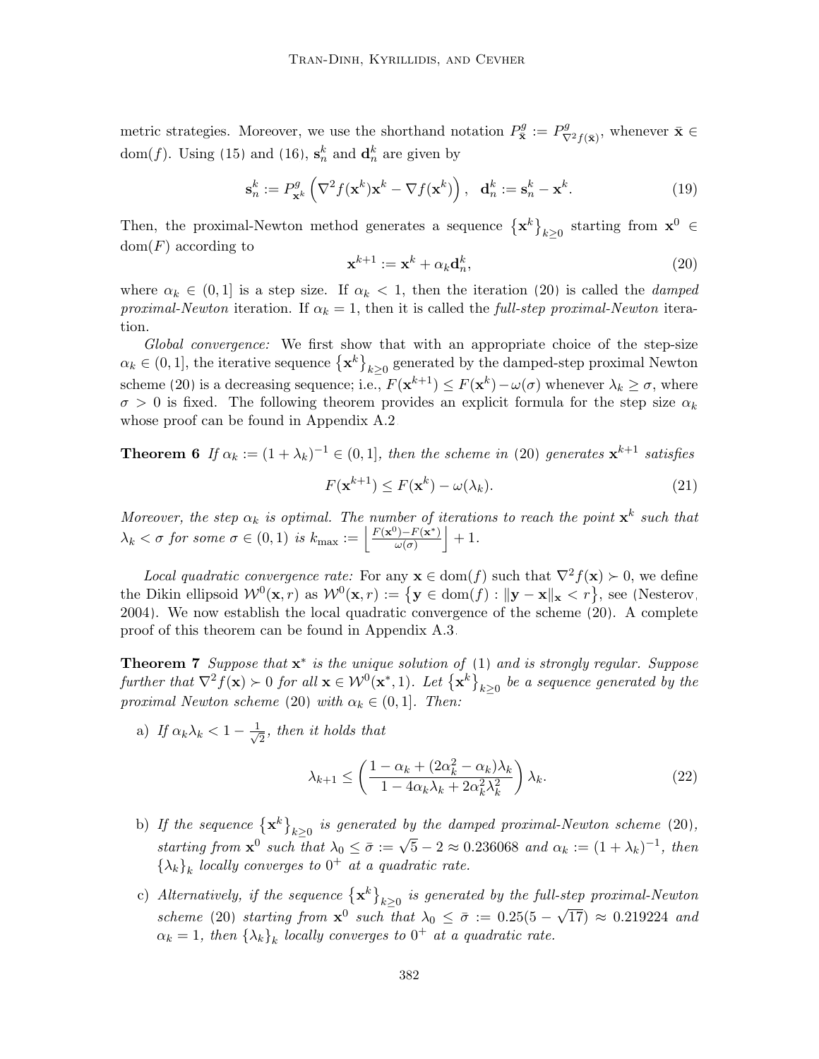metric strategies. Moreover, we use the shorthand notation $P^g_{\bar{\mathbf{x}}} := P^g_{\nabla^2 f(\bar{\mathbf{x}})}$, whenever $\bar{\mathbf{x}} \in \mathrm{dom}(f)$. Using (15) and (16), $\mathbf{s}^k_n$ and $\mathbf{d}^k_n$ are given by

$$
\mathbf{s}^k_n := P^g_{\mathbf{x}^k}\left(\nabla^2 f(\mathbf{x}^k)\mathbf{x}^k - \nabla f(\mathbf{x}^k)\right), \quad \mathbf{d}^k_n := \mathbf{s}^k_n - \mathbf{x}^k. \tag{19}
$$

Then, the proximal-Newton method generates a sequence $\left\{\mathbf{x}^k\right\}_{k\geq 0}$ starting from $\mathbf{x}^0 \in \mathrm{dom}(F)$ according to

$$
\mathbf{x}^{k+1} := \mathbf{x}^k + \alpha_k \mathbf{d}^k_n, \tag{20}
$$

where $\alpha_k \in (0, 1]$ is a step size. If $\alpha_k < 1$, then the iteration (20) is called the *damped proximal-Newton* iteration. If $\alpha_k = 1$, then it is called the *full-step proximal-Newton* iteration.

*Global convergence:* We first show that with an appropriate choice of the step-size $\alpha_k \in (0, 1]$, the iterative sequence $\left\{\mathbf{x}^k\right\}_{k\geq 0}$ generated by the damped-step proximal Newton scheme (20) is a decreasing sequence; i.e., $F(\mathbf{x}^{k+1}) \leq F(\mathbf{x}^k) - \omega(\sigma)$ whenever $\lambda_k \geq \sigma$, where $\sigma > 0$ is fixed. The following theorem provides an explicit formula for the step size $\alpha_k$ whose proof can be found in Appendix A.2.

**Theorem 6** *If $\alpha_k := (1 + \lambda_k)^{-1} \in (0, 1]$, then the scheme in* (20) *generates $\mathbf{x}^{k+1}$ satisfies*

$$
F(\mathbf{x}^{k+1}) \leq F(\mathbf{x}^k) - \omega(\lambda_k). \tag{21}
$$

*Moreover, the step $\alpha_k$ is optimal. The number of iterations to reach the point $\mathbf{x}^k$ such that $\lambda_k < \sigma$ for some $\sigma \in (0, 1)$ is $k_{\max} := \left\lfloor \frac{F(\mathbf{x}^0) - F(\mathbf{x}^*)}{\omega(\sigma)} \right\rfloor + 1$.*

*Local quadratic convergence rate:* For any $\mathbf{x} \in \mathrm{dom}(f)$ such that $\nabla^2 f(\mathbf{x}) \succ 0$, we define the Dikin ellipsoid $\mathcal{W}^0(\mathbf{x}, r)$ as $\mathcal{W}^0(\mathbf{x}, r) := \left\{\mathbf{y} \in \mathrm{dom}(f) : \|\mathbf{y} - \mathbf{x}\|_{\mathbf{x}} < r\right\}$, see (Nesterov, 2004). We now establish the local quadratic convergence of the scheme (20). A complete proof of this theorem can be found in Appendix A.3.

**Theorem 7** *Suppose that $\mathbf{x}^*$ is the unique solution of* (1) *and is strongly regular. Suppose further that $\nabla^2 f(\mathbf{x}) \succ 0$ for all $\mathbf{x} \in \mathcal{W}^0(\mathbf{x}^*, 1)$. Let $\left\{\mathbf{x}^k\right\}_{k\geq 0}$ be a sequence generated by the proximal Newton scheme* (20) *with $\alpha_k \in (0, 1]$. Then:*

a) *If $\alpha_k \lambda_k < 1 - \frac{1}{\sqrt{2}}$, then it holds that*

$$
\lambda_{k+1} \leq \left(\frac{1 - \alpha_k + (2\alpha_k^2 - \alpha_k)\lambda_k}{1 - 4\alpha_k\lambda_k + 2\alpha_k^2\lambda_k^2}\right)\lambda_k. \tag{22}
$$

b) *If the sequence $\left\{\mathbf{x}^k\right\}_{k\geq 0}$ is generated by the damped proximal-Newton scheme* (20)*, starting from $\mathbf{x}^0$ such that $\lambda_0 \leq \bar{\sigma} := \sqrt{5} - 2 \approx 0.236068$ and $\alpha_k := (1 + \lambda_k)^{-1}$, then $\left\{\lambda_k\right\}_k$ locally converges to $0^+$ at a quadratic rate.*

c) *Alternatively, if the sequence $\left\{\mathbf{x}^k\right\}_{k\geq 0}$ is generated by the full-step proximal-Newton scheme* (20) *starting from $\mathbf{x}^0$ such that $\lambda_0 \leq \bar{\sigma} := 0.25(5 - \sqrt{17}) \approx 0.219224$ and $\alpha_k = 1$, then $\left\{\lambda_k\right\}_k$ locally converges to $0^+$ at a quadratic rate.*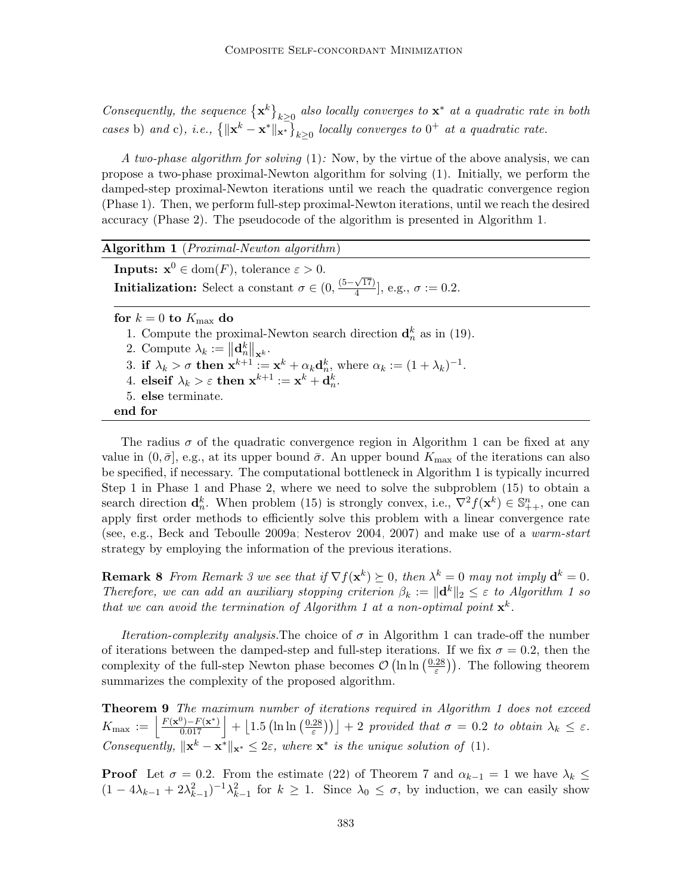*Consequently, the sequence $\{\mathbf{x}^k\}_{k\geq 0}$ also locally converges to $\mathbf{x}^*$ at a quadratic rate in both cases* b) *and* c)*, i.e., $\{\|\mathbf{x}^k - \mathbf{x}^*\|_{\mathbf{x}^*}\}_{k\geq 0}$ locally converges to $0^+$ at a quadratic rate.*

*A two-phase algorithm for solving* (1)*:* Now, by the virtue of the above analysis, we can propose a two-phase proximal-Newton algorithm for solving (1). Initially, we perform the damped-step proximal-Newton iterations until we reach the quadratic convergence region (Phase 1). Then, we perform full-step proximal-Newton iterations, until we reach the desired accuracy (Phase 2). The pseudocode of the algorithm is presented in Algorithm 1.

---

**Algorithm 1** (*Proximal-Newton algorithm*)

---

**Inputs:** $\mathbf{x}^0 \in \mathrm{dom}(F)$, tolerance $\varepsilon > 0$.
**Initialization:** Select a constant $\sigma \in (0, \frac{(5-\sqrt{17})}{4}]$, e.g., $\sigma := 0.2$.

---

**for** $k = 0$ **to** $K_{\max}$ **do**

1. Compute the proximal-Newton search direction $\mathbf{d}_n^k$ as in (19).
2. Compute $\lambda_k := \|\mathbf{d}_n^k\|_{\mathbf{x}^k}$.
3. **if** $\lambda_k > \sigma$ **then** $\mathbf{x}^{k+1} := \mathbf{x}^k + \alpha_k \mathbf{d}_n^k$, where $\alpha_k := (1+\lambda_k)^{-1}$.
4. **elseif** $\lambda_k > \varepsilon$ **then** $\mathbf{x}^{k+1} := \mathbf{x}^k + \mathbf{d}_n^k$.
5. **else** terminate.

**end for**

---

The radius $\sigma$ of the quadratic convergence region in Algorithm 1 can be fixed at any value in $(0, \bar{\sigma}]$, e.g., at its upper bound $\bar{\sigma}$. An upper bound $K_{\max}$ of the iterations can also be specified, if necessary. The computational bottleneck in Algorithm 1 is typically incurred Step 1 in Phase 1 and Phase 2, where we need to solve the subproblem (15) to obtain a search direction $\mathbf{d}_n^k$. When problem (15) is strongly convex, i.e., $\nabla^2 f(\mathbf{x}^k) \in \mathbb{S}^n_{++}$, one can apply first order methods to efficiently solve this problem with a linear convergence rate (see, e.g., Beck and Teboulle 2009a; Nesterov 2004, 2007) and make use of a *warm-start* strategy by employing the information of the previous iterations.

**Remark 8** *From Remark 3 we see that if $\nabla f(\mathbf{x}^k) \succeq 0$, then $\lambda^k = 0$ may not imply $\mathbf{d}^k = 0$. Therefore, we can add an auxiliary stopping criterion $\beta_k := \|\mathbf{d}^k\|_2 \leq \varepsilon$ to Algorithm 1 so that we can avoid the termination of Algorithm 1 at a non-optimal point $\mathbf{x}^k$.*

*Iteration-complexity analysis.*The choice of $\sigma$ in Algorithm 1 can trade-off the number of iterations between the damped-step and full-step iterations. If we fix $\sigma = 0.2$, then the complexity of the full-step Newton phase becomes $\mathcal{O}\left(\ln\ln\left(\frac{0.28}{\varepsilon}\right)\right)$. The following theorem summarizes the complexity of the proposed algorithm.

**Theorem 9** *The maximum number of iterations required in Algorithm 1 does not exceed $K_{\max} := \left\lfloor \frac{F(\mathbf{x}^0)-F(\mathbf{x}^*)}{0.017} \right\rfloor + \left\lfloor 1.5\left(\ln\ln\left(\frac{0.28}{\varepsilon}\right)\right)\right\rfloor + 2$ provided that $\sigma = 0.2$ to obtain $\lambda_k \leq \varepsilon$. Consequently, $\|\mathbf{x}^k - \mathbf{x}^*\|_{\mathbf{x}^*} \leq 2\varepsilon$, where $\mathbf{x}^*$ is the unique solution of* (1)*.*

**Proof** Let $\sigma = 0.2$. From the estimate (22) of Theorem 7 and $\alpha_{k-1} = 1$ we have $\lambda_k \leq (1 - 4\lambda_{k-1} + 2\lambda_{k-1}^2)^{-1}\lambda_{k-1}^2$ for $k \geq 1$. Since $\lambda_0 \leq \sigma$, by induction, we can easily show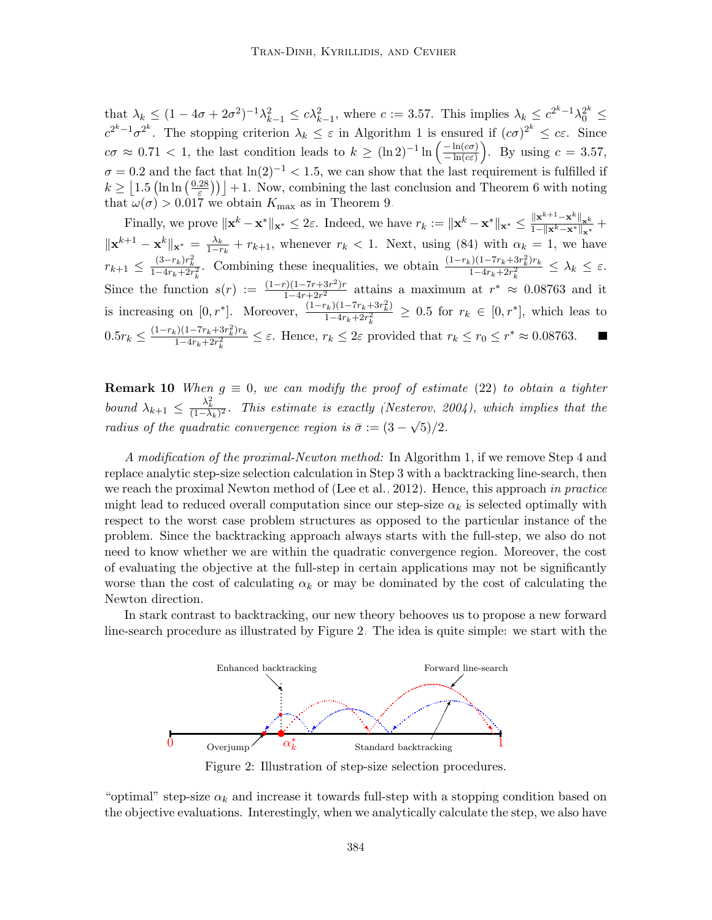that $\lambda_k \leq (1-4\sigma+2\sigma^2)^{-1}\lambda_{k-1}^2 \leq c\lambda_{k-1}^2$, where $c := 3.57$. This implies $\lambda_k \leq c^{2^k-1}\lambda_0^{2^k} \leq c^{2^k-1}\sigma^{2^k}$. The stopping criterion $\lambda_k \leq \varepsilon$ in Algorithm 1 is ensured if $(c\sigma)^{2^k} \leq c\varepsilon$. Since $c\sigma \approx 0.71 < 1$, the last condition leads to $k \geq (\ln 2)^{-1}\ln\left(\frac{-\ln(c\sigma)}{-\ln(c\varepsilon)}\right)$. By using $c = 3.57$, $\sigma = 0.2$ and the fact that $\ln(2)^{-1} < 1.5$, we can show that the last requirement is fulfilled if $k \geq \left\lfloor 1.5\left(\ln\ln\left(\frac{0.28}{\varepsilon}\right)\right)\right\rfloor + 1$. Now, combining the last conclusion and Theorem 6 with noting that $\omega(\sigma) > 0.017$ we obtain $K_{\max}$ as in Theorem 9.

Finally, we prove $\|\mathbf{x}^k - \mathbf{x}^*\|_{\mathbf{x}^*} \leq 2\varepsilon$. Indeed, we have $r_k := \|\mathbf{x}^k - \mathbf{x}^*\|_{\mathbf{x}^*} \leq \frac{\|\mathbf{x}^{k+1}-\mathbf{x}^k\|_{\mathbf{x}^k}}{1-\|\mathbf{x}^k-\mathbf{x}^*\|_{\mathbf{x}^*}} + \|\mathbf{x}^{k+1} - \mathbf{x}^k\|_{\mathbf{x}^*} = \frac{\lambda_k}{1-r_k} + r_{k+1}$, whenever $r_k < 1$. Next, using (84) with $\alpha_k = 1$, we have $r_{k+1} \leq \frac{(3-r_k)r_k^2}{1-4r_k+2r_k^2}$. Combining these inequalities, we obtain $\frac{(1-r_k)(1-7r_k+3r_k^2)r_k}{1-4r_k+2r_k^2} \leq \lambda_k \leq \varepsilon$. Since the function $s(r) := \frac{(1-r)(1-7r+3r^2)r}{1-4r+2r^2}$ attains a maximum at $r^* \approx 0.08763$ and it is increasing on $[0, r^*]$. Moreover, $\frac{(1-r_k)(1-7r_k+3r_k^2)}{1-4r_k+2r_k^2} \geq 0.5$ for $r_k \in [0, r^*]$, which leas to $0.5r_k \leq \frac{(1-r_k)(1-7r_k+3r_k^2)r_k}{1-4r_k+2r_k^2} \leq \varepsilon$. Hence, $r_k \leq 2\varepsilon$ provided that $r_k \leq r_0 \leq r^* \approx 0.08763$. ∎

**Remark 10** *When $g \equiv 0$, we can modify the proof of estimate (22) to obtain a tighter bound $\lambda_{k+1} \leq \frac{\lambda_k^2}{(1-\lambda_k)^2}$. This estimate is exactly (Nesterov, 2004), which implies that the radius of the quadratic convergence region is $\bar{\sigma} := (3-\sqrt{5})/2$.*

*A modification of the proximal-Newton method:* In Algorithm 1, if we remove Step 4 and replace analytic step-size selection calculation in Step 3 with a backtracking line-search, then we reach the proximal Newton method of (Lee et al., 2012). Hence, this approach *in practice* might lead to reduced overall computation since our step-size $\alpha_k$ is selected optimally with respect to the worst case problem structures as opposed to the particular instance of the problem. Since the backtracking approach always starts with the full-step, we also do not need to know whether we are within the quadratic convergence region. Moreover, the cost of evaluating the objective at the full-step in certain applications may not be significantly worse than the cost of calculating $\alpha_k$ or may be dominated by the cost of calculating the Newton direction.

In stark contrast to backtracking, our new theory behooves us to propose a new forward line-search procedure as illustrated by Figure 2. The idea is quite simple: we start with the

Figure 2: Illustration of step-size selection procedures.

"optimal" step-size $\alpha_k$ and increase it towards full-step with a stopping condition based on the objective evaluations. Interestingly, when we analytically calculate the step, we also have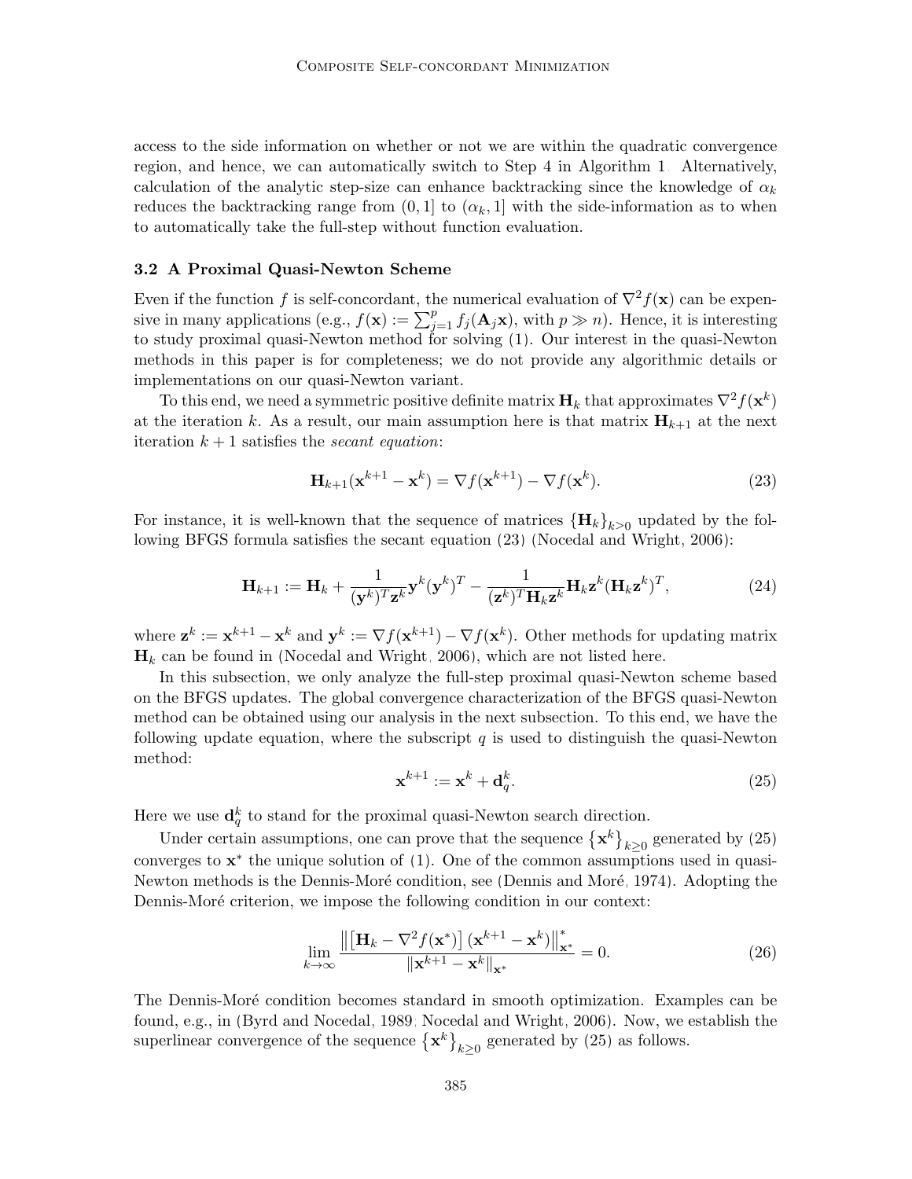access to the side information on whether or not we are within the quadratic convergence region, and hence, we can automatically switch to Step 4 in Algorithm 1. Alternatively, calculation of the analytic step-size can enhance backtracking since the knowledge of $\alpha_k$ reduces the backtracking range from $(0, 1]$ to $(\alpha_k, 1]$ with the side-information as to when to automatically take the full-step without function evaluation.

### 3.2 A Proximal Quasi-Newton Scheme

Even if the function $f$ is self-concordant, the numerical evaluation of $\nabla^2 f(\mathbf{x})$ can be expensive in many applications (e.g., $f(\mathbf{x}) := \sum_{j=1}^{p} f_j(\mathbf{A}_j\mathbf{x})$, with $p \gg n$). Hence, it is interesting to study proximal quasi-Newton method for solving (1). Our interest in the quasi-Newton methods in this paper is for completeness; we do not provide any algorithmic details or implementations on our quasi-Newton variant.

To this end, we need a symmetric positive definite matrix $\mathbf{H}_k$ that approximates $\nabla^2 f(\mathbf{x}^k)$ at the iteration $k$. As a result, our main assumption here is that matrix $\mathbf{H}_{k+1}$ at the next iteration $k+1$ satisfies the *secant equation*:

$$\mathbf{H}_{k+1}(\mathbf{x}^{k+1} - \mathbf{x}^k) = \nabla f(\mathbf{x}^{k+1}) - \nabla f(\mathbf{x}^k). \tag{23}$$

For instance, it is well-known that the sequence of matrices $\{\mathbf{H}_k\}_{k>0}$ updated by the following BFGS formula satisfies the secant equation (23) (Nocedal and Wright, 2006):

$$\mathbf{H}_{k+1} := \mathbf{H}_k + \frac{1}{(\mathbf{y}^k)^T\mathbf{z}^k}\mathbf{y}^k(\mathbf{y}^k)^T - \frac{1}{(\mathbf{z}^k)^T\mathbf{H}_k\mathbf{z}^k}\mathbf{H}_k\mathbf{z}^k(\mathbf{H}_k\mathbf{z}^k)^T, \tag{24}$$

where $\mathbf{z}^k := \mathbf{x}^{k+1} - \mathbf{x}^k$ and $\mathbf{y}^k := \nabla f(\mathbf{x}^{k+1}) - \nabla f(\mathbf{x}^k)$. Other methods for updating matrix $\mathbf{H}_k$ can be found in (Nocedal and Wright, 2006), which are not listed here.

In this subsection, we only analyze the full-step proximal quasi-Newton scheme based on the BFGS updates. The global convergence characterization of the BFGS quasi-Newton method can be obtained using our analysis in the next subsection. To this end, we have the following update equation, where the subscript $q$ is used to distinguish the quasi-Newton method:

$$\mathbf{x}^{k+1} := \mathbf{x}^k + \mathbf{d}_q^k. \tag{25}$$

Here we use $\mathbf{d}_q^k$ to stand for the proximal quasi-Newton search direction.

Under certain assumptions, one can prove that the sequence $\{\mathbf{x}^k\}_{k\geq 0}$ generated by (25) converges to $\mathbf{x}^*$ the unique solution of (1). One of the common assumptions used in quasi-Newton methods is the Dennis-Moré condition, see (Dennis and Moré, 1974). Adopting the Dennis-Moré criterion, we impose the following condition in our context:

$$\lim_{k\to\infty} \frac{\left\|\left[\mathbf{H}_k - \nabla^2 f(\mathbf{x}^*)\right](\mathbf{x}^{k+1} - \mathbf{x}^k)\right\|_{\mathbf{x}^*}^*}{\|\mathbf{x}^{k+1} - \mathbf{x}^k\|_{\mathbf{x}^*}} = 0. \tag{26}$$

The Dennis-Moré condition becomes standard in smooth optimization. Examples can be found, e.g., in (Byrd and Nocedal, 1989; Nocedal and Wright, 2006). Now, we establish the superlinear convergence of the sequence $\{\mathbf{x}^k\}_{k\geq 0}$ generated by (25) as follows.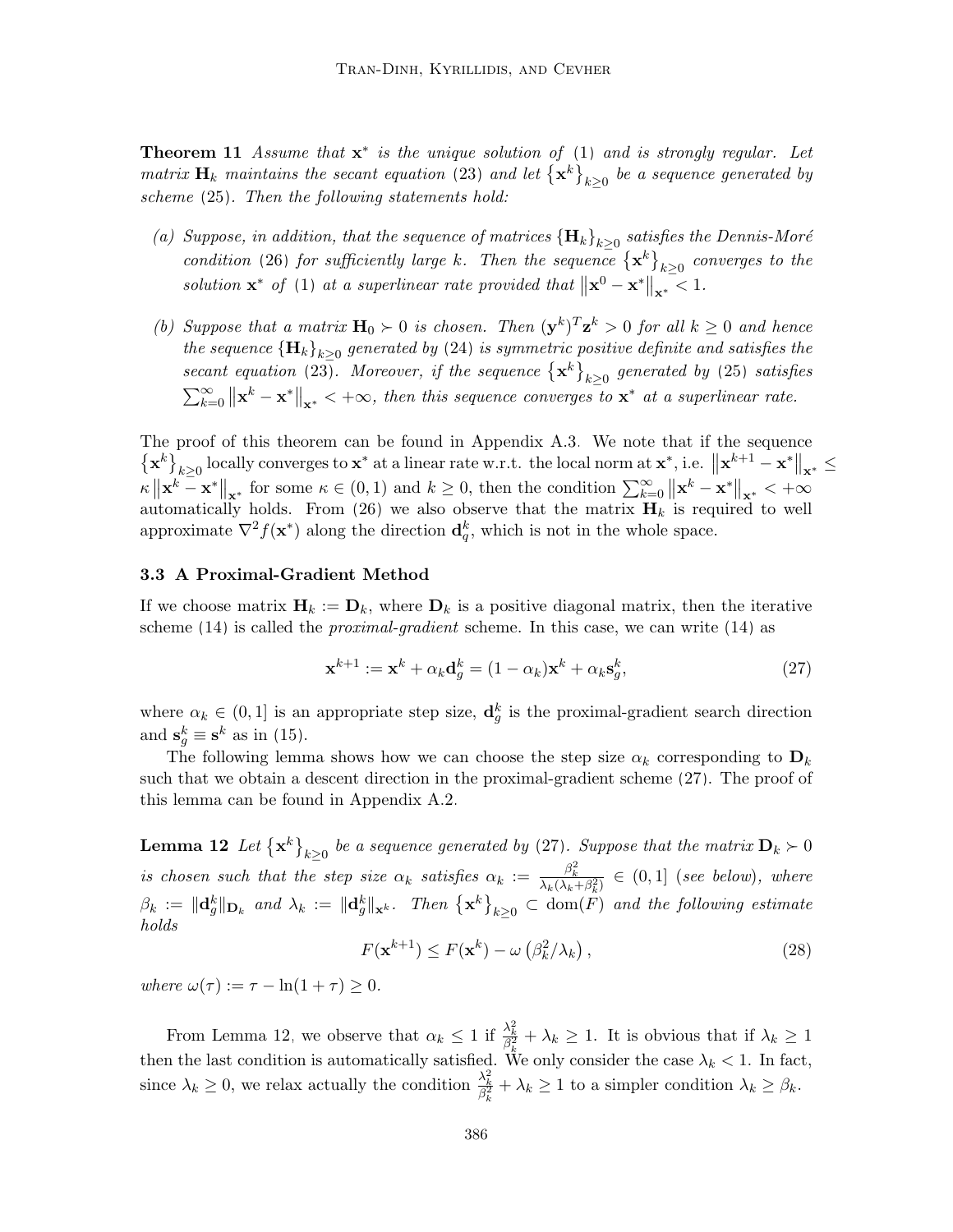**Theorem 11** *Assume that $\mathbf{x}^*$ is the unique solution of* (1) *and is strongly regular. Let matrix $\mathbf{H}_k$ maintains the secant equation* (23) *and let $\{\mathbf{x}^k\}_{k\geq 0}$ be a sequence generated by scheme* (25)*. Then the following statements hold:*

*(a) Suppose, in addition, that the sequence of matrices $\{\mathbf{H}_k\}_{k\geq 0}$ satisfies the Dennis-Moré condition* (26) *for sufficiently large $k$. Then the sequence $\{\mathbf{x}^k\}_{k\geq 0}$ converges to the solution $\mathbf{x}^*$ of* (1) *at a superlinear rate provided that $\|\mathbf{x}^0 - \mathbf{x}^*\|_{\mathbf{x}^*} < 1$.*

*(b) Suppose that a matrix $\mathbf{H}_0 \succ 0$ is chosen. Then $(\mathbf{y}^k)^T\mathbf{z}^k > 0$ for all $k \geq 0$ and hence the sequence $\{\mathbf{H}_k\}_{k\geq 0}$ generated by* (24) *is symmetric positive definite and satisfies the secant equation* (23)*. Moreover, if the sequence $\{\mathbf{x}^k\}_{k\geq 0}$ generated by* (25) *satisfies $\sum_{k=0}^{\infty}\|\mathbf{x}^k - \mathbf{x}^*\|_{\mathbf{x}^*} < +\infty$, then this sequence converges to $\mathbf{x}^*$ at a superlinear rate.*

The proof of this theorem can be found in Appendix A.3. We note that if the sequence $\{\mathbf{x}^k\}_{k\geq 0}$ locally converges to $\mathbf{x}^*$ at a linear rate w.r.t. the local norm at $\mathbf{x}^*$, i.e. $\|\mathbf{x}^{k+1} - \mathbf{x}^*\|_{\mathbf{x}^*} \leq \kappa\|\mathbf{x}^k - \mathbf{x}^*\|_{\mathbf{x}^*}$ for some $\kappa \in (0,1)$ and $k \geq 0$, then the condition $\sum_{k=0}^{\infty}\|\mathbf{x}^k - \mathbf{x}^*\|_{\mathbf{x}^*} < +\infty$ automatically holds. From (26) we also observe that the matrix $\mathbf{H}_k$ is required to well approximate $\nabla^2 f(\mathbf{x}^*)$ along the direction $\mathbf{d}_q^k$, which is not in the whole space.

### 3.3 A Proximal-Gradient Method

If we choose matrix $\mathbf{H}_k := \mathbf{D}_k$, where $\mathbf{D}_k$ is a positive diagonal matrix, then the iterative scheme (14) is called the *proximal-gradient* scheme. In this case, we can write (14) as

$$\mathbf{x}^{k+1} := \mathbf{x}^k + \alpha_k \mathbf{d}_g^k = (1-\alpha_k)\mathbf{x}^k + \alpha_k \mathbf{s}_g^k, \tag{27}$$

where $\alpha_k \in (0,1]$ is an appropriate step size, $\mathbf{d}_g^k$ is the proximal-gradient search direction and $\mathbf{s}_g^k \equiv \mathbf{s}^k$ as in (15).

The following lemma shows how we can choose the step size $\alpha_k$ corresponding to $\mathbf{D}_k$ such that we obtain a descent direction in the proximal-gradient scheme (27). The proof of this lemma can be found in Appendix A.2.

**Lemma 12** *Let $\{\mathbf{x}^k\}_{k\geq 0}$ be a sequence generated by* (27)*. Suppose that the matrix $\mathbf{D}_k \succ 0$ is chosen such that the step size $\alpha_k$ satisfies $\alpha_k := \frac{\beta_k^2}{\lambda_k(\lambda_k+\beta_k^2)} \in (0,1]$ (see below), where $\beta_k := \|\mathbf{d}_g^k\|_{\mathbf{D}_k}$ and $\lambda_k := \|\mathbf{d}_g^k\|_{\mathbf{x}^k}$. Then $\{\mathbf{x}^k\}_{k\geq 0} \subset \mathrm{dom}(F)$ and the following estimate holds*

$$F(\mathbf{x}^{k+1}) \leq F(\mathbf{x}^k) - \omega\left(\beta_k^2/\lambda_k\right), \tag{28}$$

*where $\omega(\tau) := \tau - \ln(1+\tau) \geq 0$.*

From Lemma 12, we observe that $\alpha_k \leq 1$ if $\frac{\lambda_k^2}{\beta_k^2} + \lambda_k \geq 1$. It is obvious that if $\lambda_k \geq 1$ then the last condition is automatically satisfied. We only consider the case $\lambda_k < 1$. In fact, since $\lambda_k \geq 0$, we relax actually the condition $\frac{\lambda_k^2}{\beta_k^2} + \lambda_k \geq 1$ to a simpler condition $\lambda_k \geq \beta_k$.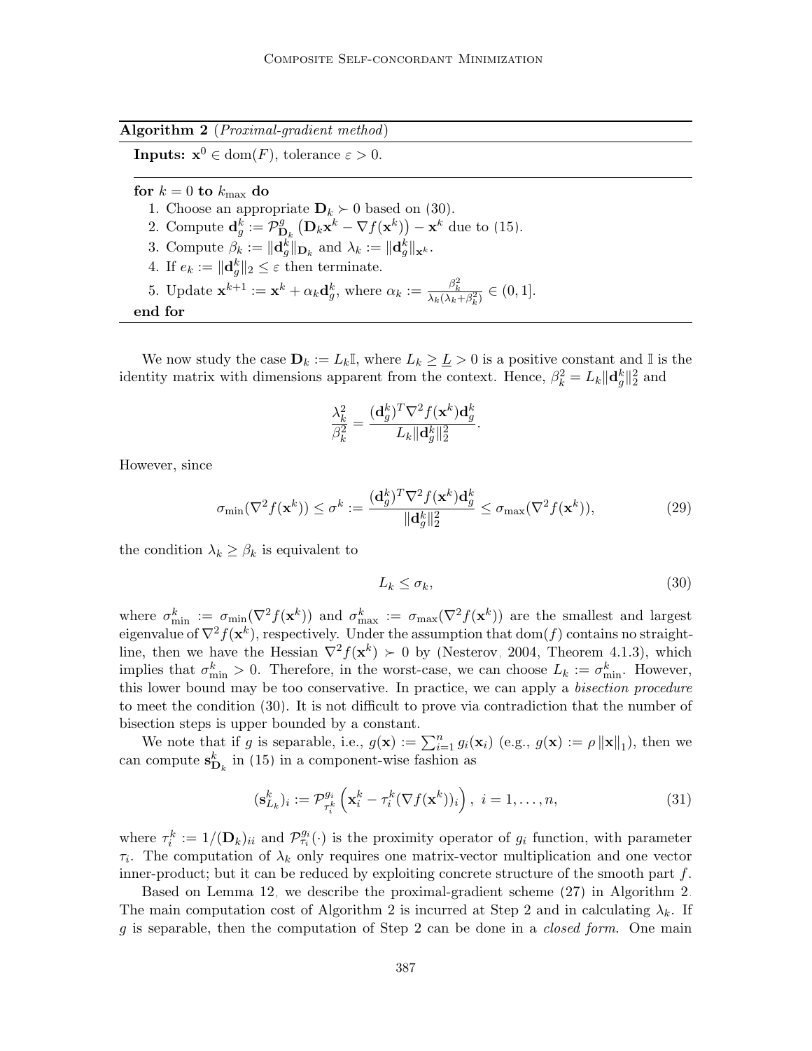**Algorithm 2** (*Proximal-gradient method*)

**Inputs:** $\mathbf{x}^0 \in \mathrm{dom}(F)$, tolerance $\varepsilon > 0$.

**for** $k = 0$ **to** $k_{\max}$ **do**

1. Choose an appropriate $\mathbf{D}_k \succ 0$ based on (30).
2. Compute $\mathbf{d}_g^k := \mathcal{P}^g_{\mathbf{D}_k}\left(\mathbf{D}_k\mathbf{x}^k - \nabla f(\mathbf{x}^k)\right) - \mathbf{x}^k$ due to (15).
3. Compute $\beta_k := \|\mathbf{d}_g^k\|_{\mathbf{D}_k}$ and $\lambda_k := \|\mathbf{d}_g^k\|_{\mathbf{x}^k}$.
4. If $e_k := \|\mathbf{d}_g^k\|_2 \leq \varepsilon$ then terminate.
5. Update $\mathbf{x}^{k+1} := \mathbf{x}^k + \alpha_k\mathbf{d}_g^k$, where $\alpha_k := \frac{\beta_k^2}{\lambda_k(\lambda_k+\beta_k^2)} \in (0, 1]$.

**end for**

We now study the case $\mathbf{D}_k := L_k\mathbb{I}$, where $L_k \geq \underline{L} > 0$ is a positive constant and $\mathbb{I}$ is the identity matrix with dimensions apparent from the context. Hence, $\beta_k^2 = L_k\|\mathbf{d}_g^k\|_2^2$ and

$$\frac{\lambda_k^2}{\beta_k^2} = \frac{(\mathbf{d}_g^k)^T\nabla^2 f(\mathbf{x}^k)\mathbf{d}_g^k}{L_k\|\mathbf{d}_g^k\|_2^2}.$$

However, since

$$\sigma_{\min}(\nabla^2 f(\mathbf{x}^k)) \leq \sigma^k := \frac{(\mathbf{d}_g^k)^T\nabla^2 f(\mathbf{x}^k)\mathbf{d}_g^k}{\|\mathbf{d}_g^k\|_2^2} \leq \sigma_{\max}(\nabla^2 f(\mathbf{x}^k)), \tag{29}$$

the condition $\lambda_k \geq \beta_k$ is equivalent to

$$L_k \leq \sigma_k, \tag{30}$$

where $\sigma_{\min}^k := \sigma_{\min}(\nabla^2 f(\mathbf{x}^k))$ and $\sigma_{\max}^k := \sigma_{\max}(\nabla^2 f(\mathbf{x}^k))$ are the smallest and largest eigenvalue of $\nabla^2 f(\mathbf{x}^k)$, respectively. Under the assumption that $\mathrm{dom}(f)$ contains no straight-line, then we have the Hessian $\nabla^2 f(\mathbf{x}^k) \succ 0$ by (Nesterov, 2004, Theorem 4.1.3), which implies that $\sigma_{\min}^k > 0$. Therefore, in the worst-case, we can choose $L_k := \sigma_{\min}^k$. However, this lower bound may be too conservative. In practice, we can apply a *bisection procedure* to meet the condition (30). It is not difficult to prove via contradiction that the number of bisection steps is upper bounded by a constant.

We note that if $g$ is separable, i.e., $g(\mathbf{x}) := \sum_{i=1}^n g_i(\mathbf{x}_i)$ (e.g., $g(\mathbf{x}) := \rho\|\mathbf{x}\|_1$), then we can compute $\mathbf{s}^k_{\mathbf{D}_k}$ in (15) in a component-wise fashion as

$$(\mathbf{s}^k_{L_k})_i := \mathcal{P}^{g_i}_{\tau_i^k}\left(\mathbf{x}_i^k - \tau_i^k(\nabla f(\mathbf{x}^k))_i\right),\ i = 1, \ldots, n, \tag{31}$$

where $\tau_i^k := 1/(\mathbf{D}_k)_{ii}$ and $\mathcal{P}^{g_i}_{\tau_i}(\cdot)$ is the proximity operator of $g_i$ function, with parameter $\tau_i$. The computation of $\lambda_k$ only requires one matrix-vector multiplication and one vector inner-product; but it can be reduced by exploiting concrete structure of the smooth part $f$.

Based on Lemma 12, we describe the proximal-gradient scheme (27) in Algorithm 2. The main computation cost of Algorithm 2 is incurred at Step 2 and in calculating $\lambda_k$. If $g$ is separable, then the computation of Step 2 can be done in a *closed form*. One main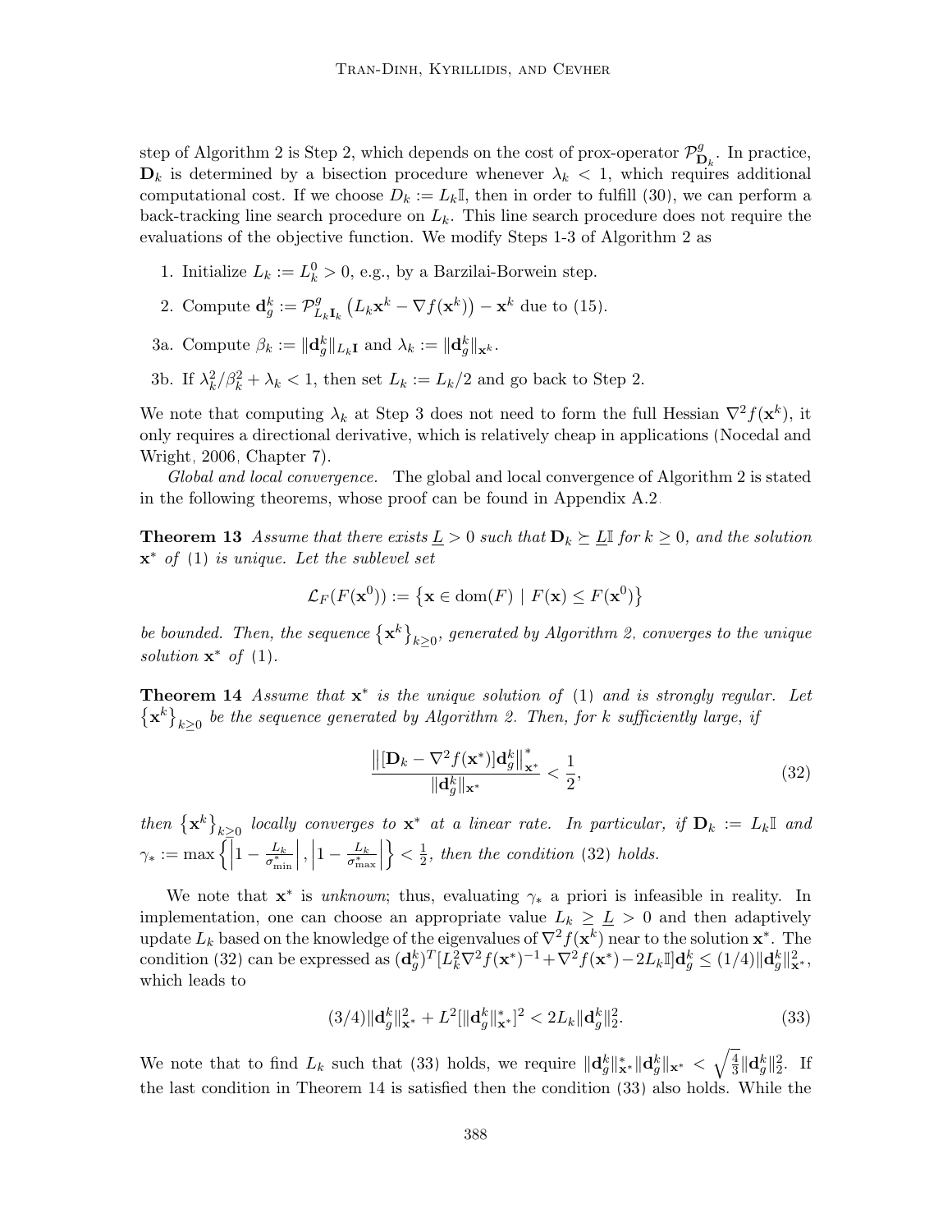step of Algorithm 2 is Step 2, which depends on the cost of prox-operator $\mathcal{P}^g_{\mathbf{D}_k}$. In practice, $\mathbf{D}_k$ is determined by a bisection procedure whenever $\lambda_k < 1$, which requires additional computational cost. If we choose $D_k := L_k\mathbb{I}$, then in order to fulfill (30), we can perform a back-tracking line search procedure on $L_k$. This line search procedure does not require the evaluations of the objective function. We modify Steps 1-3 of Algorithm 2 as

1. Initialize $L_k := L_k^0 > 0$, e.g., by a Barzilai-Borwein step.
2. Compute $\mathbf{d}_g^k := \mathcal{P}^g_{L_k\mathbf{I}_k}\left(L_k\mathbf{x}^k - \nabla f(\mathbf{x}^k)\right) - \mathbf{x}^k$ due to (15).

3a. Compute $\beta_k := \|\mathbf{d}_g^k\|_{L_k\mathbf{I}}$ and $\lambda_k := \|\mathbf{d}_g^k\|_{\mathbf{x}^k}$.

3b. If $\lambda_k^2/\beta_k^2 + \lambda_k < 1$, then set $L_k := L_k/2$ and go back to Step 2.

We note that computing $\lambda_k$ at Step 3 does not need to form the full Hessian $\nabla^2 f(\mathbf{x}^k)$, it only requires a directional derivative, which is relatively cheap in applications (Nocedal and Wright, 2006, Chapter 7).

*Global and local convergence.* The global and local convergence of Algorithm 2 is stated in the following theorems, whose proof can be found in Appendix A.2.

**Theorem 13** *Assume that there exists $\underline{L} > 0$ such that $\mathbf{D}_k \succeq \underline{L}\mathbb{I}$ for $k \geq 0$, and the solution $\mathbf{x}^*$ of (1) is unique. Let the sublevel set*

$$\mathcal{L}_F(F(\mathbf{x}^0)) := \left\{\mathbf{x} \in \mathrm{dom}(F) \mid F(\mathbf{x}) \leq F(\mathbf{x}^0)\right\}$$

*be bounded. Then, the sequence $\left\{\mathbf{x}^k\right\}_{k\geq 0}$, generated by Algorithm 2, converges to the unique solution $\mathbf{x}^*$ of (1).*

**Theorem 14** *Assume that $\mathbf{x}^*$ is the unique solution of (1) and is strongly regular. Let $\left\{\mathbf{x}^k\right\}_{k\geq 0}$ be the sequence generated by Algorithm 2. Then, for $k$ sufficiently large, if*

$$\frac{\left\|[\mathbf{D}_k - \nabla^2 f(\mathbf{x}^*)]\mathbf{d}_g^k\right\|^*_{\mathbf{x}^*}}{\|\mathbf{d}_g^k\|_{\mathbf{x}^*}} < \frac{1}{2}, \tag{32}$$

*then $\left\{\mathbf{x}^k\right\}_{k\geq 0}$ locally converges to $\mathbf{x}^*$ at a linear rate. In particular, if $\mathbf{D}_k := L_k\mathbb{I}$ and $\gamma_* := \max\left\{\left|1 - \frac{L_k}{\sigma^*_{\min}}\right|, \left|1 - \frac{L_k}{\sigma^*_{\max}}\right|\right\} < \frac{1}{2}$, then the condition (32) holds.*

We note that $\mathbf{x}^*$ is *unknown*; thus, evaluating $\gamma_*$ a priori is infeasible in reality. In implementation, one can choose an appropriate value $L_k \geq \underline{L} > 0$ and then adaptively update $L_k$ based on the knowledge of the eigenvalues of $\nabla^2 f(\mathbf{x}^k)$ near to the solution $\mathbf{x}^*$. The condition (32) can be expressed as $(\mathbf{d}_g^k)^T[L_k^2\nabla^2 f(\mathbf{x}^*)^{-1} + \nabla^2 f(\mathbf{x}^*) - 2L_k\mathbb{I}]\mathbf{d}_g^k \leq (1/4)\|\mathbf{d}_g^k\|^2_{\mathbf{x}^*}$, which leads to

$$(3/4)\|\mathbf{d}_g^k\|^2_{\mathbf{x}^*} + L^2[\|\mathbf{d}_g^k\|^*_{\mathbf{x}^*}]^2 < 2L_k\|\mathbf{d}_g^k\|_2^2. \tag{33}$$

We note that to find $L_k$ such that (33) holds, we require $\|\mathbf{d}_g^k\|^*_{\mathbf{x}^*}\|\mathbf{d}_g^k\|_{\mathbf{x}^*} < \sqrt{\frac{4}{3}}\|\mathbf{d}_g^k\|_2^2$. If the last condition in Theorem 14 is satisfied then the condition (33) also holds. While the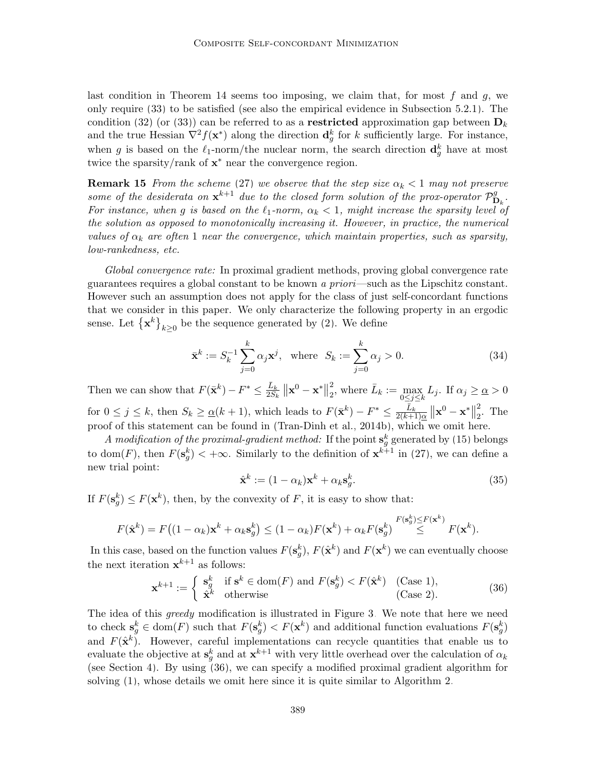last condition in Theorem 14 seems too imposing, we claim that, for most $f$ and $g$, we only require (33) to be satisfied (see also the empirical evidence in Subsection 5.2.1). The condition (32) (or (33)) can be referred to as a **restricted** approximation gap between $\mathbf{D}_k$ and the true Hessian $\nabla^2 f(\mathbf{x}^*)$ along the direction $\mathbf{d}_g^k$ for $k$ sufficiently large. For instance, when $g$ is based on the $\ell_1$-norm/the nuclear norm, the search direction $\mathbf{d}_g^k$ have at most twice the sparsity/rank of $\mathbf{x}^*$ near the convergence region.

**Remark 15** *From the scheme (27) we observe that the step size $\alpha_k < 1$ may not preserve some of the desiderata on $\mathbf{x}^{k+1}$ due to the closed form solution of the prox-operator $\mathcal{P}^g_{\mathbf{D}_k}$. For instance, when $g$ is based on the $\ell_1$-norm, $\alpha_k < 1$, might increase the sparsity level of the solution as opposed to monotonically increasing it. However, in practice, the numerical values of $\alpha_k$ are often 1 near the convergence, which maintain properties, such as sparsity, low-rankedness, etc.*

*Global convergence rate:* In proximal gradient methods, proving global convergence rate guarantees requires a global constant to be known *a priori*—such as the Lipschitz constant. However such an assumption does not apply for the class of just self-concordant functions that we consider in this paper. We only characterize the following property in an ergodic sense. Let $\{\mathbf{x}^k\}_{k\geq 0}$ be the sequence generated by (2). We define

$$\bar{\mathbf{x}}^k := S_k^{-1}\sum_{j=0}^{k}\alpha_j\mathbf{x}^j, \quad \text{where} \quad S_k := \sum_{j=0}^{k}\alpha_j > 0. \tag{34}$$

Then we can show that $F(\bar{\mathbf{x}}^k) - F^* \leq \frac{\bar{L}_k}{2S_k}\left\|\mathbf{x}^0 - \mathbf{x}^*\right\|_2^2$, where $\bar{L}_k := \max_{0\leq j\leq k} L_j$. If $\alpha_j \geq \underline{\alpha} > 0$ for $0 \leq j \leq k$, then $S_k \geq \underline{\alpha}(k+1)$, which leads to $F(\bar{\mathbf{x}}^k) - F^* \leq \frac{\bar{L}_k}{2(k+1)\underline{\alpha}}\left\|\mathbf{x}^0 - \mathbf{x}^*\right\|_2^2$. The proof of this statement can be found in (Tran-Dinh et al., 2014b), which we omit here.

*A modification of the proximal-gradient method:* If the point $\mathbf{s}_g^k$ generated by (15) belongs to $\mathrm{dom}(F)$, then $F(\mathbf{s}_g^k) < +\infty$. Similarly to the definition of $\mathbf{x}^{k+1}$ in (27), we can define a new trial point:

$$\hat{\mathbf{x}}^k := (1-\alpha_k)\mathbf{x}^k + \alpha_k\mathbf{s}_g^k. \tag{35}$$

If $F(\mathbf{s}_g^k) \leq F(\mathbf{x}^k)$, then, by the convexity of $F$, it is easy to show that:

$$F(\hat{\mathbf{x}}^k) = F\big((1-\alpha_k)\mathbf{x}^k + \alpha_k\mathbf{s}_g^k\big) \leq (1-\alpha_k)F(\mathbf{x}^k) + \alpha_k F(\mathbf{s}_g^k) \overset{F(\mathbf{s}_g^k)\leq F(\mathbf{x}^k)}{\leq} F(\mathbf{x}^k).$$

In this case, based on the function values $F(\mathbf{s}_g^k)$, $F(\hat{\mathbf{x}}^k)$ and $F(\mathbf{x}^k)$ we can eventually choose the next iteration $\mathbf{x}^{k+1}$ as follows:

$$\mathbf{x}^{k+1} := \begin{cases} \mathbf{s}_g^k & \text{if } \mathbf{s}^k \in \mathrm{dom}(F) \text{ and } F(\mathbf{s}_g^k) < F(\hat{\mathbf{x}}^k) \quad \text{(Case 1)}, \\ \hat{\mathbf{x}}^k & \text{otherwise} \quad \text{(Case 2)}. \end{cases} \tag{36}$$

The idea of this *greedy* modification is illustrated in Figure 3. We note that here we need to check $\mathbf{s}_g^k \in \mathrm{dom}(F)$ such that $F(\mathbf{s}_g^k) < F(\mathbf{x}^k)$ and additional function evaluations $F(\mathbf{s}_g^k)$ and $F(\hat{\mathbf{x}}^k)$. However, careful implementations can recycle quantities that enable us to evaluate the objective at $\mathbf{s}_g^k$ and at $\mathbf{x}^{k+1}$ with very little overhead over the calculation of $\alpha_k$ (see Section 4). By using (36), we can specify a modified proximal gradient algorithm for solving (1), whose details we omit here since it is quite similar to Algorithm 2.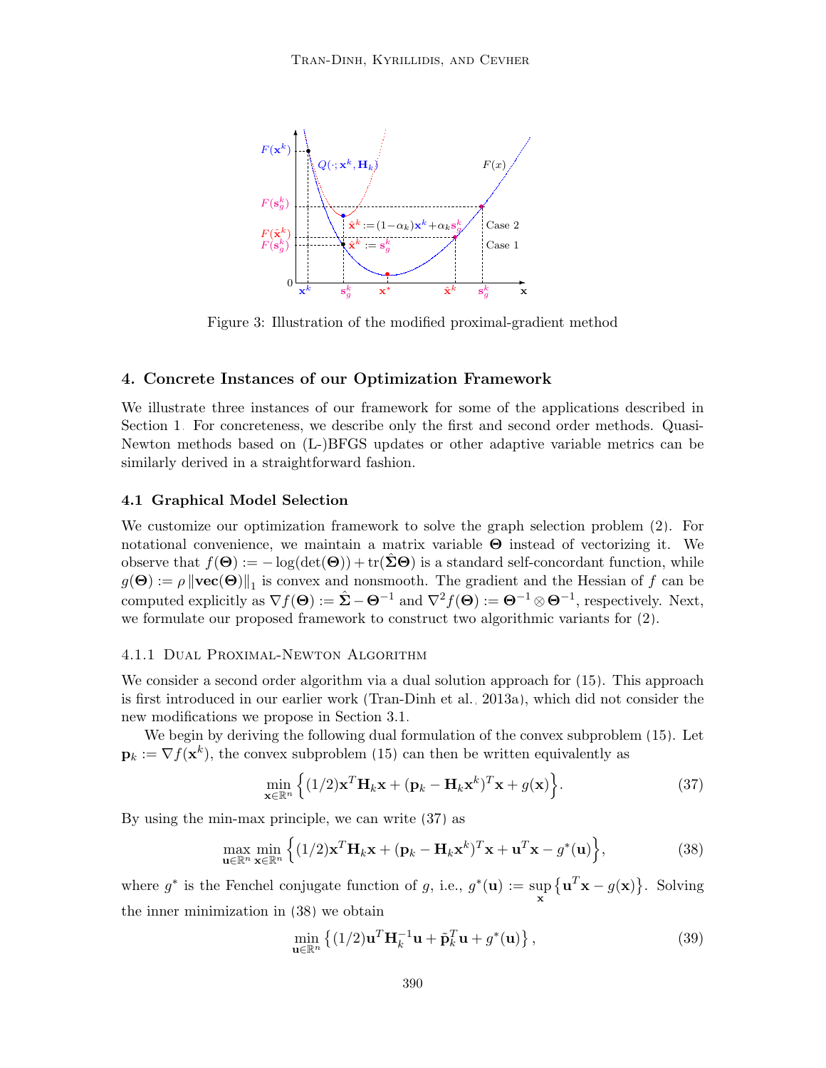Figure 3: Illustration of the modified proximal-gradient method

## 4. Concrete Instances of our Optimization Framework

We illustrate three instances of our framework for some of the applications described in Section 1. For concreteness, we describe only the first and second order methods. Quasi-Newton methods based on (L-)BFGS updates or other adaptive variable metrics can be similarly derived in a straightforward fashion.

### 4.1 Graphical Model Selection

We customize our optimization framework to solve the graph selection problem (2). For notational convenience, we maintain a matrix variable $\mathbf{\Theta}$ instead of vectorizing it. We observe that $f(\mathbf{\Theta}) := -\log(\det(\mathbf{\Theta})) + \mathrm{tr}(\hat{\mathbf{\Sigma}}\mathbf{\Theta})$ is a standard self-concordant function, while $g(\mathbf{\Theta}) := \rho\left\|\mathbf{vec}(\mathbf{\Theta})\right\|_1$ is convex and nonsmooth. The gradient and the Hessian of $f$ can be computed explicitly as $\nabla f(\mathbf{\Theta}) := \hat{\mathbf{\Sigma}} - \mathbf{\Theta}^{-1}$ and $\nabla^2 f(\mathbf{\Theta}) := \mathbf{\Theta}^{-1} \otimes \mathbf{\Theta}^{-1}$, respectively. Next, we formulate our proposed framework to construct two algorithmic variants for (2).

#### 4.1.1 Dual Proximal-Newton Algorithm

We consider a second order algorithm via a dual solution approach for (15). This approach is first introduced in our earlier work (Tran-Dinh et al., 2013a), which did not consider the new modifications we propose in Section 3.1.

We begin by deriving the following dual formulation of the convex subproblem (15). Let $\mathbf{p}_k := \nabla f(\mathbf{x}^k)$, the convex subproblem (15) can then be written equivalently as

$$\min_{\mathbf{x}\in\mathbb{R}^n} \Big\{ (1/2)\mathbf{x}^T\mathbf{H}_k\mathbf{x} + (\mathbf{p}_k - \mathbf{H}_k\mathbf{x}^k)^T\mathbf{x} + g(\mathbf{x}) \Big\}. \tag{37}$$

By using the min-max principle, we can write (37) as

$$\max_{\mathbf{u}\in\mathbb{R}^n}\min_{\mathbf{x}\in\mathbb{R}^n} \Big\{ (1/2)\mathbf{x}^T\mathbf{H}_k\mathbf{x} + (\mathbf{p}_k - \mathbf{H}_k\mathbf{x}^k)^T\mathbf{x} + \mathbf{u}^T\mathbf{x} - g^*(\mathbf{u}) \Big\}, \tag{38}$$

where $g^*$ is the Fenchel conjugate function of $g$, i.e., $g^*(\mathbf{u}) := \sup_{\mathbf{x}} \big\{ \mathbf{u}^T\mathbf{x} - g(\mathbf{x}) \big\}$. Solving the inner minimization in (38) we obtain

$$\min_{\mathbf{u}\in\mathbb{R}^n} \left\{ (1/2)\mathbf{u}^T\mathbf{H}_k^{-1}\mathbf{u} + \tilde{\mathbf{p}}_k^T\mathbf{u} + g^*(\mathbf{u}) \right\}, \tag{39}$$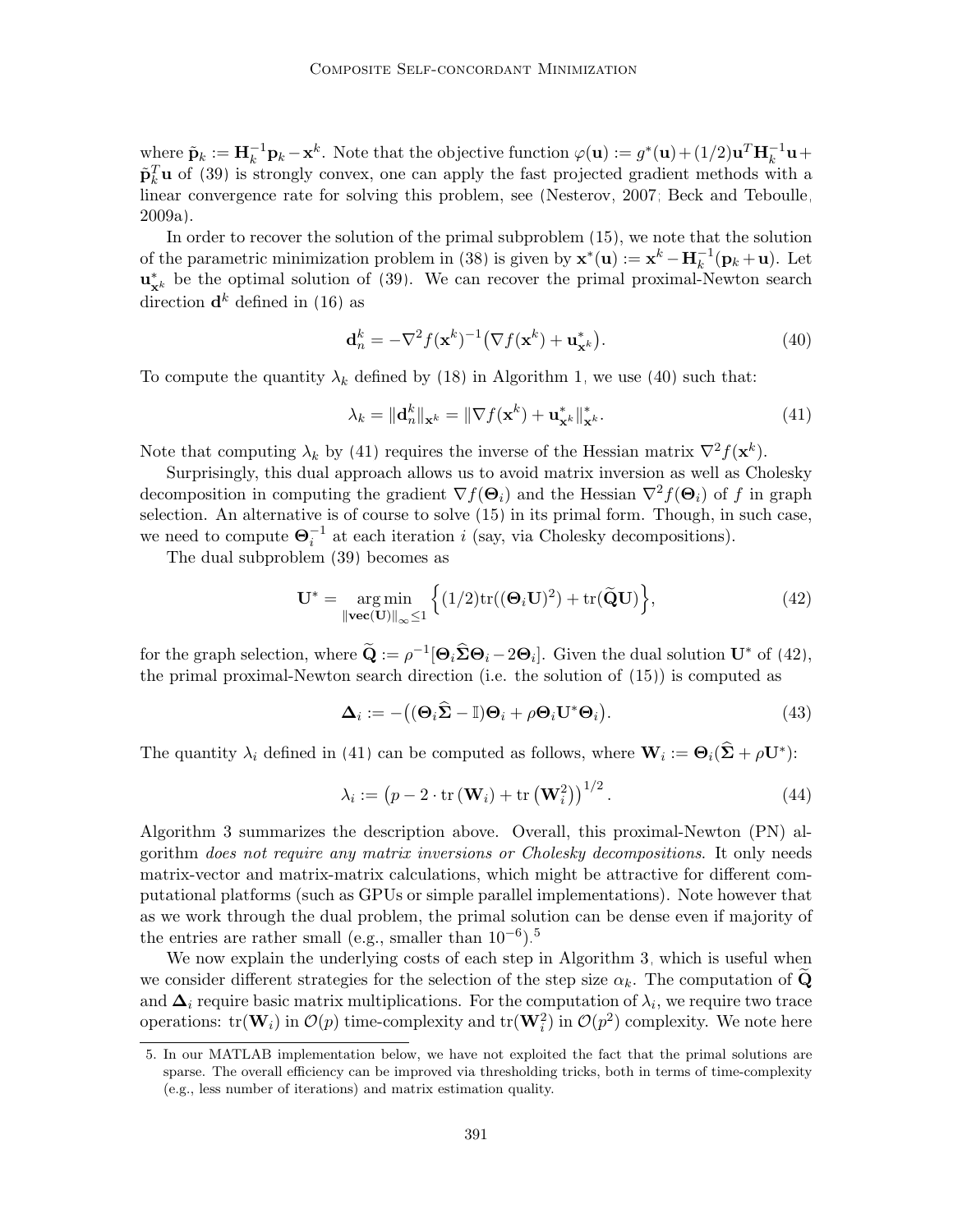where $\tilde{\mathbf{p}}_k := \mathbf{H}_k^{-1}\mathbf{p}_k - \mathbf{x}^k$. Note that the objective function $\varphi(\mathbf{u}) := g^*(\mathbf{u}) + (1/2)\mathbf{u}^T\mathbf{H}_k^{-1}\mathbf{u} + \tilde{\mathbf{p}}_k^T\mathbf{u}$ of (39) is strongly convex, one can apply the fast projected gradient methods with a linear convergence rate for solving this problem, see (Nesterov, 2007; Beck and Teboulle, 2009a).

In order to recover the solution of the primal subproblem (15), we note that the solution of the parametric minimization problem in (38) is given by $\mathbf{x}^*(\mathbf{u}) := \mathbf{x}^k - \mathbf{H}_k^{-1}(\mathbf{p}_k + \mathbf{u})$. Let $\mathbf{u}^*_{\mathbf{x}^k}$ be the optimal solution of (39). We can recover the primal proximal-Newton search direction $\mathbf{d}^k$ defined in (16) as

$$\mathbf{d}_n^k = -\nabla^2 f(\mathbf{x}^k)^{-1}\big(\nabla f(\mathbf{x}^k) + \mathbf{u}^*_{\mathbf{x}^k}\big). \tag{40}$$

To compute the quantity $\lambda_k$ defined by (18) in Algorithm 1, we use (40) such that:

$$\lambda_k = \|\mathbf{d}_n^k\|_{\mathbf{x}^k} = \|\nabla f(\mathbf{x}^k) + \mathbf{u}^*_{\mathbf{x}^k}\|^*_{\mathbf{x}^k}. \tag{41}$$

Note that computing $\lambda_k$ by (41) requires the inverse of the Hessian matrix $\nabla^2 f(\mathbf{x}^k)$.

Surprisingly, this dual approach allows us to avoid matrix inversion as well as Cholesky decomposition in computing the gradient $\nabla f(\mathbf{\Theta}_i)$ and the Hessian $\nabla^2 f(\mathbf{\Theta}_i)$ of $f$ in graph selection. An alternative is of course to solve (15) in its primal form. Though, in such case, we need to compute $\mathbf{\Theta}_i^{-1}$ at each iteration $i$ (say, via Cholesky decompositions).

The dual subproblem (39) becomes as

$$\mathbf{U}^* = \underset{\|\mathbf{vec}(\mathbf{U})\|_\infty \le 1}{\arg\min} \Big\{(1/2)\mathrm{tr}((\mathbf{\Theta}_i\mathbf{U})^2) + \mathrm{tr}(\widetilde{\mathbf{Q}}\mathbf{U})\Big\}, \tag{42}$$

for the graph selection, where $\widetilde{\mathbf{Q}} := \rho^{-1}[\mathbf{\Theta}_i\widehat{\mathbf{\Sigma}}\mathbf{\Theta}_i - 2\mathbf{\Theta}_i]$. Given the dual solution $\mathbf{U}^*$ of (42), the primal proximal-Newton search direction (i.e. the solution of (15)) is computed as

$$\mathbf{\Delta}_i := -\big((\mathbf{\Theta}_i\widehat{\mathbf{\Sigma}} - \mathbb{I})\mathbf{\Theta}_i + \rho\mathbf{\Theta}_i\mathbf{U}^*\mathbf{\Theta}_i\big). \tag{43}$$

The quantity $\lambda_i$ defined in (41) can be computed as follows, where $\mathbf{W}_i := \mathbf{\Theta}_i(\widehat{\mathbf{\Sigma}} + \rho\mathbf{U}^*)$:

$$\lambda_i := \big(p - 2\cdot\mathrm{tr}\,(\mathbf{W}_i) + \mathrm{tr}\,(\mathbf{W}_i^2)\big)^{1/2}. \tag{44}$$

Algorithm 3 summarizes the description above. Overall, this proximal-Newton (PN) algorithm *does not require any matrix inversions or Cholesky decompositions*. It only needs matrix-vector and matrix-matrix calculations, which might be attractive for different computational platforms (such as GPUs or simple parallel implementations). Note however that as we work through the dual problem, the primal solution can be dense even if majority of the entries are rather small (e.g., smaller than $10^{-6}$).[5]

We now explain the underlying costs of each step in Algorithm 3, which is useful when we consider different strategies for the selection of the step size $\alpha_k$. The computation of $\widetilde{\mathbf{Q}}$ and $\mathbf{\Delta}_i$ require basic matrix multiplications. For the computation of $\lambda_i$, we require two trace operations: $\mathrm{tr}(\mathbf{W}_i)$ in $\mathcal{O}(p)$ time-complexity and $\mathrm{tr}(\mathbf{W}_i^2)$ in $\mathcal{O}(p^2)$ complexity. We note here

5. In our MATLAB implementation below, we have not exploited the fact that the primal solutions are sparse. The overall efficiency can be improved via thresholding tricks, both in terms of time-complexity (e.g., less number of iterations) and matrix estimation quality.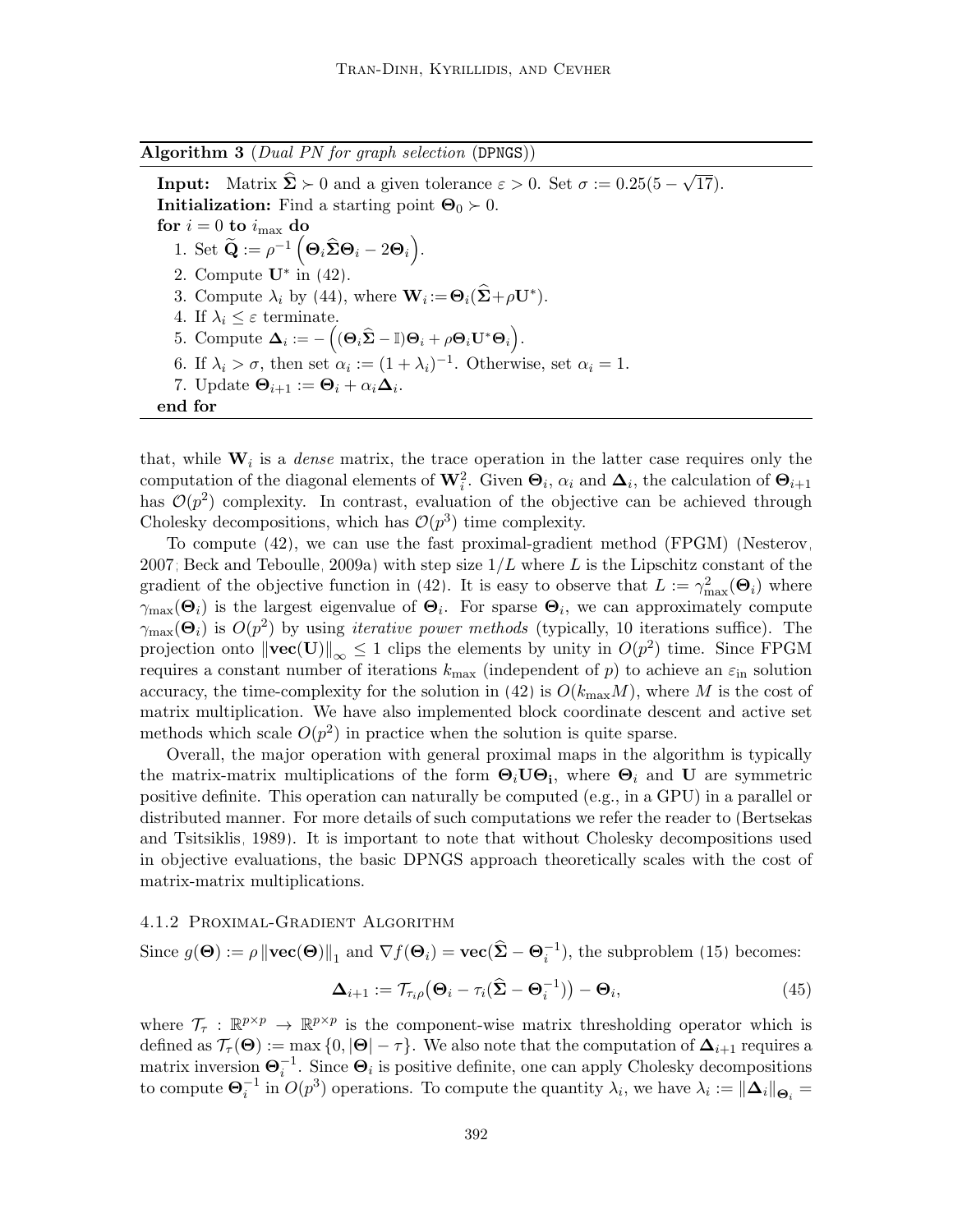**Algorithm 3** (*Dual PN for graph selection* (DPNGS))

**Input:** Matrix $\widehat{\boldsymbol{\Sigma}} \succ 0$ and a given tolerance $\varepsilon > 0$. Set $\sigma := 0.25(5 - \sqrt{17})$.
**Initialization:** Find a starting point $\boldsymbol{\Theta}_0 \succ 0$.
**for** $i = 0$ **to** $i_{\max}$ **do**

1. Set $\widetilde{\mathbf{Q}} := \rho^{-1}\left(\boldsymbol{\Theta}_i\widehat{\boldsymbol{\Sigma}}\boldsymbol{\Theta}_i - 2\boldsymbol{\Theta}_i\right)$.
2. Compute $\mathbf{U}^*$ in (42).
3. Compute $\lambda_i$ by (44), where $\mathbf{W}_i := \boldsymbol{\Theta}_i(\widehat{\boldsymbol{\Sigma}} + \rho\mathbf{U}^*)$.
4. If $\lambda_i \leq \varepsilon$ terminate.
5. Compute $\boldsymbol{\Delta}_i := -\left((\boldsymbol{\Theta}_i\widehat{\boldsymbol{\Sigma}} - \mathbb{I})\boldsymbol{\Theta}_i + \rho\boldsymbol{\Theta}_i\mathbf{U}^*\boldsymbol{\Theta}_i\right)$.
6. If $\lambda_i > \sigma$, then set $\alpha_i := (1 + \lambda_i)^{-1}$. Otherwise, set $\alpha_i = 1$.
7. Update $\boldsymbol{\Theta}_{i+1} := \boldsymbol{\Theta}_i + \alpha_i\boldsymbol{\Delta}_i$.

**end for**

that, while $\mathbf{W}_i$ is a *dense* matrix, the trace operation in the latter case requires only the computation of the diagonal elements of $\mathbf{W}_i^2$. Given $\boldsymbol{\Theta}_i$, $\alpha_i$ and $\boldsymbol{\Delta}_i$, the calculation of $\boldsymbol{\Theta}_{i+1}$ has $\mathcal{O}(p^2)$ complexity. In contrast, evaluation of the objective can be achieved through Cholesky decompositions, which has $\mathcal{O}(p^3)$ time complexity.

To compute (42), we can use the fast proximal-gradient method (FPGM) (Nesterov, 2007; Beck and Teboulle, 2009a) with step size $1/L$ where $L$ is the Lipschitz constant of the gradient of the objective function in (42). It is easy to observe that $L := \gamma_{\max}^2(\boldsymbol{\Theta}_i)$ where $\gamma_{\max}(\boldsymbol{\Theta}_i)$ is the largest eigenvalue of $\boldsymbol{\Theta}_i$. For sparse $\boldsymbol{\Theta}_i$, we can approximately compute $\gamma_{\max}(\boldsymbol{\Theta}_i)$ is $O(p^2)$ by using *iterative power methods* (typically, 10 iterations suffice). The projection onto $\|\mathbf{vec}(\mathbf{U})\|_\infty \leq 1$ clips the elements by unity in $O(p^2)$ time. Since FPGM requires a constant number of iterations $k_{\max}$ (independent of $p$) to achieve an $\varepsilon_{\text{in}}$ solution accuracy, the time-complexity for the solution in (42) is $O(k_{\max}M)$, where $M$ is the cost of matrix multiplication. We have also implemented block coordinate descent and active set methods which scale $O(p^2)$ in practice when the solution is quite sparse.

Overall, the major operation with general proximal maps in the algorithm is typically the matrix-matrix multiplications of the form $\boldsymbol{\Theta}_i\mathbf{U}\boldsymbol{\Theta}_{\mathbf{i}}$, where $\boldsymbol{\Theta}_i$ and $\mathbf{U}$ are symmetric positive definite. This operation can naturally be computed (e.g., in a GPU) in a parallel or distributed manner. For more details of such computations we refer the reader to (Bertsekas and Tsitsiklis, 1989). It is important to note that without Cholesky decompositions used in objective evaluations, the basic DPNGS approach theoretically scales with the cost of matrix-matrix multiplications.

#### 4.1.2 Proximal-Gradient Algorithm

Since $g(\boldsymbol{\Theta}) := \rho\left\|\mathbf{vec}(\boldsymbol{\Theta})\right\|_1$ and $\nabla f(\boldsymbol{\Theta}_i) = \mathbf{vec}(\widehat{\boldsymbol{\Sigma}} - \boldsymbol{\Theta}_i^{-1})$, the subproblem (15) becomes:

$$\boldsymbol{\Delta}_{i+1} := \mathcal{T}_{\tau_i\rho}\big(\boldsymbol{\Theta}_i - \tau_i(\widehat{\boldsymbol{\Sigma}} - \boldsymbol{\Theta}_i^{-1})\big) - \boldsymbol{\Theta}_i, \tag{45}$$

where $\mathcal{T}_\tau : \mathbb{R}^{p\times p} \to \mathbb{R}^{p\times p}$ is the component-wise matrix thresholding operator which is defined as $\mathcal{T}_\tau(\boldsymbol{\Theta}) := \max\{0, |\boldsymbol{\Theta}| - \tau\}$. We also note that the computation of $\boldsymbol{\Delta}_{i+1}$ requires a matrix inversion $\boldsymbol{\Theta}_i^{-1}$. Since $\boldsymbol{\Theta}_i$ is positive definite, one can apply Cholesky decompositions to compute $\boldsymbol{\Theta}_i^{-1}$ in $O(p^3)$ operations. To compute the quantity $\lambda_i$, we have $\lambda_i := \|\boldsymbol{\Delta}_i\|_{\boldsymbol{\Theta}_i} =$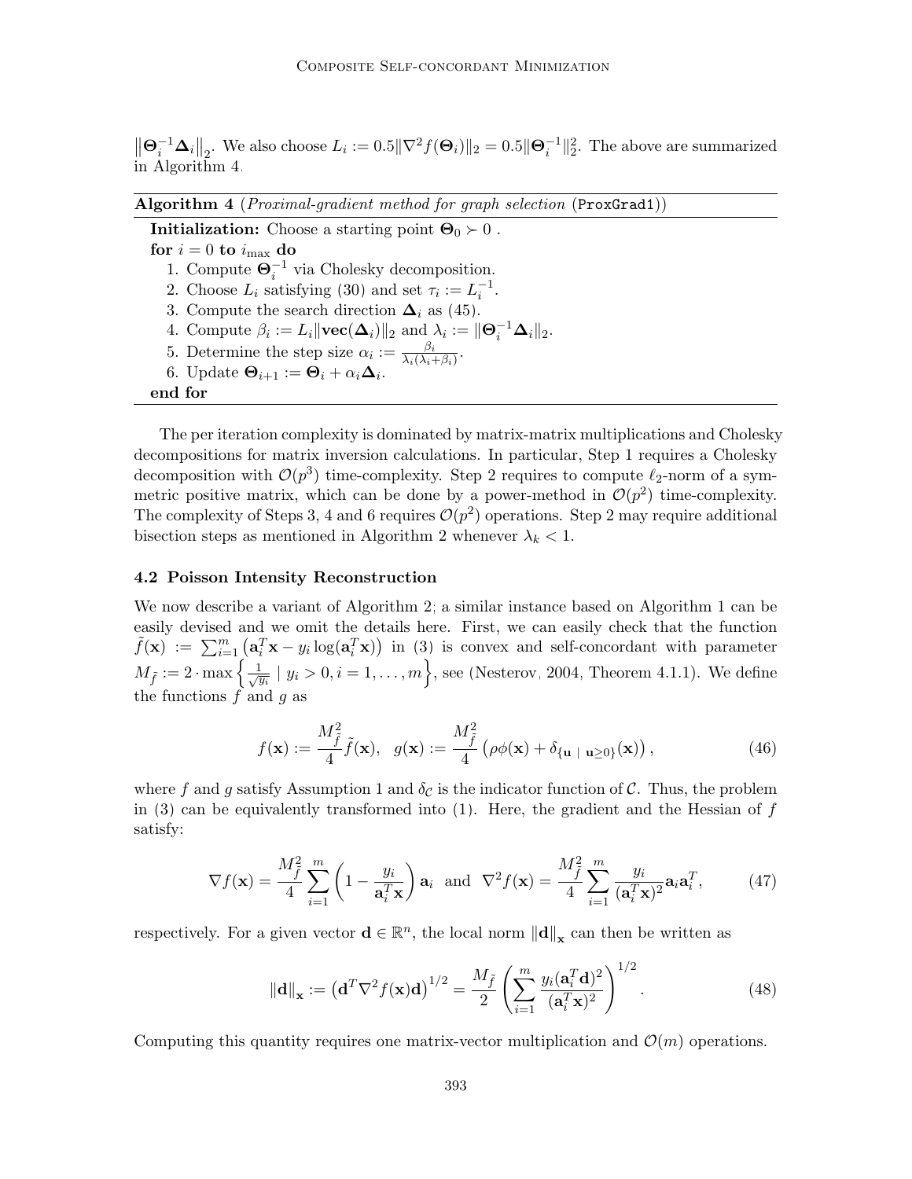$\left\|\boldsymbol{\Theta}_i^{-1}\boldsymbol{\Delta}_i\right\|_2$. We also choose $L_i := 0.5\|\nabla^2 f(\boldsymbol{\Theta}_i)\|_2 = 0.5\|\boldsymbol{\Theta}_i^{-1}\|_2^2$. The above are summarized in Algorithm 4.

---

**Algorithm 4** (*Proximal-gradient method for graph selection* (`ProxGrad1`))

---

**Initialization:** Choose a starting point $\boldsymbol{\Theta}_0 \succ 0$ .

**for** $i = 0$ **to** $i_{\max}$ **do**

1. Compute $\boldsymbol{\Theta}_i^{-1}$ via Cholesky decomposition.
2. Choose $L_i$ satisfying (30) and set $\tau_i := L_i^{-1}$.
3. Compute the search direction $\boldsymbol{\Delta}_i$ as (45).
4. Compute $\beta_i := L_i\|\mathbf{vec}(\boldsymbol{\Delta}_i)\|_2$ and $\lambda_i := \|\boldsymbol{\Theta}_i^{-1}\boldsymbol{\Delta}_i\|_2$.
5. Determine the step size $\alpha_i := \frac{\beta_i}{\lambda_i(\lambda_i+\beta_i)}$.
6. Update $\boldsymbol{\Theta}_{i+1} := \boldsymbol{\Theta}_i + \alpha_i\boldsymbol{\Delta}_i$.

**end for**

---

The per iteration complexity is dominated by matrix-matrix multiplications and Cholesky decompositions for matrix inversion calculations. In particular, Step 1 requires a Cholesky decomposition with $\mathcal{O}(p^3)$ time-complexity. Step 2 requires to compute $\ell_2$-norm of a symmetric positive matrix, which can be done by a power-method in $\mathcal{O}(p^2)$ time-complexity. The complexity of Steps 3, 4 and 6 requires $\mathcal{O}(p^2)$ operations. Step 2 may require additional bisection steps as mentioned in Algorithm 2 whenever $\lambda_k < 1$.

### 4.2 Poisson Intensity Reconstruction

We now describe a variant of Algorithm 2; a similar instance based on Algorithm 1 can be easily devised and we omit the details here. First, we can easily check that the function $\tilde{f}(\mathbf{x}) := \sum_{i=1}^m \left(\mathbf{a}_i^T\mathbf{x} - y_i\log(\mathbf{a}_i^T\mathbf{x})\right)$ in (3) is convex and self-concordant with parameter $M_{\tilde{f}} := 2\cdot\max\left\{\frac{1}{\sqrt{y_i}} \mid y_i > 0, i = 1,\ldots,m\right\}$, see (Nesterov, 2004, Theorem 4.1.1). We define the functions $f$ and $g$ as

$$
f(\mathbf{x}) := \frac{M_{\tilde{f}}^2}{4}\tilde{f}(\mathbf{x}), \quad g(\mathbf{x}) := \frac{M_{\tilde{f}}^2}{4}\left(\rho\phi(\mathbf{x}) + \delta_{\{\mathbf{u}\ \mid\ \mathbf{u}\geq 0\}}(\mathbf{x})\right), \tag{46}
$$

where $f$ and $g$ satisfy Assumption 1 and $\delta_{\mathcal{C}}$ is the indicator function of $\mathcal{C}$. Thus, the problem in (3) can be equivalently transformed into (1). Here, the gradient and the Hessian of $f$ satisfy:

$$
\nabla f(\mathbf{x}) = \frac{M_{\tilde{f}}^2}{4}\sum_{i=1}^m\left(1 - \frac{y_i}{\mathbf{a}_i^T\mathbf{x}}\right)\mathbf{a}_i \ \text{ and } \ \nabla^2 f(\mathbf{x}) = \frac{M_{\tilde{f}}^2}{4}\sum_{i=1}^m\frac{y_i}{(\mathbf{a}_i^T\mathbf{x})^2}\mathbf{a}_i\mathbf{a}_i^T, \tag{47}
$$

respectively. For a given vector $\mathbf{d}\in\mathbb{R}^n$, the local norm $\|\mathbf{d}\|_{\mathbf{x}}$ can then be written as

$$
\|\mathbf{d}\|_{\mathbf{x}} := \left(\mathbf{d}^T\nabla^2 f(\mathbf{x})\mathbf{d}\right)^{1/2} = \frac{M_{\tilde{f}}}{2}\left(\sum_{i=1}^m\frac{y_i(\mathbf{a}_i^T\mathbf{d})^2}{(\mathbf{a}_i^T\mathbf{x})^2}\right)^{1/2}. \tag{48}
$$

Computing this quantity requires one matrix-vector multiplication and $\mathcal{O}(m)$ operations.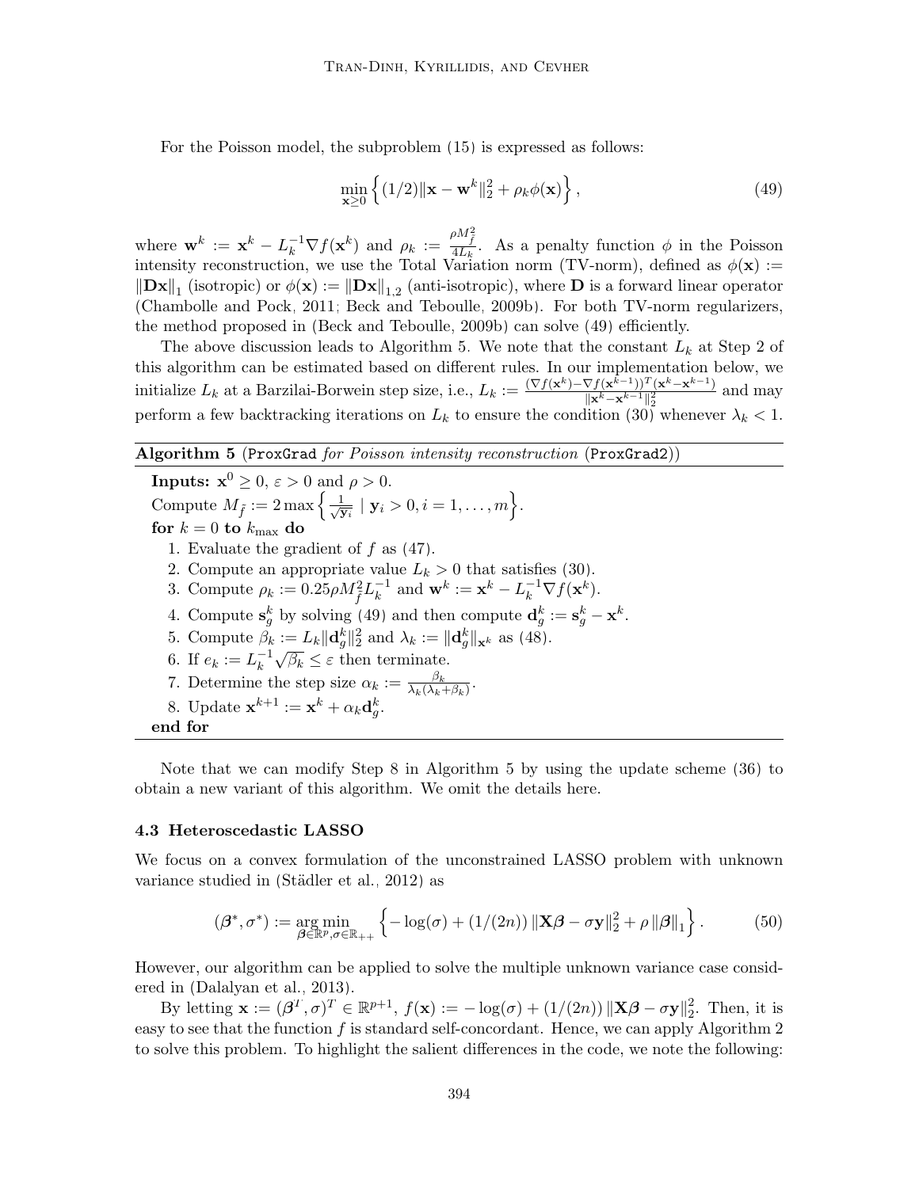For the Poisson model, the subproblem (15) is expressed as follows:

$$\min_{\mathbf{x}\geq 0}\left\{(1/2)\|\mathbf{x}-\mathbf{w}^k\|_2^2+\rho_k\phi(\mathbf{x})\right\}, \tag{49}$$

where $\mathbf{w}^k := \mathbf{x}^k - L_k^{-1}\nabla f(\mathbf{x}^k)$ and $\rho_k := \frac{\rho M_{\tilde{f}}^2}{4L_k}$. As a penalty function $\phi$ in the Poisson intensity reconstruction, we use the Total Variation norm (TV-norm), defined as $\phi(\mathbf{x}) := \|\mathbf{D}\mathbf{x}\|_1$ (isotropic) or $\phi(\mathbf{x}) := \|\mathbf{D}\mathbf{x}\|_{1,2}$ (anti-isotropic), where $\mathbf{D}$ is a forward linear operator (Chambolle and Pock, 2011; Beck and Teboulle, 2009b). For both TV-norm regularizers, the method proposed in (Beck and Teboulle, 2009b) can solve (49) efficiently.

The above discussion leads to Algorithm 5. We note that the constant $L_k$ at Step 2 of this algorithm can be estimated based on different rules. In our implementation below, we initialize $L_k$ at a Barzilai-Borwein step size, i.e., $L_k := \frac{(\nabla f(\mathbf{x}^k)-\nabla f(\mathbf{x}^{k-1}))^T(\mathbf{x}^k-\mathbf{x}^{k-1})}{\|\mathbf{x}^k-\mathbf{x}^{k-1}\|_2^2}$ and may perform a few backtracking iterations on $L_k$ to ensure the condition (30) whenever $\lambda_k < 1$.

---

**Algorithm 5** (`ProxGrad` *for Poisson intensity reconstruction* (`ProxGrad2`))

---

**Inputs:** $\mathbf{x}^0 \geq 0$, $\varepsilon > 0$ and $\rho > 0$.
Compute $M_{\tilde{f}} := 2\max\left\{\frac{1}{\sqrt{\mathbf{y}_i}} \mid \mathbf{y}_i > 0, i = 1,\ldots,m\right\}$.
**for** $k = 0$ **to** $k_{\max}$ **do**

1. Evaluate the gradient of $f$ as (47).
2. Compute an appropriate value $L_k > 0$ that satisfies (30).
3. Compute $\rho_k := 0.25\rho M_{\tilde{f}}^2 L_k^{-1}$ and $\mathbf{w}^k := \mathbf{x}^k - L_k^{-1}\nabla f(\mathbf{x}^k)$.
4. Compute $\mathbf{s}_g^k$ by solving (49) and then compute $\mathbf{d}_g^k := \mathbf{s}_g^k - \mathbf{x}^k$.
5. Compute $\beta_k := L_k\|\mathbf{d}_g^k\|_2^2$ and $\lambda_k := \|\mathbf{d}_g^k\|_{\mathbf{x}^k}$ as (48).
6. If $e_k := L_k^{-1}\sqrt{\beta_k} \leq \varepsilon$ then terminate.
7. Determine the step size $\alpha_k := \frac{\beta_k}{\lambda_k(\lambda_k+\beta_k)}$.
8. Update $\mathbf{x}^{k+1} := \mathbf{x}^k + \alpha_k\mathbf{d}_g^k$.

**end for**

---

Note that we can modify Step 8 in Algorithm 5 by using the update scheme (36) to obtain a new variant of this algorithm. We omit the details here.

### 4.3 Heteroscedastic LASSO

We focus on a convex formulation of the unconstrained LASSO problem with unknown variance studied in (Städler et al., 2012) as

$$(\boldsymbol{\beta}^*, \sigma^*) := \arg\min_{\boldsymbol{\beta}\in\mathbb{R}^p, \sigma\in\mathbb{R}_{++}} \left\{-\log(\sigma) + (1/(2n))\|\mathbf{X}\boldsymbol{\beta}-\sigma\mathbf{y}\|_2^2 + \rho\|\boldsymbol{\beta}\|_1\right\}. \tag{50}$$

However, our algorithm can be applied to solve the multiple unknown variance case considered in (Dalalyan et al., 2013).

By letting $\mathbf{x} := (\boldsymbol{\beta}^T, \sigma)^T \in \mathbb{R}^{p+1}$, $f(\mathbf{x}) := -\log(\sigma) + (1/(2n))\|\mathbf{X}\boldsymbol{\beta}-\sigma\mathbf{y}\|_2^2$. Then, it is easy to see that the function $f$ is standard self-concordant. Hence, we can apply Algorithm 2 to solve this problem. To highlight the salient differences in the code, we note the following: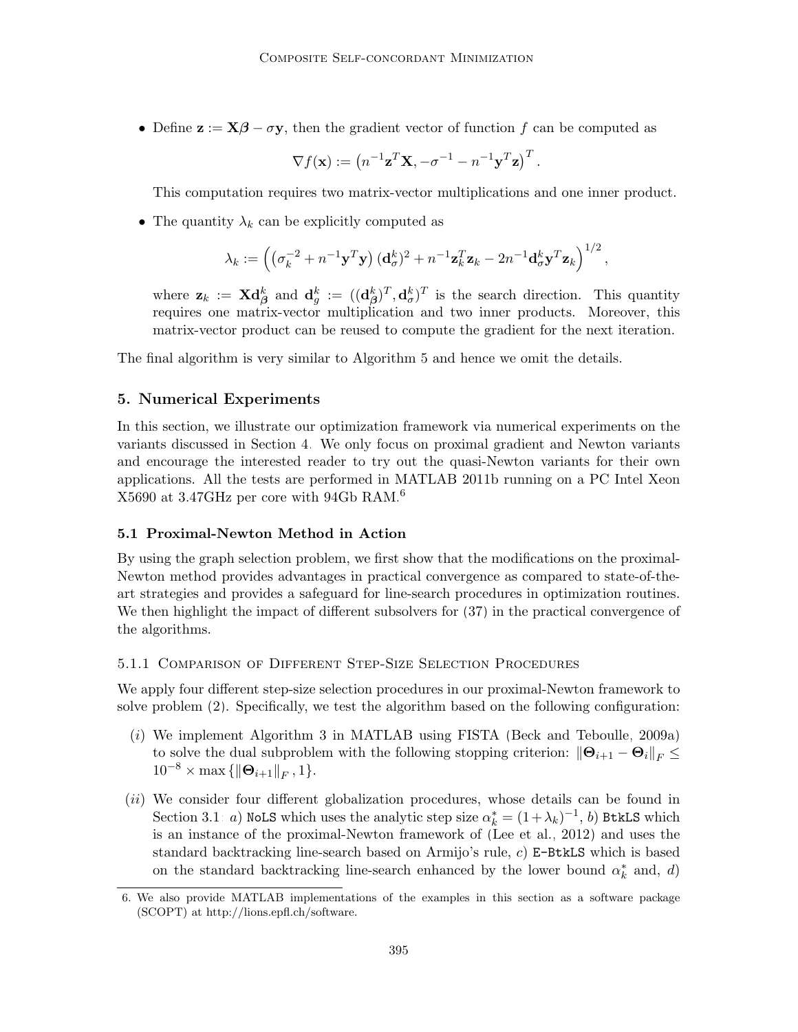- Define $\mathbf{z} := \mathbf{X}\boldsymbol{\beta} - \sigma\mathbf{y}$, then the gradient vector of function $f$ can be computed as

$$\nabla f(\mathbf{x}) := \left(n^{-1}\mathbf{z}^T\mathbf{X}, -\sigma^{-1} - n^{-1}\mathbf{y}^T\mathbf{z}\right)^T.$$

  This computation requires two matrix-vector multiplications and one inner product.

- The quantity $\lambda_k$ can be explicitly computed as

$$\lambda_k := \left(\left(\sigma_k^{-2} + n^{-1}\mathbf{y}^T\mathbf{y}\right)(\mathbf{d}_\sigma^k)^2 + n^{-1}\mathbf{z}_k^T\mathbf{z}_k - 2n^{-1}\mathbf{d}_\sigma^k\mathbf{y}^T\mathbf{z}_k\right)^{1/2},$$

  where $\mathbf{z}_k := \mathbf{X}\mathbf{d}_{\boldsymbol{\beta}}^k$ and $\mathbf{d}_g^k := ((\mathbf{d}_{\boldsymbol{\beta}}^k)^T, \mathbf{d}_\sigma^k)^T$ is the search direction. This quantity requires one matrix-vector multiplication and two inner products. Moreover, this matrix-vector product can be reused to compute the gradient for the next iteration.

The final algorithm is very similar to Algorithm 5 and hence we omit the details.

## 5. Numerical Experiments

In this section, we illustrate our optimization framework via numerical experiments on the variants discussed in Section 4. We only focus on proximal gradient and Newton variants and encourage the interested reader to try out the quasi-Newton variants for their own applications. All the tests are performed in MATLAB 2011b running on a PC Intel Xeon X5690 at 3.47GHz per core with 94Gb RAM.[6]

### 5.1 Proximal-Newton Method in Action

By using the graph selection problem, we first show that the modifications on the proximal-Newton method provides advantages in practical convergence as compared to state-of-the-art strategies and provides a safeguard for line-search procedures in optimization routines. We then highlight the impact of different subsolvers for (37) in the practical convergence of the algorithms.

#### 5.1.1 Comparison of Different Step-Size Selection Procedures

We apply four different step-size selection procedures in our proximal-Newton framework to solve problem (2). Specifically, we test the algorithm based on the following configuration:

(*i*) We implement Algorithm 3 in MATLAB using FISTA (Beck and Teboulle, 2009a) to solve the dual subproblem with the following stopping criterion: $\|\boldsymbol{\Theta}_{i+1} - \boldsymbol{\Theta}_i\|_F \leq 10^{-8} \times \max\{\|\boldsymbol{\Theta}_{i+1}\|_F, 1\}$.

(*ii*) We consider four different globalization procedures, whose details can be found in Section 3.1: *a*) `NoLS` which uses the analytic step size $\alpha_k^* = (1+\lambda_k)^{-1}$, *b*) `BtkLS` which is an instance of the proximal-Newton framework of (Lee et al., 2012) and uses the standard backtracking line-search based on Armijo's rule, *c*) `E-BtkLS` which is based on the standard backtracking line-search enhanced by the lower bound $\alpha_k^*$ and, *d*)

6. We also provide MATLAB implementations of the examples in this section as a software package (SCOPT) at http://lions.epfl.ch/software.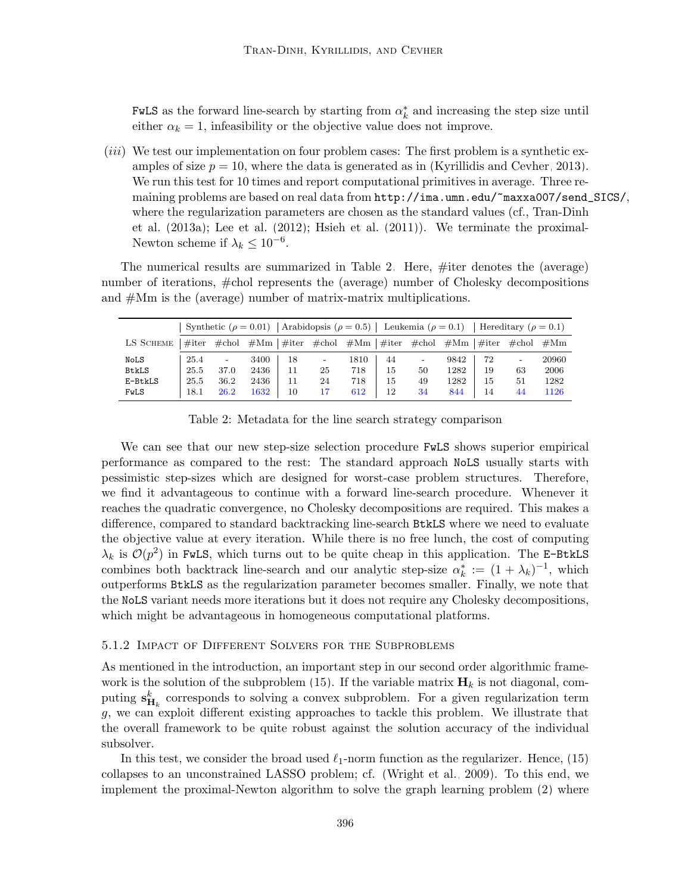FwLS as the forward line-search by starting from $\alpha_k^*$ and increasing the step size until either $\alpha_k = 1$, infeasibility or the objective value does not improve.

(*iii*) We test our implementation on four problem cases: The first problem is a synthetic examples of size $p = 10$, where the data is generated as in (Kyrillidis and Cevher, 2013). We run this test for 10 times and report computational primitives in average. Three remaining problems are based on real data from http://ima.umn.edu/~maxxa007/send_SICS/, where the regularization parameters are chosen as the standard values (cf., Tran-Dinh et al. (2013a); Lee et al. (2012); Hsieh et al. (2011)). We terminate the proximal-Newton scheme if $\lambda_k \leq 10^{-6}$.

The numerical results are summarized in Table 2. Here, #iter denotes the (average) number of iterations, #chol represents the (average) number of Cholesky decompositions and #Mm is the (average) number of matrix-matrix multiplications.

| | Synthetic ($\rho = 0.01$) | | | Arabidopsis ($\rho = 0.5$) | | | Leukemia ($\rho = 0.1$) | | | Hereditary ($\rho = 0.1$) | | |
|---|---|---|---|---|---|---|---|---|---|---|---|---|
| LS Scheme | #iter | #chol | #Mm | #iter | #chol | #Mm | #iter | #chol | #Mm | #iter | #chol | #Mm |
| NoLS | 25.4 | - | 3400 | 18 | - | 1810 | 44 | - | 9842 | 72 | - | 20960 |
| BtkLS | 25.5 | 37.0 | 2436 | 11 | 25 | 718 | 15 | 50 | 1282 | 19 | 63 | 2006 |
| E-BtkLS | 25.5 | 36.2 | 2436 | 11 | 24 | 718 | 15 | 49 | 1282 | 15 | 51 | 1282 |
| FwLS | 18.1 | 26.2 | 1632 | 10 | 17 | 612 | 12 | 34 | 844 | 14 | 44 | 1126 |

Table 2: Metadata for the line search strategy comparison

We can see that our new step-size selection procedure FwLS shows superior empirical performance as compared to the rest: The standard approach NoLS usually starts with pessimistic step-sizes which are designed for worst-case problem structures. Therefore, we find it advantageous to continue with a forward line-search procedure. Whenever it reaches the quadratic convergence, no Cholesky decompositions are required. This makes a difference, compared to standard backtracking line-search BtkLS where we need to evaluate the objective value at every iteration. While there is no free lunch, the cost of computing $\lambda_k$ is $\mathcal{O}(p^2)$ in FwLS, which turns out to be quite cheap in this application. The E-BtkLS combines both backtrack line-search and our analytic step-size $\alpha_k^* := (1 + \lambda_k)^{-1}$, which outperforms BtkLS as the regularization parameter becomes smaller. Finally, we note that the NoLS variant needs more iterations but it does not require any Cholesky decompositions, which might be advantageous in homogeneous computational platforms.

### 5.1.2 Impact of Different Solvers for the Subproblems

As mentioned in the introduction, an important step in our second order algorithmic framework is the solution of the subproblem (15). If the variable matrix $\mathbf{H}_k$ is not diagonal, computing $\mathbf{s}^k_{\mathbf{H}_k}$ corresponds to solving a convex subproblem. For a given regularization term $g$, we can exploit different existing approaches to tackle this problem. We illustrate that the overall framework to be quite robust against the solution accuracy of the individual subsolver.

In this test, we consider the broad used $\ell_1$-norm function as the regularizer. Hence, (15) collapses to an unconstrained LASSO problem; cf. (Wright et al., 2009). To this end, we implement the proximal-Newton algorithm to solve the graph learning problem (2) where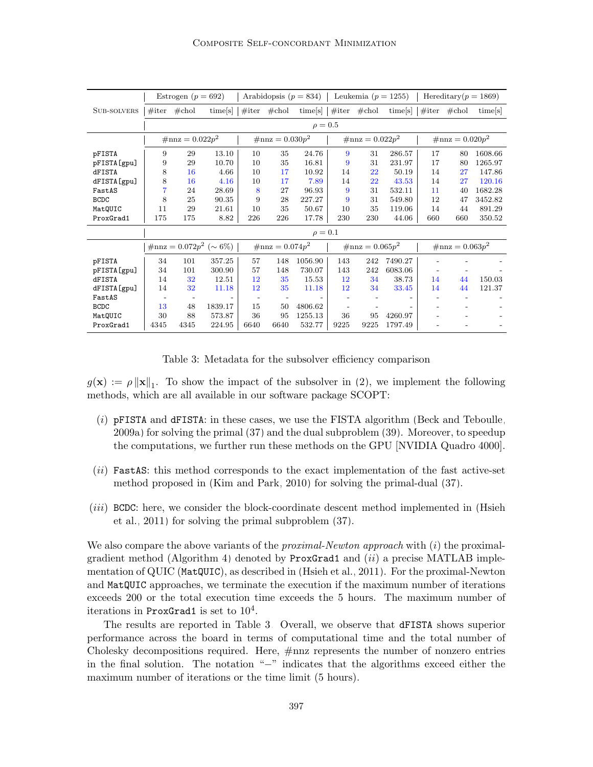| | Estrogen ($p = 692$) | | | Arabidopsis ($p = 834$) | | | Leukemia ($p = 1255$) | | | Hereditary($p = 1869$) | | |
|---|---|---|---|---|---|---|---|---|---|---|---|---|
| SUB-SOLVERS | #iter | #chol | time[s] | #iter | #chol | time[s] | #iter | #chol | time[s] | #iter | #chol | time[s] |
| | $\rho = 0.5$ | | | | | | | | | | | |
| | #nnz $= 0.022p^2$ | | | #nnz $= 0.030p^2$ | | | #nnz $= 0.022p^2$ | | | #nnz $= 0.020p^2$ | | |
| pFISTA | 9 | 29 | 13.10 | 10 | 35 | 24.76 | 9 | 31 | 286.57 | 17 | 80 | 1608.66 |
| pFISTA[gpu] | 9 | 29 | 10.70 | 10 | 35 | 16.81 | 9 | 31 | 231.97 | 17 | 80 | 1265.97 |
| dFISTA | 8 | 16 | 4.66 | 10 | 17 | 10.92 | 14 | 22 | 50.19 | 14 | 27 | 147.86 |
| dFISTA[gpu] | 8 | 16 | 4.16 | 10 | 17 | 7.89 | 14 | 22 | 43.53 | 14 | 27 | 120.16 |
| FastAS | 7 | 24 | 28.69 | 8 | 27 | 96.93 | 9 | 31 | 532.11 | 11 | 40 | 1682.28 |
| BCDC | 8 | 25 | 90.35 | 9 | 28 | 227.27 | 9 | 31 | 549.80 | 12 | 47 | 3452.82 |
| MatQUIC | 11 | 29 | 21.61 | 10 | 35 | 50.67 | 10 | 35 | 119.06 | 14 | 44 | 891.29 |
| ProxGrad1 | 175 | 175 | 8.82 | 226 | 226 | 17.78 | 230 | 230 | 44.06 | 660 | 660 | 350.52 |
| | $\rho = 0.1$ | | | | | | | | | | | |
| | #nnz $= 0.072p^2$ ($\sim 6\%$) | | | #nnz $= 0.074p^2$ | | | #nnz $= 0.065p^2$ | | | #nnz $= 0.063p^2$ | | |
| pFISTA | 34 | 101 | 357.25 | 57 | 148 | 1056.90 | 143 | 242 | 7490.27 | - | - | - |
| pFISTA[gpu] | 34 | 101 | 300.90 | 57 | 148 | 730.07 | 143 | 242 | 6083.06 | - | - | - |
| dFISTA | 14 | 32 | 12.51 | 12 | 35 | 15.53 | 12 | 34 | 38.73 | 14 | 44 | 150.03 |
| dFISTA[gpu] | 14 | 32 | 11.18 | 12 | 35 | 11.18 | 12 | 34 | 33.45 | 14 | 44 | 121.37 |
| FastAS | - | - | - | - | - | - | - | - | - | - | - | - |
| BCDC | 13 | 48 | 1839.17 | 15 | 50 | 4806.62 | - | - | - | - | - | - |
| MatQUIC | 30 | 88 | 573.87 | 36 | 95 | 1255.13 | 36 | 95 | 4260.97 | - | - | - |
| ProxGrad1 | 4345 | 4345 | 224.95 | 6640 | 6640 | 532.77 | 9225 | 9225 | 1797.49 | - | - | - |

Table 3: Metadata for the subsolver efficiency comparison

$g(\mathbf{x}) := \rho \|\mathbf{x}\|_1$. To show the impact of the subsolver in (2), we implement the following methods, which are all available in our software package SCOPT:

- $(i)$ pFISTA and dFISTA: in these cases, we use the FISTA algorithm (Beck and Teboulle, 2009a) for solving the primal (37) and the dual subproblem (39). Moreover, to speedup the computations, we further run these methods on the GPU [NVIDIA Quadro 4000].
- $(ii)$ FastAS: this method corresponds to the exact implementation of the fast active-set method proposed in (Kim and Park, 2010) for solving the primal-dual (37).
- $(iii)$ BCDC: here, we consider the block-coordinate descent method implemented in (Hsieh et al., 2011) for solving the primal subproblem (37).

We also compare the above variants of the *proximal-Newton approach* with $(i)$ the proximal-gradient method (Algorithm 4) denoted by ProxGrad1 and $(ii)$ a precise MATLAB implementation of QUIC (MatQUIC), as described in (Hsieh et al., 2011). For the proximal-Newton and MatQUIC approaches, we terminate the execution if the maximum number of iterations exceeds 200 or the total execution time exceeds the 5 hours. The maximum number of iterations in ProxGrad1 is set to $10^4$.

The results are reported in Table 3. Overall, we observe that dFISTA shows superior performance across the board in terms of computational time and the total number of Cholesky decompositions required. Here, #nnz represents the number of nonzero entries in the final solution. The notation "−" indicates that the algorithms exceed either the maximum number of iterations or the time limit (5 hours).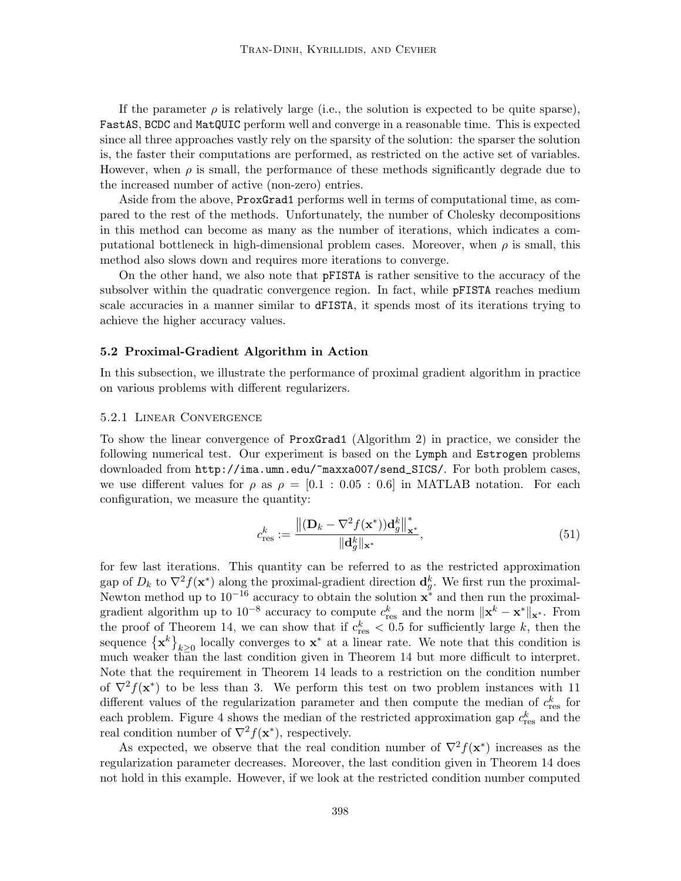If the parameter $\rho$ is relatively large (i.e., the solution is expected to be quite sparse), `FastAS`, `BCDC` and `MatQUIC` perform well and converge in a reasonable time. This is expected since all three approaches vastly rely on the sparsity of the solution: the sparser the solution is, the faster their computations are performed, as restricted on the active set of variables. However, when $\rho$ is small, the performance of these methods significantly degrade due to the increased number of active (non-zero) entries.

Aside from the above, `ProxGrad1` performs well in terms of computational time, as compared to the rest of the methods. Unfortunately, the number of Cholesky decompositions in this method can become as many as the number of iterations, which indicates a computational bottleneck in high-dimensional problem cases. Moreover, when $\rho$ is small, this method also slows down and requires more iterations to converge.

On the other hand, we also note that `pFISTA` is rather sensitive to the accuracy of the subsolver within the quadratic convergence region. In fact, while `pFISTA` reaches medium scale accuracies in a manner similar to `dFISTA`, it spends most of its iterations trying to achieve the higher accuracy values.

### 5.2 Proximal-Gradient Algorithm in Action

In this subsection, we illustrate the performance of proximal gradient algorithm in practice on various problems with different regularizers.

#### 5.2.1 Linear Convergence

To show the linear convergence of `ProxGrad1` (Algorithm 2) in practice, we consider the following numerical test. Our experiment is based on the `Lymph` and `Estrogen` problems downloaded from `http://ima.umn.edu/~maxxa007/send_SICS/`. For both problem cases, we use different values for $\rho$ as $\rho = [0.1 : 0.05 : 0.6]$ in MATLAB notation. For each configuration, we measure the quantity:

$$
c_{\text{res}}^k := \frac{\left\|(\mathbf{D}_k - \nabla^2 f(\mathbf{x}^*))\mathbf{d}_g^k\right\|_{\mathbf{x}^*}^*}{\|\mathbf{d}_g^k\|_{\mathbf{x}^*}}, \tag{51}
$$

for few last iterations. This quantity can be referred to as the restricted approximation gap of $D_k$ to $\nabla^2 f(\mathbf{x}^*)$ along the proximal-gradient direction $\mathbf{d}_g^k$. We first run the proximal-Newton method up to $10^{-16}$ accuracy to obtain the solution $\mathbf{x}^*$ and then run the proximal-gradient algorithm up to $10^{-8}$ accuracy to compute $c_{\text{res}}^k$ and the norm $\|\mathbf{x}^k - \mathbf{x}^*\|_{\mathbf{x}^*}$. From the proof of Theorem 14, we can show that if $c_{\text{res}}^k < 0.5$ for sufficiently large $k$, then the sequence $\{\mathbf{x}^k\}_{k\geq 0}$ locally converges to $\mathbf{x}^*$ at a linear rate. We note that this condition is much weaker than the last condition given in Theorem 14 but more difficult to interpret. Note that the requirement in Theorem 14 leads to a restriction on the condition number of $\nabla^2 f(\mathbf{x}^*)$ to be less than 3. We perform this test on two problem instances with 11 different values of the regularization parameter and then compute the median of $c_{\text{res}}^k$ for each problem. Figure 4 shows the median of the restricted approximation gap $c_{\text{res}}^k$ and the real condition number of $\nabla^2 f(\mathbf{x}^*)$, respectively.

As expected, we observe that the real condition number of $\nabla^2 f(\mathbf{x}^*)$ increases as the regularization parameter decreases. Moreover, the last condition given in Theorem 14 does not hold in this example. However, if we look at the restricted condition number computed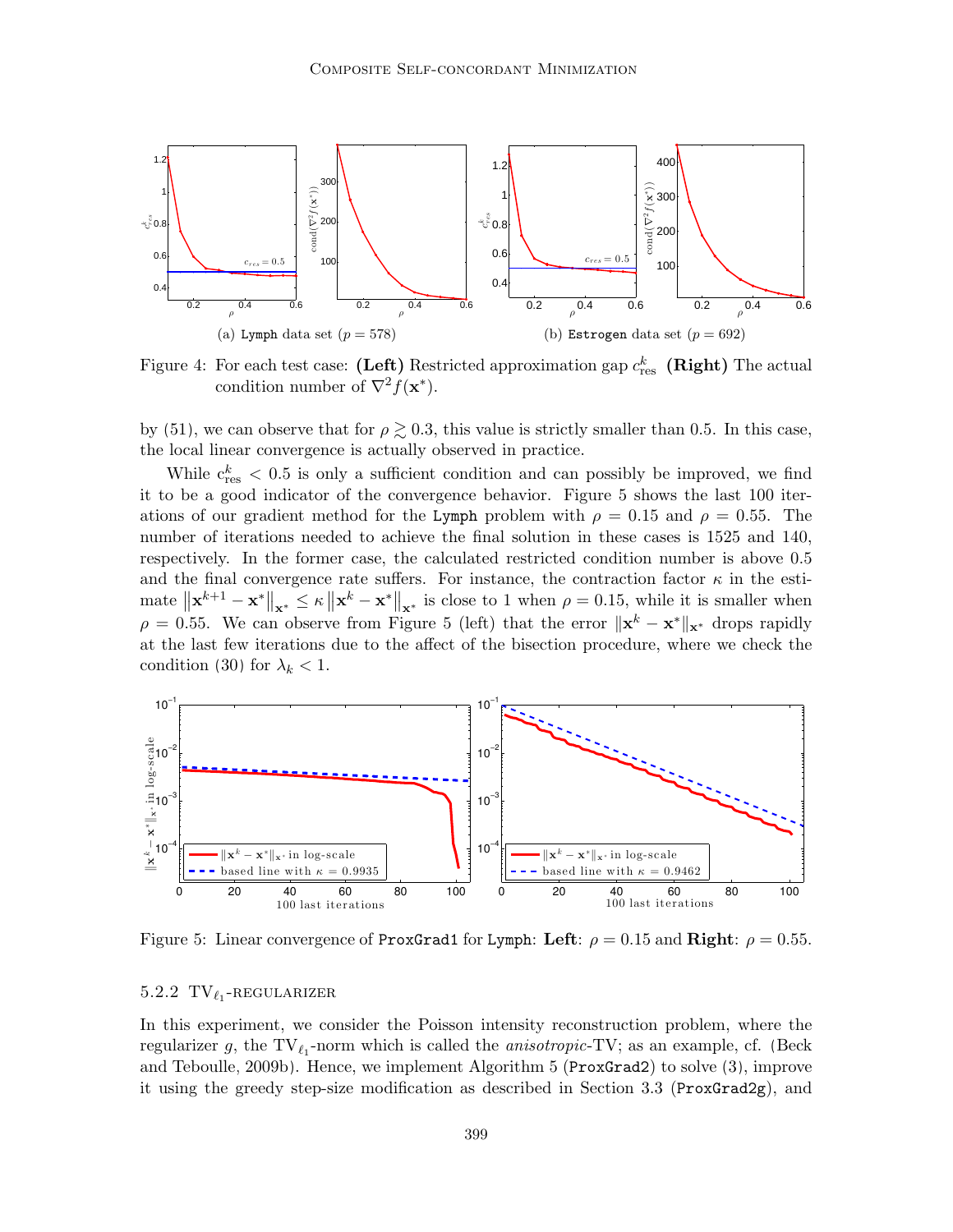Figure 4: For each test case: **(Left)** Restricted approximation gap $c_{\text{res}}^k$ **(Right)** The actual condition number of $\nabla^2 f(\mathbf{x}^*)$.

(a) `Lymph` data set ($p = 578$)

(b) `Estrogen` data set ($p = 692$)

by (51), we can observe that for $\rho \gtrsim 0.3$, this value is strictly smaller than 0.5. In this case, the local linear convergence is actually observed in practice.

While $c_{\text{res}}^k < 0.5$ is only a sufficient condition and can possibly be improved, we find it to be a good indicator of the convergence behavior. Figure 5 shows the last 100 iterations of our gradient method for the `Lymph` problem with $\rho = 0.15$ and $\rho = 0.55$. The number of iterations needed to achieve the final solution in these cases is 1525 and 140, respectively. In the former case, the calculated restricted condition number is above 0.5 and the final convergence rate suffers. For instance, the contraction factor $\kappa$ in the estimate $\left\|\mathbf{x}^{k+1} - \mathbf{x}^*\right\|_{\mathbf{x}^*} \leq \kappa \left\|\mathbf{x}^k - \mathbf{x}^*\right\|_{\mathbf{x}^*}$ is close to 1 when $\rho = 0.15$, while it is smaller when $\rho = 0.55$. We can observe from Figure 5 (left) that the error $\|\mathbf{x}^k - \mathbf{x}^*\|_{\mathbf{x}^*}$ drops rapidly at the last few iterations due to the affect of the bisection procedure, where we check the condition (30) for $\lambda_k < 1$.

Figure 5: Linear convergence of `ProxGrad1` for `Lymph`: **Left**: $\rho = 0.15$ and **Right**: $\rho = 0.55$.

#### 5.2.2 $\text{TV}_{\ell_1}$-regularizer

In this experiment, we consider the Poisson intensity reconstruction problem, where the regularizer $g$, the $\text{TV}_{\ell_1}$-norm which is called the *anisotropic*-TV; as an example, cf. (Beck and Teboulle, 2009b). Hence, we implement Algorithm 5 (`ProxGrad2`) to solve (3), improve it using the greedy step-size modification as described in Section 3.3 (`ProxGrad2g`), and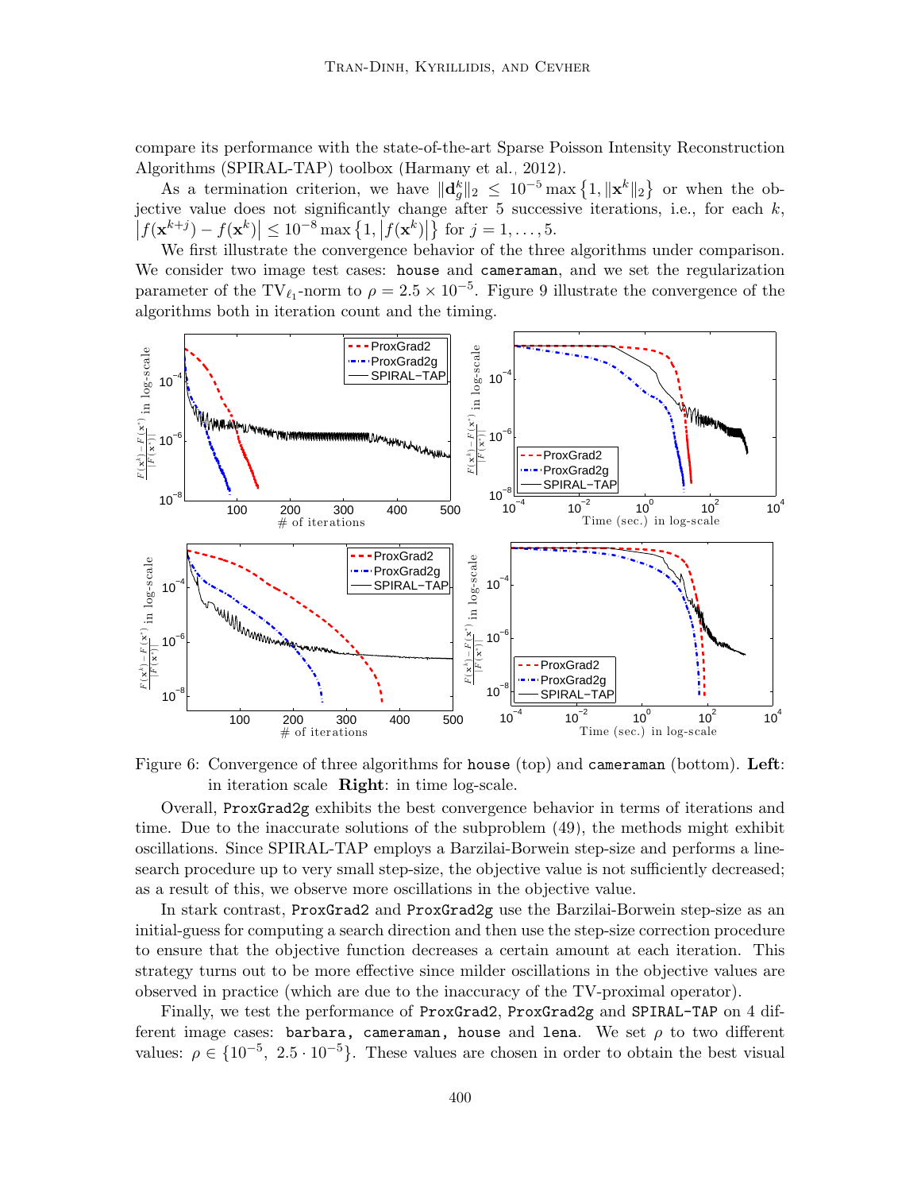compare its performance with the state-of-the-art Sparse Poisson Intensity Reconstruction Algorithms (SPIRAL-TAP) toolbox (Harmany et al., 2012).

As a termination criterion, we have $\|\mathbf{d}_g^k\|_2 \leq 10^{-5}\max\{1, \|\mathbf{x}^k\|_2\}$ or when the objective value does not significantly change after 5 successive iterations, i.e., for each $k$, $|f(\mathbf{x}^{k+j}) - f(\mathbf{x}^k)| \leq 10^{-8}\max\{1, |f(\mathbf{x}^k)|\}$ for $j = 1, \ldots, 5$.

We first illustrate the convergence behavior of the three algorithms under comparison. We consider two image test cases: `house` and `cameraman`, and we set the regularization parameter of the $\mathrm{TV}_{\ell_1}$-norm to $\rho = 2.5 \times 10^{-5}$. Figure 9 illustrate the convergence of the algorithms both in iteration count and the timing.

Figure 6: Convergence of three algorithms for `house` (top) and `cameraman` (bottom). **Left**: in iteration scale **Right**: in time log-scale.

Overall, `ProxGrad2g` exhibits the best convergence behavior in terms of iterations and time. Due to the inaccurate solutions of the subproblem (49), the methods might exhibit oscillations. Since SPIRAL-TAP employs a Barzilai-Borwein step-size and performs a line-search procedure up to very small step-size, the objective value is not sufficiently decreased; as a result of this, we observe more oscillations in the objective value.

In stark contrast, `ProxGrad2` and `ProxGrad2g` use the Barzilai-Borwein step-size as an initial-guess for computing a search direction and then use the step-size correction procedure to ensure that the objective function decreases a certain amount at each iteration. This strategy turns out to be more effective since milder oscillations in the objective values are observed in practice (which are due to the inaccuracy of the TV-proximal operator).

Finally, we test the performance of `ProxGrad2`, `ProxGrad2g` and `SPIRAL-TAP` on 4 different image cases: `barbara`, `cameraman`, `house` and `lena`. We set $\rho$ to two different values: $\rho \in \{10^{-5},\ 2.5 \cdot 10^{-5}\}$. These values are chosen in order to obtain the best visual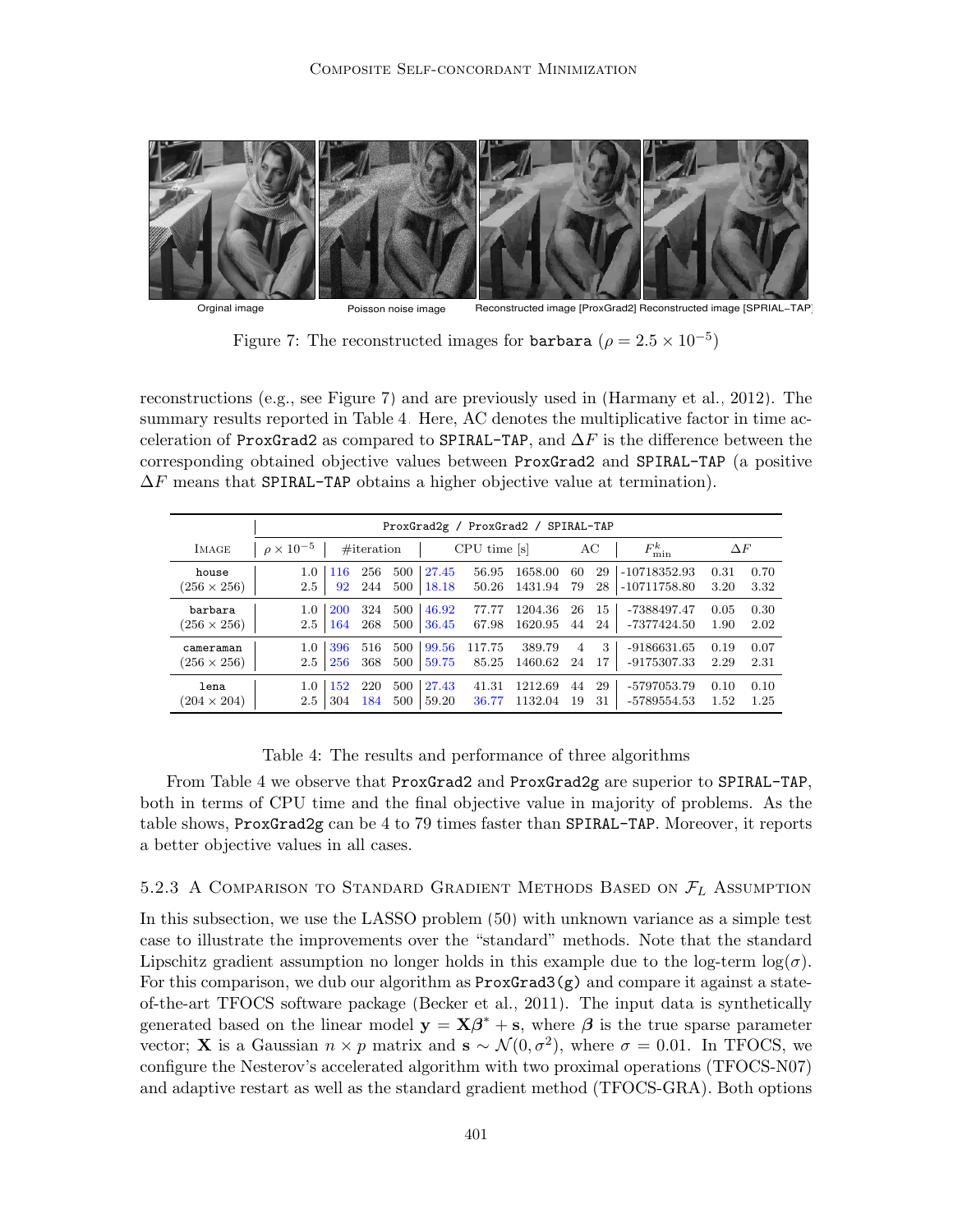Orginal image | Poisson noise image | Reconstructed image [ProxGrad2] | Reconstructed image [SPRIAL−TAP]

Figure 7: The reconstructed images for barbara ($\rho = 2.5 \times 10^{-5}$)

reconstructions (e.g., see Figure 7) and are previously used in (Harmany et al., 2012). The summary results reported in Table 4. Here, AC denotes the multiplicative factor in time acceleration of ProxGrad2 as compared to SPIRAL-TAP, and $\Delta F$ is the difference between the corresponding obtained objective values between ProxGrad2 and SPIRAL-TAP (a positive $\Delta F$ means that SPIRAL-TAP obtains a higher objective value at termination).

| Image | ProxGrad2g / ProxGrad2 / SPIRAL-TAP | | | | | | | | | | | |
|---|---|---|---|---|---|---|---|---|---|---|---|---|
| | $\rho \times 10^{-5}$ | #iteration | | | CPU time [s] | | | AC | | $F^k_{\min}$ | $\Delta F$ | |
| house $(256 \times 256)$ | 1.0 | 116 | 256 | 500 | 27.45 | 56.95 | 1658.00 | 60 | 29 | -10718352.93 | 0.31 | 0.70 |
| | 2.5 | 92 | 244 | 500 | 18.18 | 50.26 | 1431.94 | 79 | 28 | -10711758.80 | 3.20 | 3.32 |
| barbara $(256 \times 256)$ | 1.0 | 200 | 324 | 500 | 46.92 | 77.77 | 1204.36 | 26 | 15 | -7388497.47 | 0.05 | 0.30 |
| | 2.5 | 164 | 268 | 500 | 36.45 | 67.98 | 1620.95 | 44 | 24 | -7377424.50 | 1.90 | 2.02 |
| cameraman $(256 \times 256)$ | 1.0 | 396 | 516 | 500 | 99.56 | 117.75 | 389.79 | 4 | 3 | -9186631.65 | 0.19 | 0.07 |
| | 2.5 | 256 | 368 | 500 | 59.75 | 85.25 | 1460.62 | 24 | 17 | -9175307.33 | 2.29 | 2.31 |
| lena $(204 \times 204)$ | 1.0 | 152 | 220 | 500 | 27.43 | 41.31 | 1212.69 | 44 | 29 | -5797053.79 | 0.10 | 0.10 |
| | 2.5 | 304 | 184 | 500 | 59.20 | 36.77 | 1132.04 | 19 | 31 | -5789554.53 | 1.52 | 1.25 |

Table 4: The results and performance of three algorithms

From Table 4 we observe that ProxGrad2 and ProxGrad2g are superior to SPIRAL-TAP, both in terms of CPU time and the final objective value in majority of problems. As the table shows, ProxGrad2g can be 4 to 79 times faster than SPIRAL-TAP. Moreover, it reports a better objective values in all cases.

### 5.2.3 A Comparison to Standard Gradient Methods Based on $\mathcal{F}_L$ Assumption

In this subsection, we use the LASSO problem (50) with unknown variance as a simple test case to illustrate the improvements over the "standard" methods. Note that the standard Lipschitz gradient assumption no longer holds in this example due to the log-term $\log(\sigma)$. For this comparison, we dub our algorithm as ProxGrad3(g) and compare it against a state-of-the-art TFOCS software package (Becker et al., 2011). The input data is synthetically generated based on the linear model $\mathbf{y} = \mathbf{X}\boldsymbol{\beta}^* + \mathbf{s}$, where $\boldsymbol{\beta}$ is the true sparse parameter vector; $\mathbf{X}$ is a Gaussian $n \times p$ matrix and $\mathbf{s} \sim \mathcal{N}(0, \sigma^2)$, where $\sigma = 0.01$. In TFOCS, we configure the Nesterov's accelerated algorithm with two proximal operations (TFOCS-N07) and adaptive restart as well as the standard gradient method (TFOCS-GRA). Both options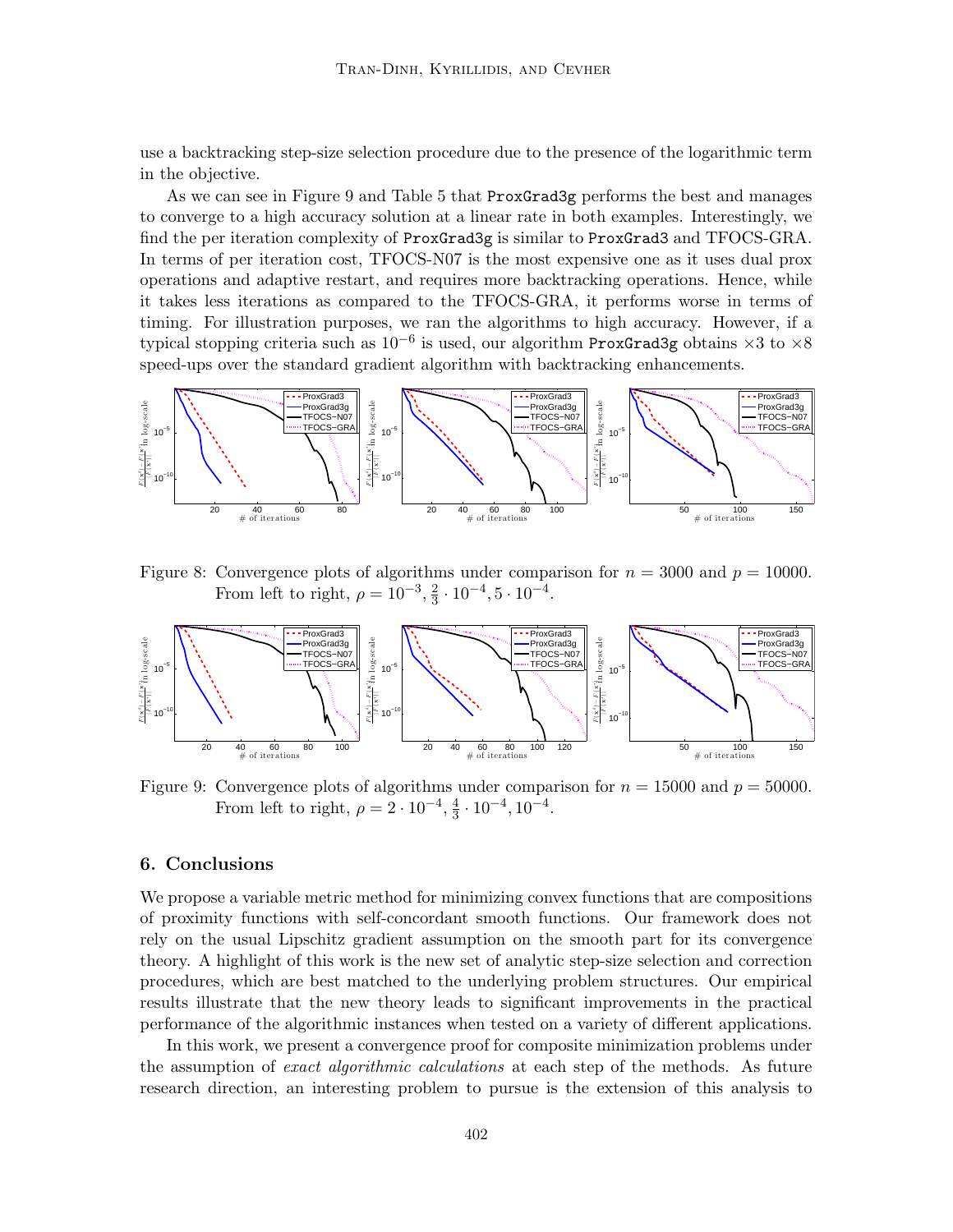use a backtracking step-size selection procedure due to the presence of the logarithmic term in the objective.

As we can see in Figure 9 and Table 5 that `ProxGrad3g` performs the best and manages to converge to a high accuracy solution at a linear rate in both examples. Interestingly, we find the per iteration complexity of `ProxGrad3g` is similar to `ProxGrad3` and TFOCS-GRA. In terms of per iteration cost, TFOCS-N07 is the most expensive one as it uses dual prox operations and adaptive restart, and requires more backtracking operations. Hence, while it takes less iterations as compared to the TFOCS-GRA, it performs worse in terms of timing. For illustration purposes, we ran the algorithms to high accuracy. However, if a typical stopping criteria such as $10^{-6}$ is used, our algorithm `ProxGrad3g` obtains $\times 3$ to $\times 8$ speed-ups over the standard gradient algorithm with backtracking enhancements.

Figure 8: Convergence plots of algorithms under comparison for $n = 3000$ and $p = 10000$. From left to right, $\rho = 10^{-3}, \frac{2}{3} \cdot 10^{-4}, 5 \cdot 10^{-4}$.

Figure 9: Convergence plots of algorithms under comparison for $n = 15000$ and $p = 50000$. From left to right, $\rho = 2 \cdot 10^{-4}, \frac{4}{3} \cdot 10^{-4}, 10^{-4}$.

## 6. Conclusions

We propose a variable metric method for minimizing convex functions that are compositions of proximity functions with self-concordant smooth functions. Our framework does not rely on the usual Lipschitz gradient assumption on the smooth part for its convergence theory. A highlight of this work is the new set of analytic step-size selection and correction procedures, which are best matched to the underlying problem structures. Our empirical results illustrate that the new theory leads to significant improvements in the practical performance of the algorithmic instances when tested on a variety of different applications.

In this work, we present a convergence proof for composite minimization problems under the assumption of *exact algorithmic calculations* at each step of the methods. As future research direction, an interesting problem to pursue is the extension of this analysis to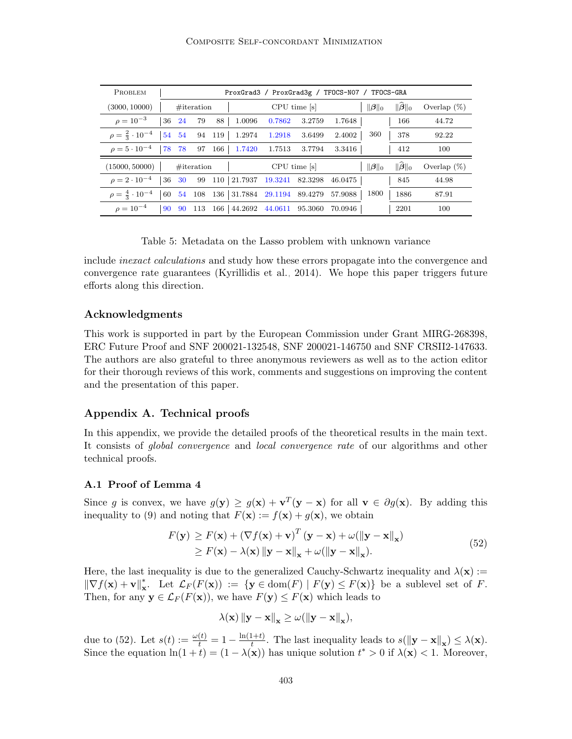| Problem | ProxGrad3 / ProxGrad3g / TFOCS-N07 / TFOCS-GRA | | | | | | | | | | |
|---|---|---|---|---|---|---|---|---|---|---|---|
| (3000, 10000) | #iteration | | | | CPU time [s] | | | | $\|\boldsymbol{\beta}\|_0$ | $\|\widehat{\boldsymbol{\beta}}\|_0$ | Overlap (%) |
| $\rho = 10^{-3}$ | 36 | 24 | 79 | 88 | 1.0096 | 0.7862 | 3.2759 | 1.7648 | | 166 | 44.72 |
| $\rho = \frac{2}{3} \cdot 10^{-4}$ | 54 | 54 | 94 | 119 | 1.2974 | 1.2918 | 3.6499 | 2.4002 | 360 | 378 | 92.22 |
| $\rho = 5 \cdot 10^{-4}$ | 78 | 78 | 97 | 166 | 1.7420 | 1.7513 | 3.7794 | 3.3416 | | 412 | 100 |
| (15000, 50000) | #iteration | | | | CPU time [s] | | | | $\|\boldsymbol{\beta}\|_0$ | $\|\widehat{\boldsymbol{\beta}}\|_0$ | Overlap (%) |
| $\rho = 2 \cdot 10^{-4}$ | 36 | 30 | 99 | 110 | 21.7937 | 19.3241 | 82.3298 | 46.0475 | | 845 | 44.98 |
| $\rho = \frac{4}{3} \cdot 10^{-4}$ | 60 | 54 | 108 | 136 | 31.7884 | 29.1194 | 89.4279 | 57.9088 | 1800 | 1886 | 87.91 |
| $\rho = 10^{-4}$ | 90 | 90 | 113 | 166 | 44.2692 | 44.0611 | 95.3060 | 70.0946 | | 2201 | 100 |

Table 5: Metadata on the Lasso problem with unknown variance

include *inexact calculations* and study how these errors propagate into the convergence and convergence rate guarantees (Kyrillidis et al., 2014). We hope this paper triggers future efforts along this direction.

## Acknowledgments

This work is supported in part by the European Commission under Grant MIRG-268398, ERC Future Proof and SNF 200021-132548, SNF 200021-146750 and SNF CRSII2-147633. The authors are also grateful to three anonymous reviewers as well as to the action editor for their thorough reviews of this work, comments and suggestions on improving the content and the presentation of this paper.

## Appendix A. Technical proofs

In this appendix, we provide the detailed proofs of the theoretical results in the main text. It consists of *global convergence* and *local convergence rate* of our algorithms and other technical proofs.

### A.1 Proof of Lemma 4

Since $g$ is convex, we have $g(\mathbf{y}) \geq g(\mathbf{x}) + \mathbf{v}^T(\mathbf{y} - \mathbf{x})$ for all $\mathbf{v} \in \partial g(\mathbf{x})$. By adding this inequality to (9) and noting that $F(\mathbf{x}) := f(\mathbf{x}) + g(\mathbf{x})$, we obtain

$$
\begin{aligned}
F(\mathbf{y}) &\geq F(\mathbf{x}) + (\nabla f(\mathbf{x}) + \mathbf{v})^T (\mathbf{y} - \mathbf{x}) + \omega(\|\mathbf{y} - \mathbf{x}\|_{\mathbf{x}}) \\
&\geq F(\mathbf{x}) - \lambda(\mathbf{x}) \|\mathbf{y} - \mathbf{x}\|_{\mathbf{x}} + \omega(\|\mathbf{y} - \mathbf{x}\|_{\mathbf{x}}).
\end{aligned} \tag{52}
$$

Here, the last inequality is due to the generalized Cauchy-Schwartz inequality and $\lambda(\mathbf{x}) := \|\nabla f(\mathbf{x}) + \mathbf{v}\|_{\mathbf{x}}^*$. Let $\mathcal{L}_F(F(\mathbf{x})) := \{\mathbf{y} \in \mathrm{dom}(F) \mid F(\mathbf{y}) \leq F(\mathbf{x})\}$ be a sublevel set of $F$. Then, for any $\mathbf{y} \in \mathcal{L}_F(F(\mathbf{x}))$, we have $F(\mathbf{y}) \leq F(\mathbf{x})$ which leads to

$$
\lambda(\mathbf{x}) \|\mathbf{y} - \mathbf{x}\|_{\mathbf{x}} \geq \omega(\|\mathbf{y} - \mathbf{x}\|_{\mathbf{x}}),
$$

due to (52). Let $s(t) := \frac{\omega(t)}{t} = 1 - \frac{\ln(1+t)}{t}$. The last inequality leads to $s(\|\mathbf{y} - \mathbf{x}\|_{\mathbf{x}}) \leq \lambda(\mathbf{x})$. Since the equation $\ln(1 + t) = (1 - \lambda(\mathbf{x}))$ has unique solution $t^* > 0$ if $\lambda(\mathbf{x}) < 1$. Moreover,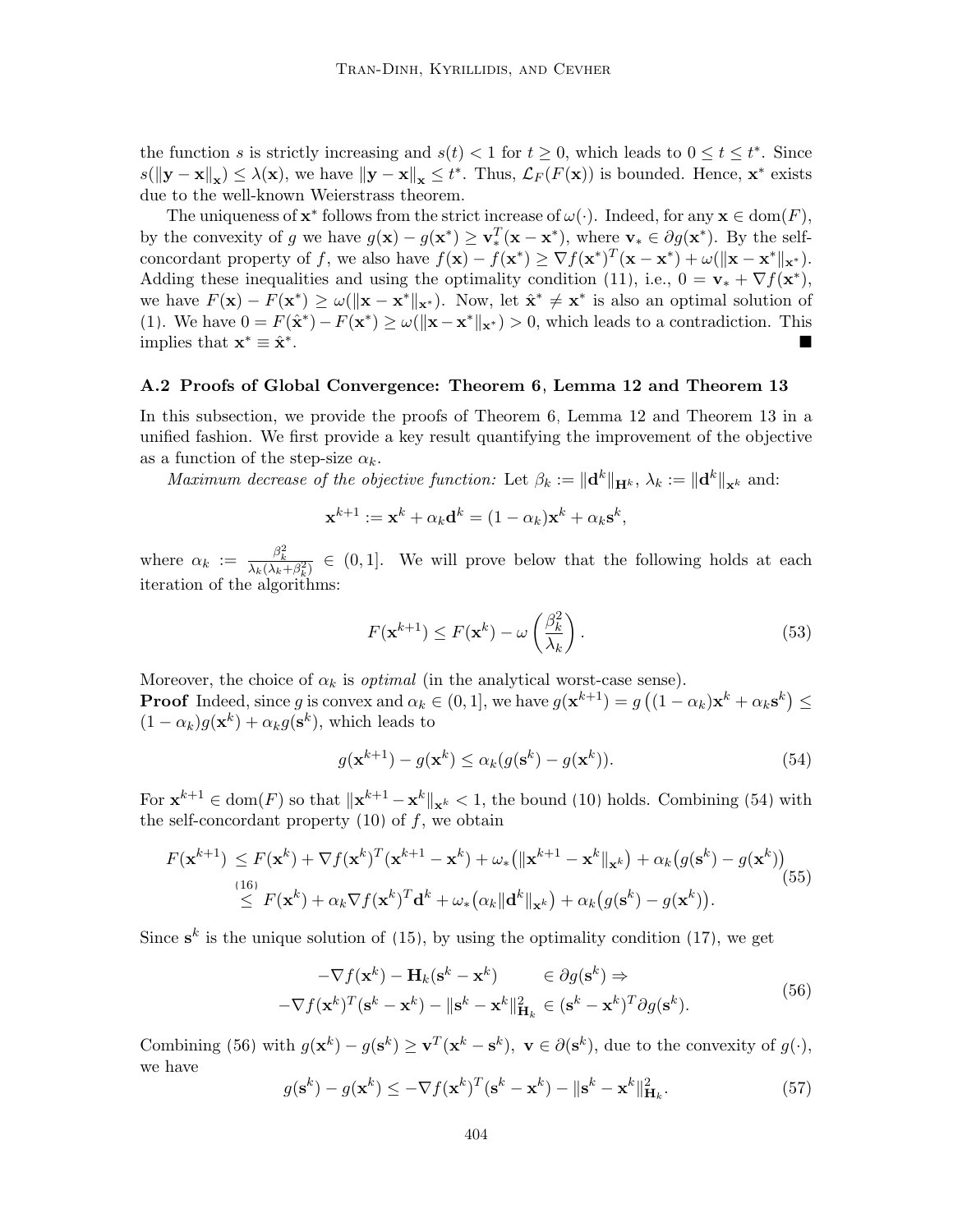the function $s$ is strictly increasing and $s(t) < 1$ for $t \geq 0$, which leads to $0 \leq t \leq t^*$. Since $s(\|\mathbf{y} - \mathbf{x}\|_{\mathbf{x}}) \leq \lambda(\mathbf{x})$, we have $\|\mathbf{y} - \mathbf{x}\|_{\mathbf{x}} \leq t^*$. Thus, $\mathcal{L}_F(F(\mathbf{x}))$ is bounded. Hence, $\mathbf{x}^*$ exists due to the well-known Weierstrass theorem.

The uniqueness of $\mathbf{x}^*$ follows from the strict increase of $\omega(\cdot)$. Indeed, for any $\mathbf{x} \in \mathrm{dom}(F)$, by the convexity of $g$ we have $g(\mathbf{x}) - g(\mathbf{x}^*) \geq \mathbf{v}_*^T(\mathbf{x} - \mathbf{x}^*)$, where $\mathbf{v}_* \in \partial g(\mathbf{x}^*)$. By the self-concordant property of $f$, we also have $f(\mathbf{x}) - f(\mathbf{x}^*) \geq \nabla f(\mathbf{x}^*)^T(\mathbf{x} - \mathbf{x}^*) + \omega(\|\mathbf{x} - \mathbf{x}^*\|_{\mathbf{x}^*})$. Adding these inequalities and using the optimality condition (11), i.e., $0 = \mathbf{v}_* + \nabla f(\mathbf{x}^*)$, we have $F(\mathbf{x}) - F(\mathbf{x}^*) \geq \omega(\|\mathbf{x} - \mathbf{x}^*\|_{\mathbf{x}^*})$. Now, let $\hat{\mathbf{x}}^* \neq \mathbf{x}^*$ is also an optimal solution of (1). We have $0 = F(\hat{\mathbf{x}}^*) - F(\mathbf{x}^*) \geq \omega(\|\mathbf{x} - \mathbf{x}^*\|_{\mathbf{x}^*}) > 0$, which leads to a contradiction. This implies that $\mathbf{x}^* \equiv \hat{\mathbf{x}}^*$. ∎

### A.2 Proofs of Global Convergence: Theorem 6, Lemma 12 and Theorem 13

In this subsection, we provide the proofs of Theorem 6, Lemma 12 and Theorem 13 in a unified fashion. We first provide a key result quantifying the improvement of the objective as a function of the step-size $\alpha_k$.

*Maximum decrease of the objective function:* Let $\beta_k := \|\mathbf{d}^k\|_{\mathbf{H}^k}$, $\lambda_k := \|\mathbf{d}^k\|_{\mathbf{x}^k}$ and:

$$\mathbf{x}^{k+1} := \mathbf{x}^k + \alpha_k \mathbf{d}^k = (1 - \alpha_k)\mathbf{x}^k + \alpha_k \mathbf{s}^k,$$

where $\alpha_k := \frac{\beta_k^2}{\lambda_k(\lambda_k + \beta_k^2)} \in (0, 1]$. We will prove below that the following holds at each iteration of the algorithms:

$$F(\mathbf{x}^{k+1}) \leq F(\mathbf{x}^k) - \omega\left(\frac{\beta_k^2}{\lambda_k}\right). \tag{53}$$

Moreover, the choice of $\alpha_k$ is *optimal* (in the analytical worst-case sense).

**Proof** Indeed, since $g$ is convex and $\alpha_k \in (0, 1]$, we have $g(\mathbf{x}^{k+1}) = g\left((1 - \alpha_k)\mathbf{x}^k + \alpha_k \mathbf{s}^k\right) \leq (1 - \alpha_k)g(\mathbf{x}^k) + \alpha_k g(\mathbf{s}^k)$, which leads to

$$g(\mathbf{x}^{k+1}) - g(\mathbf{x}^k) \leq \alpha_k(g(\mathbf{s}^k) - g(\mathbf{x}^k)). \tag{54}$$

For $\mathbf{x}^{k+1} \in \mathrm{dom}(F)$ so that $\|\mathbf{x}^{k+1} - \mathbf{x}^k\|_{\mathbf{x}^k} < 1$, the bound (10) holds. Combining (54) with the self-concordant property (10) of $f$, we obtain

$$\begin{aligned}
F(\mathbf{x}^{k+1}) &\leq F(\mathbf{x}^k) + \nabla f(\mathbf{x}^k)^T(\mathbf{x}^{k+1} - \mathbf{x}^k) + \omega_*\big(\|\mathbf{x}^{k+1} - \mathbf{x}^k\|_{\mathbf{x}^k}\big) + \alpha_k\big(g(\mathbf{s}^k) - g(\mathbf{x}^k)\big) \\
&\overset{(16)}{\leq} F(\mathbf{x}^k) + \alpha_k \nabla f(\mathbf{x}^k)^T \mathbf{d}^k + \omega_*\big(\alpha_k \|\mathbf{d}^k\|_{\mathbf{x}^k}\big) + \alpha_k\big(g(\mathbf{s}^k) - g(\mathbf{x}^k)\big).
\end{aligned} \tag{55}$$

Since $\mathbf{s}^k$ is the unique solution of (15), by using the optimality condition (17), we get

$$\begin{aligned}
-\nabla f(\mathbf{x}^k) - \mathbf{H}_k(\mathbf{s}^k - \mathbf{x}^k) \quad &\in \partial g(\mathbf{s}^k) \Rightarrow \\
-\nabla f(\mathbf{x}^k)^T(\mathbf{s}^k - \mathbf{x}^k) - \|\mathbf{s}^k - \mathbf{x}^k\|^2_{\mathbf{H}_k} &\in (\mathbf{s}^k - \mathbf{x}^k)^T \partial g(\mathbf{s}^k).
\end{aligned} \tag{56}$$

Combining (56) with $g(\mathbf{x}^k) - g(\mathbf{s}^k) \geq \mathbf{v}^T(\mathbf{x}^k - \mathbf{s}^k)$, $\mathbf{v} \in \partial(\mathbf{s}^k)$, due to the convexity of $g(\cdot)$, we have

$$g(\mathbf{s}^k) - g(\mathbf{x}^k) \leq -\nabla f(\mathbf{x}^k)^T(\mathbf{s}^k - \mathbf{x}^k) - \|\mathbf{s}^k - \mathbf{x}^k\|^2_{\mathbf{H}_k}. \tag{57}$$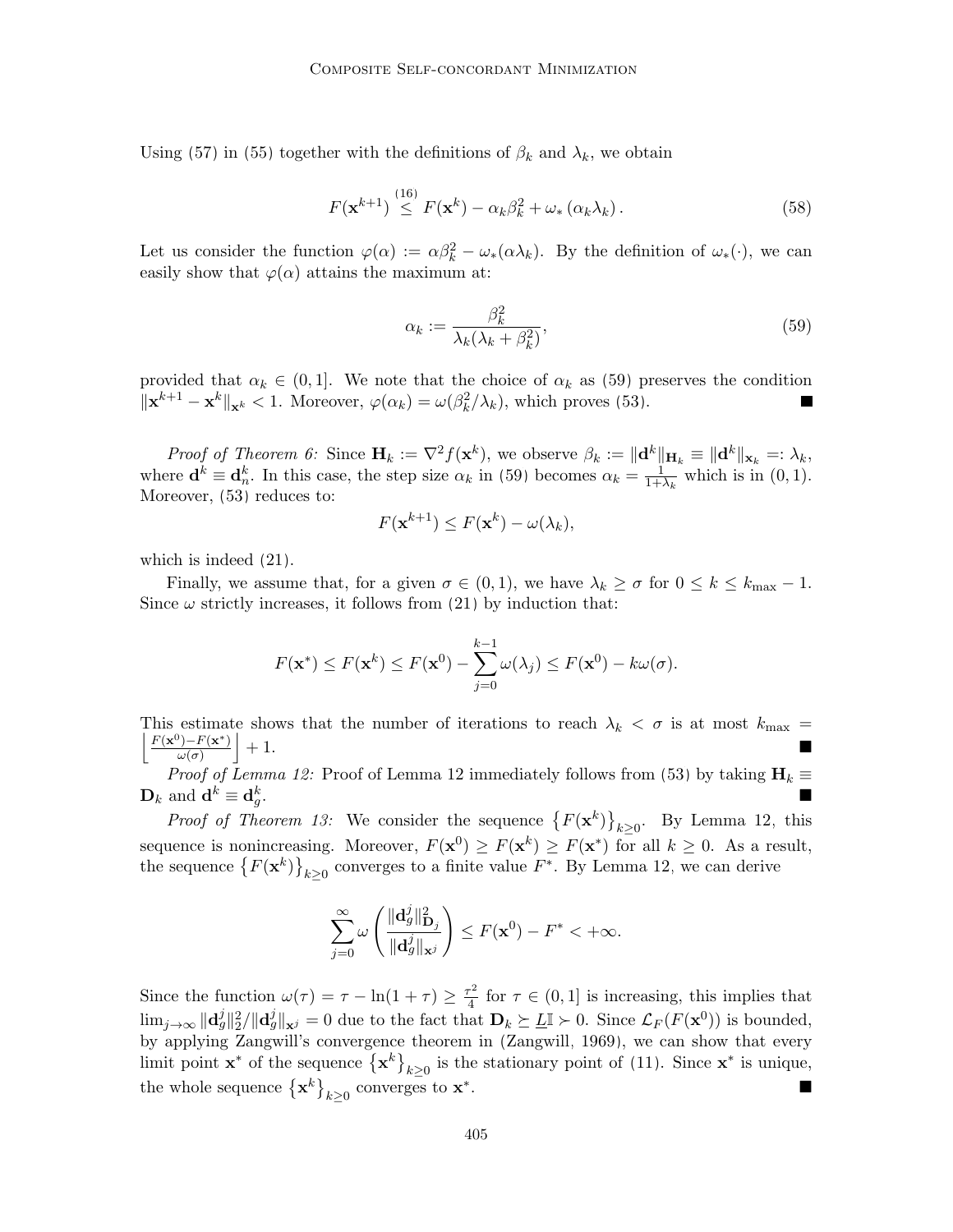Using (57) in (55) together with the definitions of $\beta_k$ and $\lambda_k$, we obtain

$$F(\mathbf{x}^{k+1}) \overset{(16)}{\leq} F(\mathbf{x}^k) - \alpha_k \beta_k^2 + \omega_* \left(\alpha_k \lambda_k\right). \tag{58}$$

Let us consider the function $\varphi(\alpha) := \alpha\beta_k^2 - \omega_*(\alpha\lambda_k)$. By the definition of $\omega_*(\cdot)$, we can easily show that $\varphi(\alpha)$ attains the maximum at:

$$\alpha_k := \frac{\beta_k^2}{\lambda_k(\lambda_k + \beta_k^2)}, \tag{59}$$

provided that $\alpha_k \in (0, 1]$. We note that the choice of $\alpha_k$ as (59) preserves the condition $\|\mathbf{x}^{k+1} - \mathbf{x}^k\|_{\mathbf{x}^k} < 1$. Moreover, $\varphi(\alpha_k) = \omega(\beta_k^2/\lambda_k)$, which proves (53). ■

*Proof of Theorem 6:* Since $\mathbf{H}_k := \nabla^2 f(\mathbf{x}^k)$, we observe $\beta_k := \|\mathbf{d}^k\|_{\mathbf{H}_k} \equiv \|\mathbf{d}^k\|_{\mathbf{x}_k} =: \lambda_k$, where $\mathbf{d}^k \equiv \mathbf{d}_n^k$. In this case, the step size $\alpha_k$ in (59) becomes $\alpha_k = \frac{1}{1+\lambda_k}$ which is in $(0, 1)$. Moreover, (53) reduces to:

$$F(\mathbf{x}^{k+1}) \leq F(\mathbf{x}^k) - \omega(\lambda_k),$$

which is indeed (21).

Finally, we assume that, for a given $\sigma \in (0, 1)$, we have $\lambda_k \geq \sigma$ for $0 \leq k \leq k_{\max} - 1$. Since $\omega$ strictly increases, it follows from (21) by induction that:

$$F(\mathbf{x}^*) \leq F(\mathbf{x}^k) \leq F(\mathbf{x}^0) - \sum_{j=0}^{k-1} \omega(\lambda_j) \leq F(\mathbf{x}^0) - k\omega(\sigma).$$

This estimate shows that the number of iterations to reach $\lambda_k < \sigma$ is at most $k_{\max} = \left\lfloor \frac{F(\mathbf{x}^0) - F(\mathbf{x}^*)}{\omega(\sigma)} \right\rfloor + 1$. ■

*Proof of Lemma 12:* Proof of Lemma 12 immediately follows from (53) by taking $\mathbf{H}_k \equiv \mathbf{D}_k$ and $\mathbf{d}^k \equiv \mathbf{d}_g^k$. ■

*Proof of Theorem 13:* We consider the sequence $\left\{F(\mathbf{x}^k)\right\}_{k\geq 0}$. By Lemma 12, this sequence is nonincreasing. Moreover, $F(\mathbf{x}^0) \geq F(\mathbf{x}^k) \geq F(\mathbf{x}^*)$ for all $k \geq 0$. As a result, the sequence $\left\{F(\mathbf{x}^k)\right\}_{k\geq 0}$ converges to a finite value $F^*$. By Lemma 12, we can derive

$$\sum_{j=0}^{\infty} \omega\left(\frac{\|\mathbf{d}_g^j\|_{\mathbf{D}_j}^2}{\|\mathbf{d}_g^j\|_{\mathbf{x}^j}}\right) \leq F(\mathbf{x}^0) - F^* < +\infty.$$

Since the function $\omega(\tau) = \tau - \ln(1 + \tau) \geq \frac{\tau^2}{4}$ for $\tau \in (0, 1]$ is increasing, this implies that $\lim_{j\to\infty} \|\mathbf{d}_g^j\|_2^2 / \|\mathbf{d}_g^j\|_{\mathbf{x}^j} = 0$ due to the fact that $\mathbf{D}_k \succeq \underline{L}\mathbb{I} \succ 0$. Since $\mathcal{L}_F(F(\mathbf{x}^0))$ is bounded, by applying Zangwill's convergence theorem in (Zangwill, 1969), we can show that every limit point $\mathbf{x}^*$ of the sequence $\left\{\mathbf{x}^k\right\}_{k\geq 0}$ is the stationary point of (11). Since $\mathbf{x}^*$ is unique, the whole sequence $\left\{\mathbf{x}^k\right\}_{k\geq 0}$ converges to $\mathbf{x}^*$. ■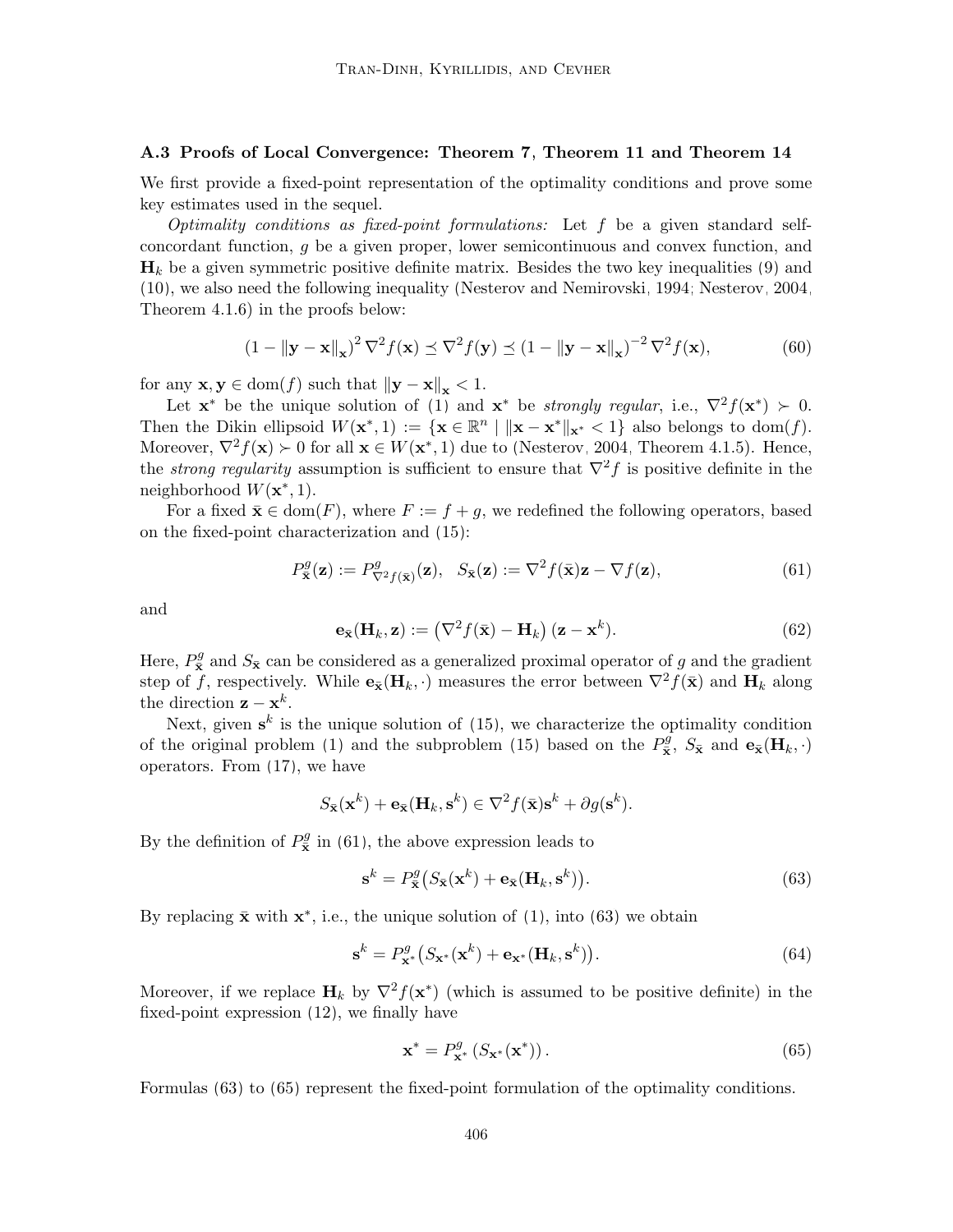### A.3 Proofs of Local Convergence: Theorem 7, Theorem 11 and Theorem 14

We first provide a fixed-point representation of the optimality conditions and prove some key estimates used in the sequel.

*Optimality conditions as fixed-point formulations:* Let $f$ be a given standard self-concordant function, $g$ be a given proper, lower semicontinuous and convex function, and $\mathbf{H}_k$ be a given symmetric positive definite matrix. Besides the two key inequalities (9) and (10), we also need the following inequality (Nesterov and Nemirovski, 1994; Nesterov, 2004, Theorem 4.1.6) in the proofs below:

$$
(1 - \|\mathbf{y} - \mathbf{x}\|_{\mathbf{x}})^2 \nabla^2 f(\mathbf{x}) \preceq \nabla^2 f(\mathbf{y}) \preceq (1 - \|\mathbf{y} - \mathbf{x}\|_{\mathbf{x}})^{-2} \nabla^2 f(\mathbf{x}), \tag{60}
$$

for any $\mathbf{x}, \mathbf{y} \in \mathrm{dom}(f)$ such that $\|\mathbf{y} - \mathbf{x}\|_{\mathbf{x}} < 1$.

Let $\mathbf{x}^*$ be the unique solution of (1) and $\mathbf{x}^*$ be *strongly regular*, i.e., $\nabla^2 f(\mathbf{x}^*) \succ 0$. Then the Dikin ellipsoid $W(\mathbf{x}^*, 1) := \{\mathbf{x} \in \mathbb{R}^n \mid \|\mathbf{x} - \mathbf{x}^*\|_{\mathbf{x}^*} < 1\}$ also belongs to $\mathrm{dom}(f)$. Moreover, $\nabla^2 f(\mathbf{x}) \succ 0$ for all $\mathbf{x} \in W(\mathbf{x}^*, 1)$ due to (Nesterov, 2004, Theorem 4.1.5). Hence, the *strong regularity* assumption is sufficient to ensure that $\nabla^2 f$ is positive definite in the neighborhood $W(\mathbf{x}^*, 1)$.

For a fixed $\bar{\mathbf{x}} \in \mathrm{dom}(F)$, where $F := f + g$, we redefined the following operators, based on the fixed-point characterization and (15):

$$
P^g_{\bar{\mathbf{x}}}(\mathbf{z}) := P^g_{\nabla^2 f(\bar{\mathbf{x}})}(\mathbf{z}), \quad S_{\bar{\mathbf{x}}}(\mathbf{z}) := \nabla^2 f(\bar{\mathbf{x}})\mathbf{z} - \nabla f(\mathbf{z}), \tag{61}
$$

and

$$
\mathbf{e}_{\bar{\mathbf{x}}}(\mathbf{H}_k, \mathbf{z}) := \left(\nabla^2 f(\bar{\mathbf{x}}) - \mathbf{H}_k\right)(\mathbf{z} - \mathbf{x}^k). \tag{62}
$$

Here, $P^g_{\bar{\mathbf{x}}}$ and $S_{\bar{\mathbf{x}}}$ can be considered as a generalized proximal operator of $g$ and the gradient step of $f$, respectively. While $\mathbf{e}_{\bar{\mathbf{x}}}(\mathbf{H}_k, \cdot)$ measures the error between $\nabla^2 f(\bar{\mathbf{x}})$ and $\mathbf{H}_k$ along the direction $\mathbf{z} - \mathbf{x}^k$.

Next, given $\mathbf{s}^k$ is the unique solution of (15), we characterize the optimality condition of the original problem (1) and the subproblem (15) based on the $P^g_{\bar{\mathbf{x}}}$, $S_{\bar{\mathbf{x}}}$ and $\mathbf{e}_{\bar{\mathbf{x}}}(\mathbf{H}_k, \cdot)$ operators. From (17), we have

$$
S_{\bar{\mathbf{x}}}(\mathbf{x}^k) + \mathbf{e}_{\bar{\mathbf{x}}}(\mathbf{H}_k, \mathbf{s}^k) \in \nabla^2 f(\bar{\mathbf{x}})\mathbf{s}^k + \partial g(\mathbf{s}^k).
$$

By the definition of $P^g_{\bar{\mathbf{x}}}$ in (61), the above expression leads to

$$
\mathbf{s}^k = P^g_{\bar{\mathbf{x}}}\big(S_{\bar{\mathbf{x}}}(\mathbf{x}^k) + \mathbf{e}_{\bar{\mathbf{x}}}(\mathbf{H}_k, \mathbf{s}^k)\big). \tag{63}
$$

By replacing $\bar{\mathbf{x}}$ with $\mathbf{x}^*$, i.e., the unique solution of (1), into (63) we obtain

$$
\mathbf{s}^k = P^g_{\mathbf{x}^*}\big(S_{\mathbf{x}^*}(\mathbf{x}^k) + \mathbf{e}_{\mathbf{x}^*}(\mathbf{H}_k, \mathbf{s}^k)\big). \tag{64}
$$

Moreover, if we replace $\mathbf{H}_k$ by $\nabla^2 f(\mathbf{x}^*)$ (which is assumed to be positive definite) in the fixed-point expression (12), we finally have

$$
\mathbf{x}^* = P^g_{\mathbf{x}^*}\left(S_{\mathbf{x}^*}(\mathbf{x}^*)\right). \tag{65}
$$

Formulas (63) to (65) represent the fixed-point formulation of the optimality conditions.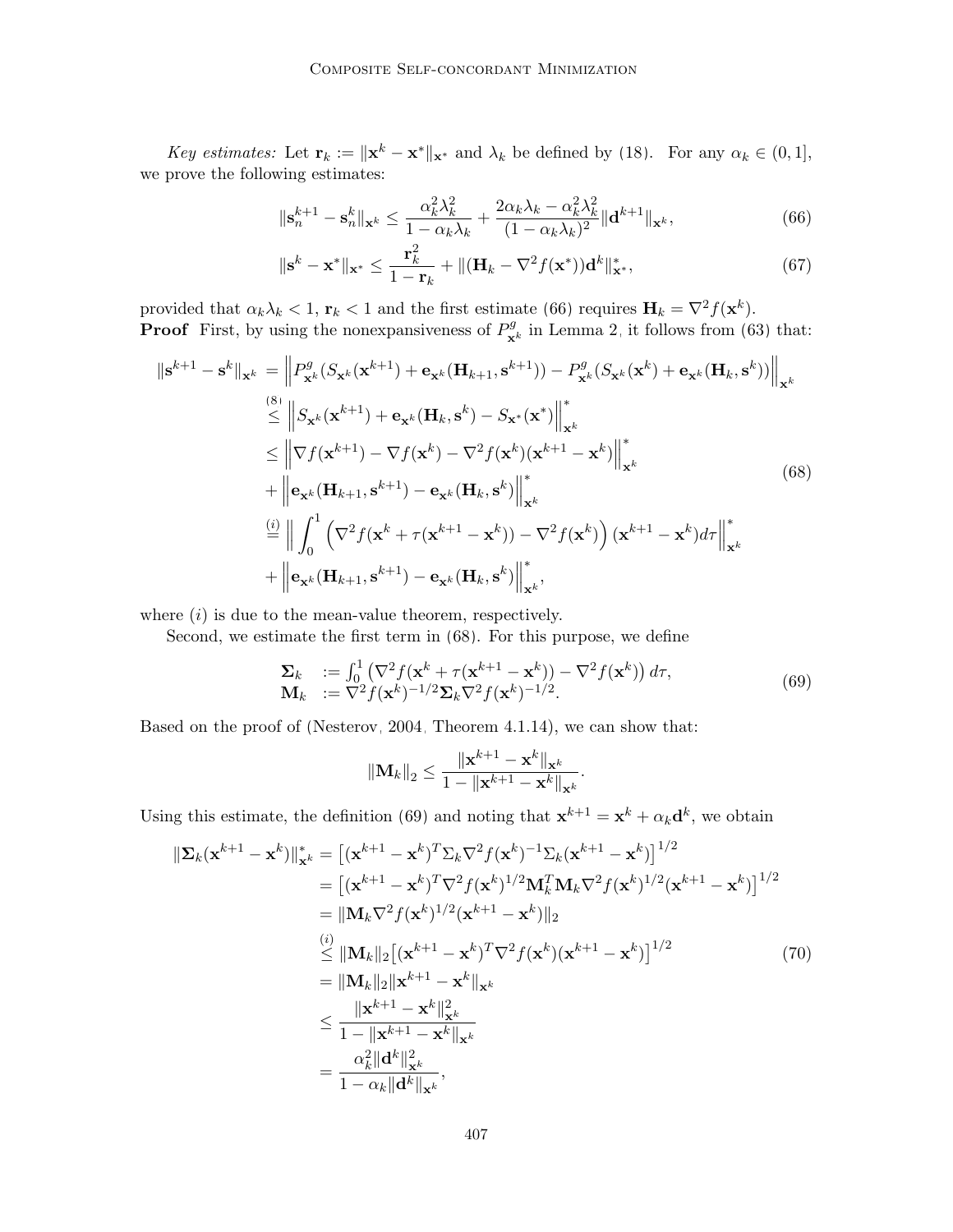*Key estimates:* Let $\mathbf{r}_k := \|\mathbf{x}^k - \mathbf{x}^*\|_{\mathbf{x}^*}$ and $\lambda_k$ be defined by (18). For any $\alpha_k \in (0,1]$, we prove the following estimates:

$$
\|\mathbf{s}_n^{k+1} - \mathbf{s}_n^k\|_{\mathbf{x}^k} \leq \frac{\alpha_k^2\lambda_k^2}{1-\alpha_k\lambda_k} + \frac{2\alpha_k\lambda_k - \alpha_k^2\lambda_k^2}{(1-\alpha_k\lambda_k)^2}\|\mathbf{d}^{k+1}\|_{\mathbf{x}^k}, \tag{66}
$$

$$
\|\mathbf{s}^k - \mathbf{x}^*\|_{\mathbf{x}^*} \leq \frac{\mathbf{r}_k^2}{1-\mathbf{r}_k} + \|(\mathbf{H}_k - \nabla^2 f(\mathbf{x}^*))\mathbf{d}^k\|_{\mathbf{x}^*}^*, \tag{67}
$$

provided that $\alpha_k\lambda_k < 1$, $\mathbf{r}_k < 1$ and the first estimate (66) requires $\mathbf{H}_k = \nabla^2 f(\mathbf{x}^k)$.

**Proof** First, by using the nonexpansiveness of $P^g_{\mathbf{x}^k}$ in Lemma 2, it follows from (63) that:

$$
\begin{aligned}
\|\mathbf{s}^{k+1} - \mathbf{s}^k\|_{\mathbf{x}^k} &= \left\|P^g_{\mathbf{x}^k}(S_{\mathbf{x}^k}(\mathbf{x}^{k+1}) + \mathbf{e}_{\mathbf{x}^k}(\mathbf{H}_{k+1}, \mathbf{s}^{k+1})) - P^g_{\mathbf{x}^k}(S_{\mathbf{x}^k}(\mathbf{x}^k) + \mathbf{e}_{\mathbf{x}^k}(\mathbf{H}_k, \mathbf{s}^k))\right\|_{\mathbf{x}^k} \\
&\overset{(8)}{\leq} \left\|S_{\mathbf{x}^k}(\mathbf{x}^{k+1}) + \mathbf{e}_{\mathbf{x}^k}(\mathbf{H}_k, \mathbf{s}^k) - S_{\mathbf{x}^*}(\mathbf{x}^*)\right\|_{\mathbf{x}^k}^* \\
&\leq \left\|\nabla f(\mathbf{x}^{k+1}) - \nabla f(\mathbf{x}^k) - \nabla^2 f(\mathbf{x}^k)(\mathbf{x}^{k+1} - \mathbf{x}^k)\right\|_{\mathbf{x}^k}^* \\
&+ \left\|\mathbf{e}_{\mathbf{x}^k}(\mathbf{H}_{k+1}, \mathbf{s}^{k+1}) - \mathbf{e}_{\mathbf{x}^k}(\mathbf{H}_k, \mathbf{s}^k)\right\|_{\mathbf{x}^k}^* \\
&\overset{(i)}{=} \left\| \int_0^1 \left(\nabla^2 f(\mathbf{x}^k + \tau(\mathbf{x}^{k+1} - \mathbf{x}^k)) - \nabla^2 f(\mathbf{x}^k)\right)(\mathbf{x}^{k+1} - \mathbf{x}^k)d\tau\right\|_{\mathbf{x}^k}^* \\
&+ \left\|\mathbf{e}_{\mathbf{x}^k}(\mathbf{H}_{k+1}, \mathbf{s}^{k+1}) - \mathbf{e}_{\mathbf{x}^k}(\mathbf{H}_k, \mathbf{s}^k)\right\|_{\mathbf{x}^k}^*,
\end{aligned} \tag{68}
$$

where $(i)$ is due to the mean-value theorem, respectively.

Second, we estimate the first term in (68). For this purpose, we define

$$
\begin{aligned}
\mathbf{\Sigma}_k &:= \int_0^1 \left(\nabla^2 f(\mathbf{x}^k + \tau(\mathbf{x}^{k+1} - \mathbf{x}^k)) - \nabla^2 f(\mathbf{x}^k)\right) d\tau, \\
\mathbf{M}_k &:= \nabla^2 f(\mathbf{x}^k)^{-1/2}\mathbf{\Sigma}_k \nabla^2 f(\mathbf{x}^k)^{-1/2}.
\end{aligned} \tag{69}
$$

Based on the proof of (Nesterov, 2004, Theorem 4.1.14), we can show that:

$$
\|\mathbf{M}_k\|_2 \leq \frac{\|\mathbf{x}^{k+1} - \mathbf{x}^k\|_{\mathbf{x}^k}}{1 - \|\mathbf{x}^{k+1} - \mathbf{x}^k\|_{\mathbf{x}^k}}.
$$

Using this estimate, the definition (69) and noting that $\mathbf{x}^{k+1} = \mathbf{x}^k + \alpha_k \mathbf{d}^k$, we obtain

$$
\begin{aligned}
\|\mathbf{\Sigma}_k(\mathbf{x}^{k+1} - \mathbf{x}^k)\|_{\mathbf{x}^k}^* &= \left[(\mathbf{x}^{k+1} - \mathbf{x}^k)^T \Sigma_k \nabla^2 f(\mathbf{x}^k)^{-1} \Sigma_k (\mathbf{x}^{k+1} - \mathbf{x}^k)\right]^{1/2} \\
&= \left[(\mathbf{x}^{k+1} - \mathbf{x}^k)^T \nabla^2 f(\mathbf{x}^k)^{1/2} \mathbf{M}_k^T \mathbf{M}_k \nabla^2 f(\mathbf{x}^k)^{1/2}(\mathbf{x}^{k+1} - \mathbf{x}^k)\right]^{1/2} \\
&= \|\mathbf{M}_k \nabla^2 f(\mathbf{x}^k)^{1/2}(\mathbf{x}^{k+1} - \mathbf{x}^k)\|_2 \\
&\overset{(i)}{\leq} \|\mathbf{M}_k\|_2 \left[(\mathbf{x}^{k+1} - \mathbf{x}^k)^T \nabla^2 f(\mathbf{x}^k)(\mathbf{x}^{k+1} - \mathbf{x}^k)\right]^{1/2} \\
&= \|\mathbf{M}_k\|_2 \|\mathbf{x}^{k+1} - \mathbf{x}^k\|_{\mathbf{x}^k} \\
&\leq \frac{\|\mathbf{x}^{k+1} - \mathbf{x}^k\|_{\mathbf{x}^k}^2}{1 - \|\mathbf{x}^{k+1} - \mathbf{x}^k\|_{\mathbf{x}^k}} \\
&= \frac{\alpha_k^2 \|\mathbf{d}^k\|_{\mathbf{x}^k}^2}{1 - \alpha_k \|\mathbf{d}^k\|_{\mathbf{x}^k}},
\end{aligned} \tag{70}
$$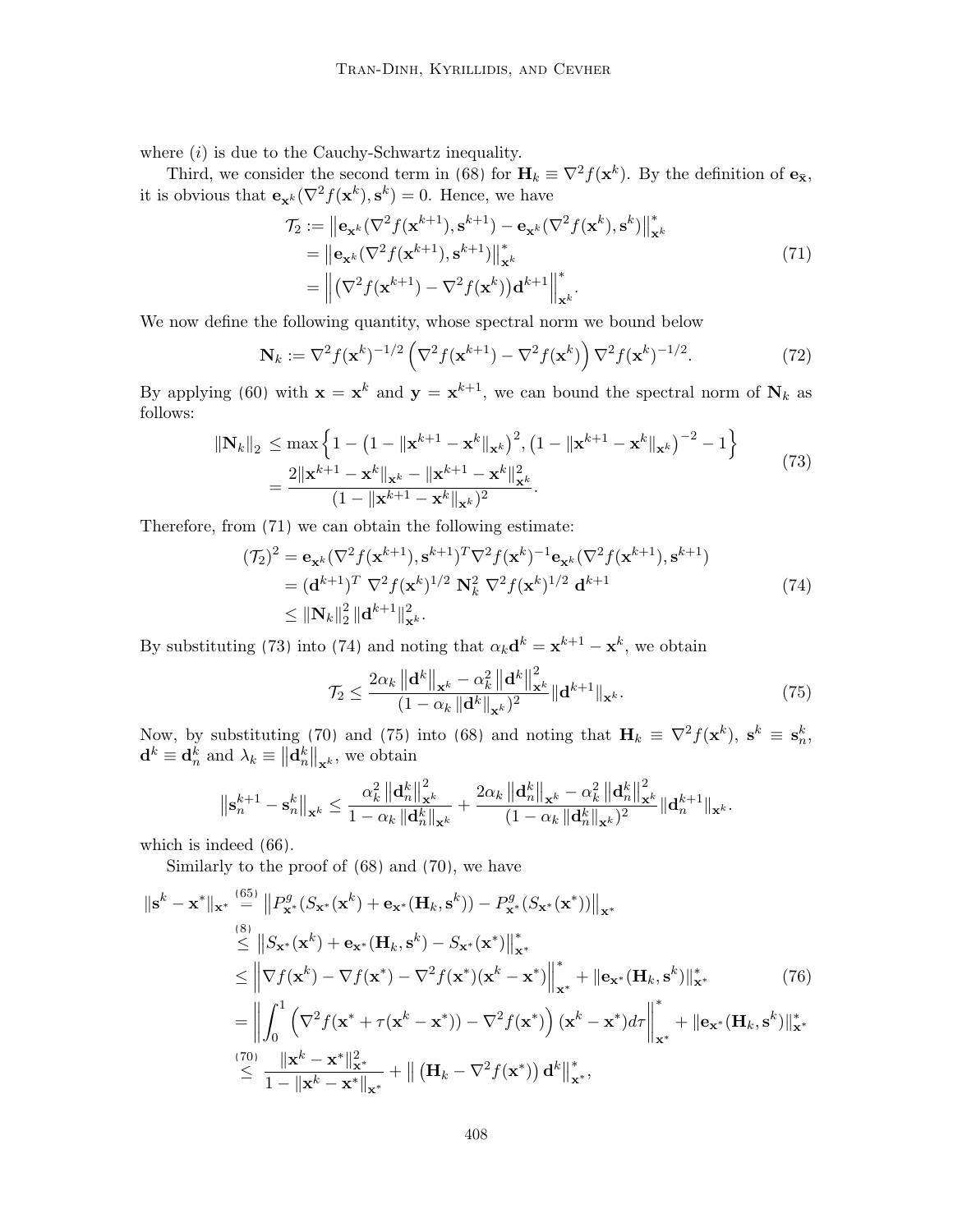where $(i)$ is due to the Cauchy-Schwartz inequality.

Third, we consider the second term in (68) for $\mathbf{H}_k \equiv \nabla^2 f(\mathbf{x}^k)$. By the definition of $\mathbf{e}_{\bar{\mathbf{x}}}$, it is obvious that $\mathbf{e}_{\mathbf{x}^k}(\nabla^2 f(\mathbf{x}^k), \mathbf{s}^k) = 0$. Hence, we have

$$
\begin{aligned}
\mathcal{T}_2 &:= \left\|\mathbf{e}_{\mathbf{x}^k}(\nabla^2 f(\mathbf{x}^{k+1}), \mathbf{s}^{k+1}) - \mathbf{e}_{\mathbf{x}^k}(\nabla^2 f(\mathbf{x}^k), \mathbf{s}^k)\right\|_{\mathbf{x}^k}^* \\
&= \left\|\mathbf{e}_{\mathbf{x}^k}(\nabla^2 f(\mathbf{x}^{k+1}), \mathbf{s}^{k+1})\right\|_{\mathbf{x}^k}^* \\
&= \left\|\left(\nabla^2 f(\mathbf{x}^{k+1}) - \nabla^2 f(\mathbf{x}^k)\right)\mathbf{d}^{k+1}\right\|_{\mathbf{x}^k}^*.
\end{aligned} \tag{71}
$$

We now define the following quantity, whose spectral norm we bound below

$$
\mathbf{N}_k := \nabla^2 f(\mathbf{x}^k)^{-1/2}\left(\nabla^2 f(\mathbf{x}^{k+1}) - \nabla^2 f(\mathbf{x}^k)\right)\nabla^2 f(\mathbf{x}^k)^{-1/2}. \tag{72}
$$

By applying (60) with $\mathbf{x} = \mathbf{x}^k$ and $\mathbf{y} = \mathbf{x}^{k+1}$, we can bound the spectral norm of $\mathbf{N}_k$ as follows:

$$
\begin{aligned}
\|\mathbf{N}_k\|_2 &\leq \max\left\{1 - \left(1 - \|\mathbf{x}^{k+1} - \mathbf{x}^k\|_{\mathbf{x}^k}\right)^2, \left(1 - \|\mathbf{x}^{k+1} - \mathbf{x}^k\|_{\mathbf{x}^k}\right)^{-2} - 1\right\} \\
&= \frac{2\|\mathbf{x}^{k+1} - \mathbf{x}^k\|_{\mathbf{x}^k} - \|\mathbf{x}^{k+1} - \mathbf{x}^k\|_{\mathbf{x}^k}^2}{(1 - \|\mathbf{x}^{k+1} - \mathbf{x}^k\|_{\mathbf{x}^k})^2}.
\end{aligned} \tag{73}
$$

Therefore, from (71) we can obtain the following estimate:

$$
\begin{aligned}
(\mathcal{T}_2)^2 &= \mathbf{e}_{\mathbf{x}^k}(\nabla^2 f(\mathbf{x}^{k+1}), \mathbf{s}^{k+1})^T \nabla^2 f(\mathbf{x}^k)^{-1}\mathbf{e}_{\mathbf{x}^k}(\nabla^2 f(\mathbf{x}^{k+1}), \mathbf{s}^{k+1}) \\
&= (\mathbf{d}^{k+1})^T \; \nabla^2 f(\mathbf{x}^k)^{1/2} \; \mathbf{N}_k^2 \; \nabla^2 f(\mathbf{x}^k)^{1/2} \; \mathbf{d}^{k+1} \\
&\leq \|\mathbf{N}_k\|_2^2 \, \|\mathbf{d}^{k+1}\|_{\mathbf{x}^k}^2.
\end{aligned} \tag{74}
$$

By substituting (73) into (74) and noting that $\alpha_k \mathbf{d}^k = \mathbf{x}^{k+1} - \mathbf{x}^k$, we obtain

$$
\mathcal{T}_2 \leq \frac{2\alpha_k \left\|\mathbf{d}^k\right\|_{\mathbf{x}^k} - \alpha_k^2 \left\|\mathbf{d}^k\right\|_{\mathbf{x}^k}^2}{(1 - \alpha_k \left\|\mathbf{d}^k\right\|_{\mathbf{x}^k})^2}\|\mathbf{d}^{k+1}\|_{\mathbf{x}^k}. \tag{75}
$$

Now, by substituting (70) and (75) into (68) and noting that $\mathbf{H}_k \equiv \nabla^2 f(\mathbf{x}^k)$, $\mathbf{s}^k \equiv \mathbf{s}_n^k$, $\mathbf{d}^k \equiv \mathbf{d}_n^k$ and $\lambda_k \equiv \left\|\mathbf{d}_n^k\right\|_{\mathbf{x}^k}$, we obtain

$$
\left\|\mathbf{s}_n^{k+1} - \mathbf{s}_n^k\right\|_{\mathbf{x}^k} \leq \frac{\alpha_k^2 \left\|\mathbf{d}_n^k\right\|_{\mathbf{x}^k}^2}{1 - \alpha_k \left\|\mathbf{d}_n^k\right\|_{\mathbf{x}^k}} + \frac{2\alpha_k \left\|\mathbf{d}_n^k\right\|_{\mathbf{x}^k} - \alpha_k^2 \left\|\mathbf{d}_n^k\right\|_{\mathbf{x}^k}^2}{(1 - \alpha_k \left\|\mathbf{d}_n^k\right\|_{\mathbf{x}^k})^2}\|\mathbf{d}_n^{k+1}\|_{\mathbf{x}^k}.
$$

which is indeed (66).

Similarly to the proof of (68) and (70), we have

$$
\begin{aligned}
\|\mathbf{s}^k - \mathbf{x}^*\|_{\mathbf{x}^*} &\overset{(65)}{=} \left\|P_{\mathbf{x}^*}^g(S_{\mathbf{x}^*}(\mathbf{x}^k) + \mathbf{e}_{\mathbf{x}^*}(\mathbf{H}_k, \mathbf{s}^k)) - P_{\mathbf{x}^*}^g(S_{\mathbf{x}^*}(\mathbf{x}^*))\right\|_{\mathbf{x}^*} \\
&\overset{(8)}{\leq} \left\|S_{\mathbf{x}^*}(\mathbf{x}^k) + \mathbf{e}_{\mathbf{x}^*}(\mathbf{H}_k, \mathbf{s}^k) - S_{\mathbf{x}^*}(\mathbf{x}^*)\right\|_{\mathbf{x}^*}^* \\
&\leq \left\|\nabla f(\mathbf{x}^k) - \nabla f(\mathbf{x}^*) - \nabla^2 f(\mathbf{x}^*)(\mathbf{x}^k - \mathbf{x}^*)\right\|_{\mathbf{x}^*}^* + \|\mathbf{e}_{\mathbf{x}^*}(\mathbf{H}_k, \mathbf{s}^k)\|_{\mathbf{x}^*}^* \\
&= \left\|\int_0^1 \left(\nabla^2 f(\mathbf{x}^* + \tau(\mathbf{x}^k - \mathbf{x}^*)) - \nabla^2 f(\mathbf{x}^*)\right)(\mathbf{x}^k - \mathbf{x}^*)d\tau\right\|_{\mathbf{x}^*}^* + \|\mathbf{e}_{\mathbf{x}^*}(\mathbf{H}_k, \mathbf{s}^k)\|_{\mathbf{x}^*}^* \\
&\overset{(70)}{\leq} \frac{\|\mathbf{x}^k - \mathbf{x}^*\|_{\mathbf{x}^*}^2}{1 - \|\mathbf{x}^k - \mathbf{x}^*\|_{\mathbf{x}^*}} + \left\|\left(\mathbf{H}_k - \nabla^2 f(\mathbf{x}^*)\right)\mathbf{d}^k\right\|_{\mathbf{x}^*}^*,
\end{aligned} \tag{76}
$$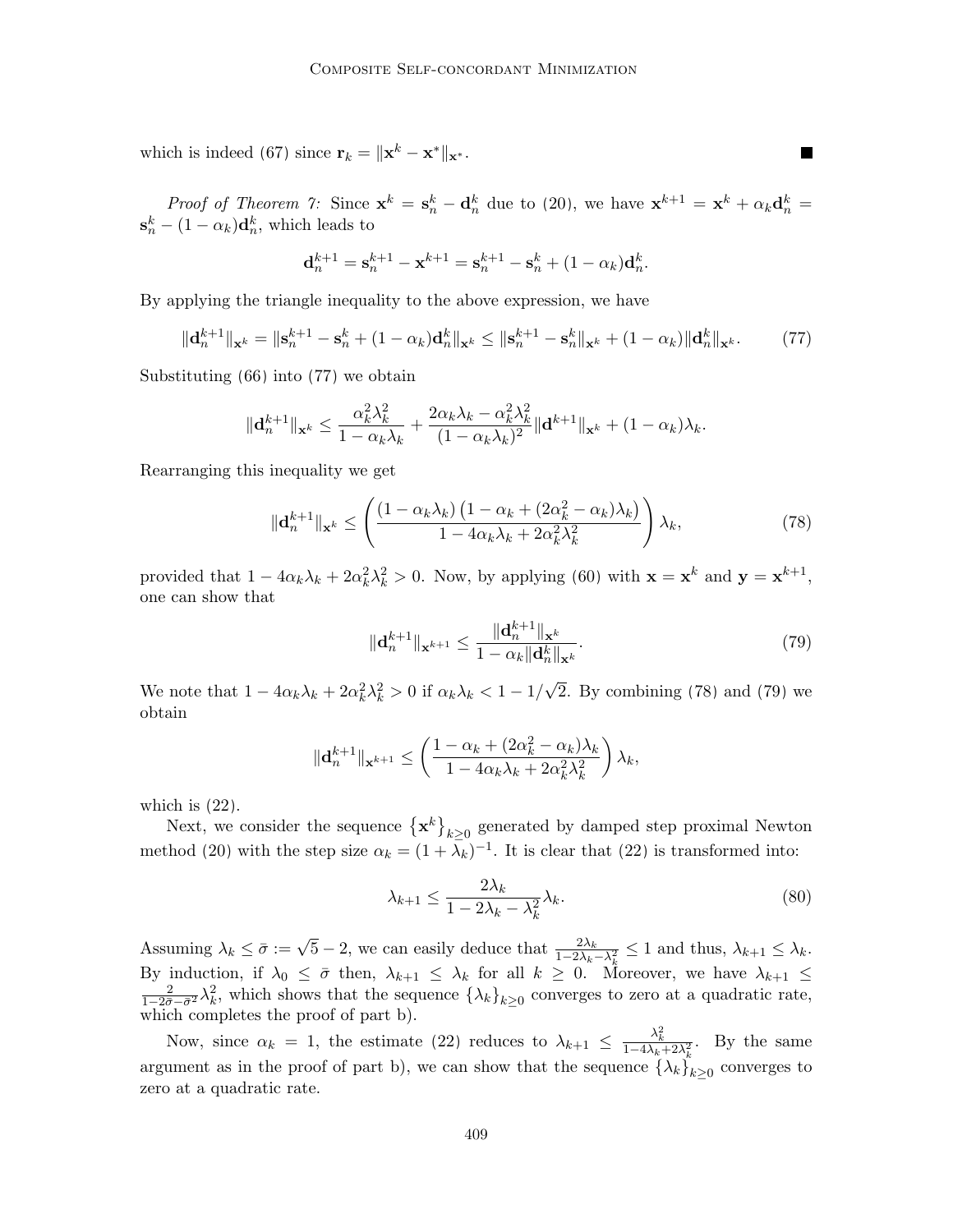which indeed (67) since $\mathbf{r}_k = \|\mathbf{x}^k - \mathbf{x}^*\|_{\mathbf{x}^*}$. ■

*Proof of Theorem 7:* Since $\mathbf{x}^k = \mathbf{s}_n^k - \mathbf{d}_n^k$ due to (20), we have $\mathbf{x}^{k+1} = \mathbf{x}^k + \alpha_k \mathbf{d}_n^k = \mathbf{s}_n^k - (1-\alpha_k)\mathbf{d}_n^k$, which leads to

$$\mathbf{d}_n^{k+1} = \mathbf{s}_n^{k+1} - \mathbf{x}^{k+1} = \mathbf{s}_n^{k+1} - \mathbf{s}_n^k + (1-\alpha_k)\mathbf{d}_n^k.$$

By applying the triangle inequality to the above expression, we have

$$\|\mathbf{d}_n^{k+1}\|_{\mathbf{x}^k} = \|\mathbf{s}_n^{k+1} - \mathbf{s}_n^k + (1-\alpha_k)\mathbf{d}_n^k\|_{\mathbf{x}^k} \leq \|\mathbf{s}_n^{k+1} - \mathbf{s}_n^k\|_{\mathbf{x}^k} + (1-\alpha_k)\|\mathbf{d}_n^k\|_{\mathbf{x}^k}. \tag{77}$$

Substituting (66) into (77) we obtain

$$\|\mathbf{d}_n^{k+1}\|_{\mathbf{x}^k} \leq \frac{\alpha_k^2\lambda_k^2}{1-\alpha_k\lambda_k} + \frac{2\alpha_k\lambda_k - \alpha_k^2\lambda_k^2}{(1-\alpha_k\lambda_k)^2}\|\mathbf{d}^{k+1}\|_{\mathbf{x}^k} + (1-\alpha_k)\lambda_k.$$

Rearranging this inequality we get

$$\|\mathbf{d}_n^{k+1}\|_{\mathbf{x}^k} \leq \left(\frac{(1-\alpha_k\lambda_k)\left(1-\alpha_k + (2\alpha_k^2-\alpha_k)\lambda_k\right)}{1-4\alpha_k\lambda_k + 2\alpha_k^2\lambda_k^2}\right)\lambda_k, \tag{78}$$

provided that $1-4\alpha_k\lambda_k + 2\alpha_k^2\lambda_k^2 > 0$. Now, by applying (60) with $\mathbf{x} = \mathbf{x}^k$ and $\mathbf{y} = \mathbf{x}^{k+1}$, one can show that

$$\|\mathbf{d}_n^{k+1}\|_{\mathbf{x}^{k+1}} \leq \frac{\|\mathbf{d}_n^{k+1}\|_{\mathbf{x}^k}}{1-\alpha_k\|\mathbf{d}_n^k\|_{\mathbf{x}^k}}. \tag{79}$$

We note that $1-4\alpha_k\lambda_k + 2\alpha_k^2\lambda_k^2 > 0$ if $\alpha_k\lambda_k < 1 - 1/\sqrt{2}$. By combining (78) and (79) we obtain

$$\|\mathbf{d}_n^{k+1}\|_{\mathbf{x}^{k+1}} \leq \left(\frac{1-\alpha_k + (2\alpha_k^2-\alpha_k)\lambda_k}{1-4\alpha_k\lambda_k + 2\alpha_k^2\lambda_k^2}\right)\lambda_k,$$

which is (22).

Next, we consider the sequence $\left\{\mathbf{x}^k\right\}_{k\geq 0}$ generated by damped step proximal Newton method (20) with the step size $\alpha_k = (1+\lambda_k)^{-1}$. It is clear that (22) is transformed into:

$$\lambda_{k+1} \leq \frac{2\lambda_k}{1-2\lambda_k - \lambda_k^2}\lambda_k. \tag{80}$$

Assuming $\lambda_k \leq \bar{\sigma} := \sqrt{5}-2$, we can easily deduce that $\frac{2\lambda_k}{1-2\lambda_k-\lambda_k^2} \leq 1$ and thus, $\lambda_{k+1} \leq \lambda_k$. By induction, if $\lambda_0 \leq \bar{\sigma}$ then, $\lambda_{k+1} \leq \lambda_k$ for all $k \geq 0$. Moreover, we have $\lambda_{k+1} \leq \frac{2}{1-2\bar{\sigma}-\bar{\sigma}^2}\lambda_k^2$, which shows that the sequence $\{\lambda_k\}_{k\geq 0}$ converges to zero at a quadratic rate, which completes the proof of part b).

Now, since $\alpha_k = 1$, the estimate (22) reduces to $\lambda_{k+1} \leq \frac{\lambda_k^2}{1-4\lambda_k+2\lambda_k^2}$. By the same argument as in the proof of part b), we can show that the sequence $\{\lambda_k\}_{k\geq 0}$ converges to zero at a quadratic rate.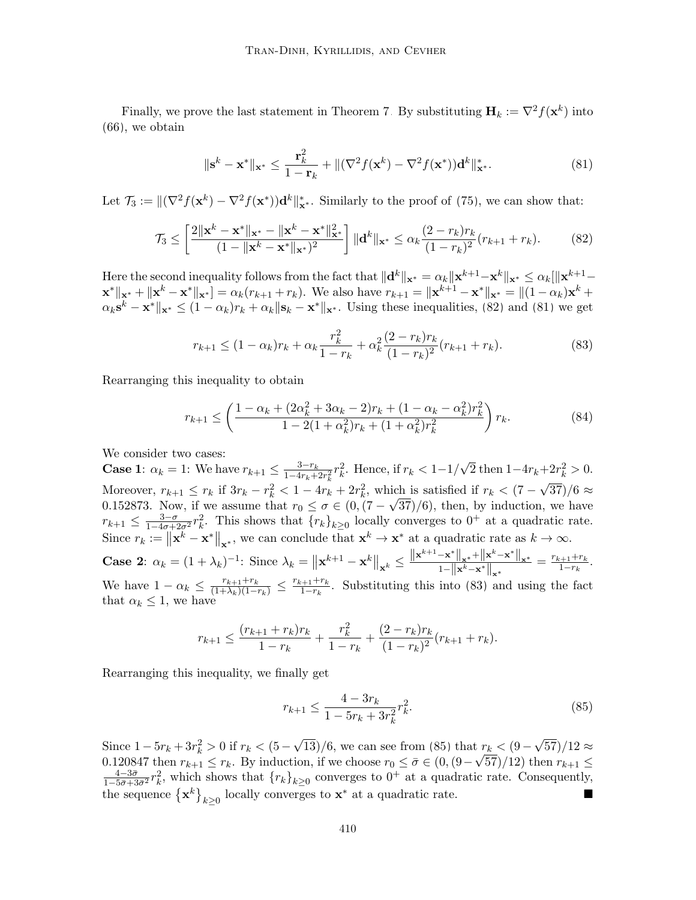Finally, we prove the last statement in Theorem 7. By substituting $\mathbf{H}_k := \nabla^2 f(\mathbf{x}^k)$ into (66), we obtain

$$\|\mathbf{s}^k - \mathbf{x}^*\|_{\mathbf{x}^*} \leq \frac{\mathbf{r}_k^2}{1 - \mathbf{r}_k} + \|(\nabla^2 f(\mathbf{x}^k) - \nabla^2 f(\mathbf{x}^*))\mathbf{d}^k\|_{\mathbf{x}^*}^*. \tag{81}$$

Let $\mathcal{T}_3 := \|(\nabla^2 f(\mathbf{x}^k) - \nabla^2 f(\mathbf{x}^*))\mathbf{d}^k\|_{\mathbf{x}^*}^*$. Similarly to the proof of (75), we can show that:

$$\mathcal{T}_3 \leq \left[\frac{2\|\mathbf{x}^k - \mathbf{x}^*\|_{\mathbf{x}^*} - \|\mathbf{x}^k - \mathbf{x}^*\|_{\mathbf{x}^*}^2}{(1 - \|\mathbf{x}^k - \mathbf{x}^*\|_{\mathbf{x}^*})^2}\right] \|\mathbf{d}^k\|_{\mathbf{x}^*} \leq \alpha_k \frac{(2 - r_k) r_k}{(1 - r_k)^2}(r_{k+1} + r_k). \tag{82}$$

Here the second inequality follows from the fact that $\|\mathbf{d}^k\|_{\mathbf{x}^*} = \alpha_k \|\mathbf{x}^{k+1} - \mathbf{x}^k\|_{\mathbf{x}^*} \leq \alpha_k [\|\mathbf{x}^{k+1} - \mathbf{x}^*\|_{\mathbf{x}^*} + \|\mathbf{x}^k - \mathbf{x}^*\|_{\mathbf{x}^*}] = \alpha_k (r_{k+1} + r_k)$. We also have $r_{k+1} = \|\mathbf{x}^{k+1} - \mathbf{x}^*\|_{\mathbf{x}^*} = \|(1 - \alpha_k)\mathbf{x}^k + \alpha_k \mathbf{s}^k - \mathbf{x}^*\|_{\mathbf{x}^*} \leq (1 - \alpha_k) r_k + \alpha_k \|\mathbf{s}_k - \mathbf{x}^*\|_{\mathbf{x}^*}$. Using these inequalities, (82) and (81) we get

$$r_{k+1} \leq (1 - \alpha_k) r_k + \alpha_k \frac{r_k^2}{1 - r_k} + \alpha_k^2 \frac{(2 - r_k) r_k}{(1 - r_k)^2}(r_{k+1} + r_k). \tag{83}$$

Rearranging this inequality to obtain

$$r_{k+1} \leq \left(\frac{1 - \alpha_k + (2\alpha_k^2 + 3\alpha_k - 2) r_k + (1 - \alpha_k - \alpha_k^2) r_k^2}{1 - 2(1 + \alpha_k^2) r_k + (1 + \alpha_k^2) r_k^2}\right) r_k. \tag{84}$$

We consider two cases:

**Case 1**: $\alpha_k = 1$: We have $r_{k+1} \leq \frac{3 - r_k}{1 - 4r_k + 2r_k^2} r_k^2$. Hence, if $r_k < 1 - 1/\sqrt{2}$ then $1 - 4r_k + 2r_k^2 > 0$. Moreover, $r_{k+1} \leq r_k$ if $3r_k - r_k^2 < 1 - 4r_k + 2r_k^2$, which is satisfied if $r_k < (7 - \sqrt{37})/6 \approx 0.152873$. Now, if we assume that $r_0 \leq \sigma \in (0, (7 - \sqrt{37})/6)$, then, by induction, we have $r_{k+1} \leq \frac{3 - \sigma}{1 - 4\sigma + 2\sigma^2} r_k^2$. This shows that $\{r_k\}_{k \geq 0}$ locally converges to $0^+$ at a quadratic rate. Since $r_k := \left\|\mathbf{x}^k - \mathbf{x}^*\right\|_{\mathbf{x}^*}$, we can conclude that $\mathbf{x}^k \to \mathbf{x}^*$ at a quadratic rate as $k \to \infty$.

**Case 2**: $\alpha_k = (1 + \lambda_k)^{-1}$: Since $\lambda_k = \left\|\mathbf{x}^{k+1} - \mathbf{x}^k\right\|_{\mathbf{x}^k} \leq \frac{\left\|\mathbf{x}^{k+1} - \mathbf{x}^*\right\|_{\mathbf{x}^*} + \left\|\mathbf{x}^k - \mathbf{x}^*\right\|_{\mathbf{x}^*}}{1 - \left\|\mathbf{x}^k - \mathbf{x}^*\right\|_{\mathbf{x}^*}} = \frac{r_{k+1} + r_k}{1 - r_k}$. We have $1 - \alpha_k \leq \frac{r_{k+1} + r_k}{(1 + \lambda_k)(1 - r_k)} \leq \frac{r_{k+1} + r_k}{1 - r_k}$. Substituting this into (83) and using the fact that $\alpha_k \leq 1$, we have

$$r_{k+1} \leq \frac{(r_{k+1} + r_k) r_k}{1 - r_k} + \frac{r_k^2}{1 - r_k} + \frac{(2 - r_k) r_k}{(1 - r_k)^2}(r_{k+1} + r_k).$$

Rearranging this inequality, we finally get

$$r_{k+1} \leq \frac{4 - 3r_k}{1 - 5r_k + 3r_k^2} r_k^2. \tag{85}$$

Since $1 - 5r_k + 3r_k^2 > 0$ if $r_k < (5 - \sqrt{13})/6$, we can see from (85) that $r_k < (9 - \sqrt{57})/12 \approx 0.120847$ then $r_{k+1} \leq r_k$. By induction, if we choose $r_0 \leq \bar{\sigma} \in (0, (9 - \sqrt{57})/12)$ then $r_{k+1} \leq \frac{4 - 3\bar{\sigma}}{1 - 5\bar{\sigma} + 3\bar{\sigma}^2} r_k^2$, which shows that $\{r_k\}_{k \geq 0}$ converges to $0^+$ at a quadratic rate. Consequently, the sequence $\left\{\mathbf{x}^k\right\}_{k \geq 0}$ locally converges to $\mathbf{x}^*$ at a quadratic rate. ∎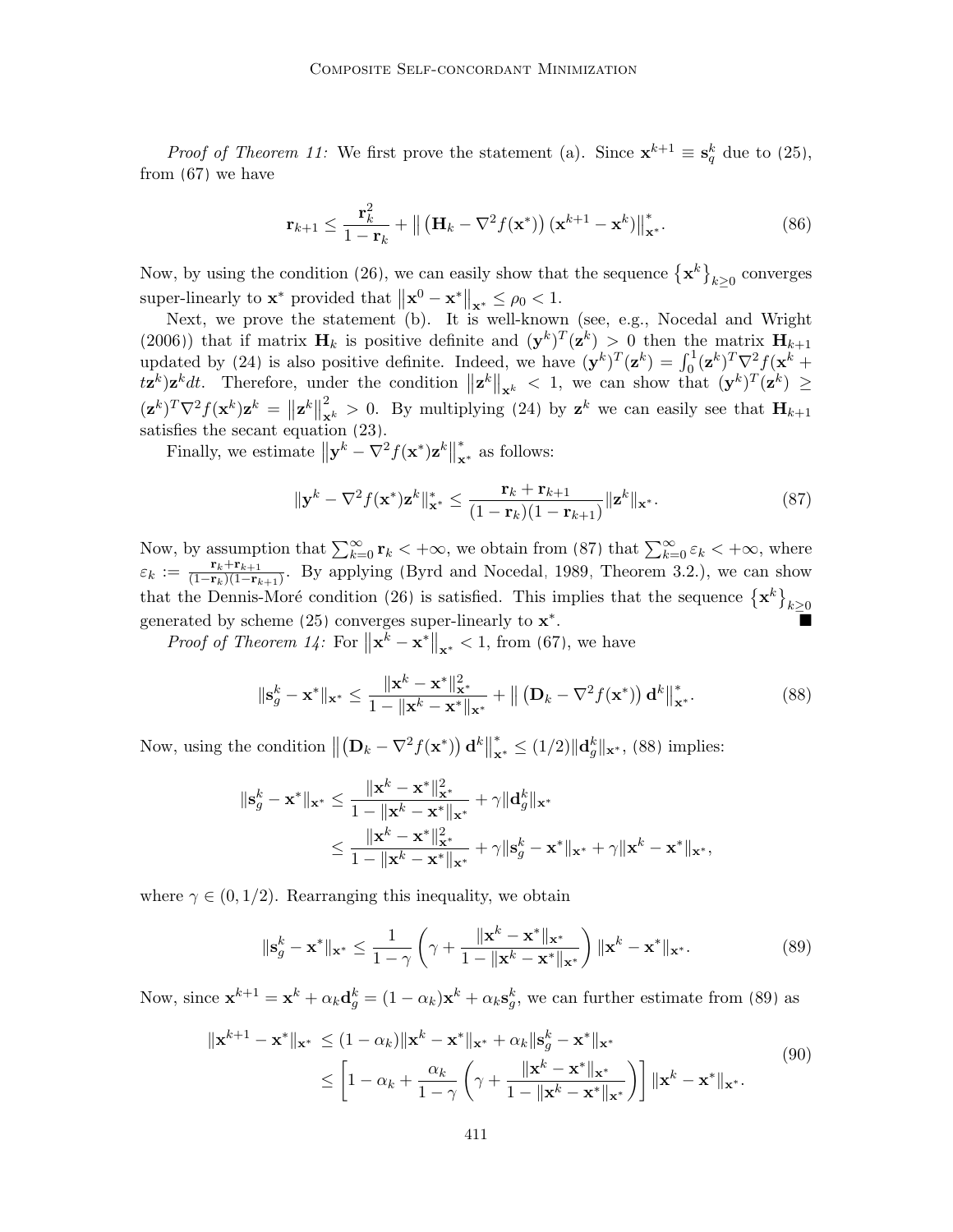*Proof of Theorem 11:* We first prove the statement (a). Since $\mathbf{x}^{k+1} \equiv \mathbf{s}_q^k$ due to (25), from (67) we have

$$\mathbf{r}_{k+1} \leq \frac{\mathbf{r}_k^2}{1 - \mathbf{r}_k} + \left\| \left(\mathbf{H}_k - \nabla^2 f(\mathbf{x}^*)\right)(\mathbf{x}^{k+1} - \mathbf{x}^k)\right\|_{\mathbf{x}^*}^*. \tag{86}$$

Now, by using the condition (26), we can easily show that the sequence $\left\{\mathbf{x}^k\right\}_{k\geq 0}$ converges super-linearly to $\mathbf{x}^*$ provided that $\left\|\mathbf{x}^0 - \mathbf{x}^*\right\|_{\mathbf{x}^*} \leq \rho_0 < 1$.

Next, we prove the statement (b). It is well-known (see, e.g., Nocedal and Wright (2006)) that if matrix $\mathbf{H}_k$ is positive definite and $(\mathbf{y}^k)^T(\mathbf{z}^k) > 0$ then the matrix $\mathbf{H}_{k+1}$ updated by (24) is also positive definite. Indeed, we have $(\mathbf{y}^k)^T(\mathbf{z}^k) = \int_0^1 (\mathbf{z}^k)^T \nabla^2 f(\mathbf{x}^k + t\mathbf{z}^k)\mathbf{z}^k dt$. Therefore, under the condition $\left\|\mathbf{z}^k\right\|_{\mathbf{x}^k} < 1$, we can show that $(\mathbf{y}^k)^T(\mathbf{z}^k) \geq (\mathbf{z}^k)^T \nabla^2 f(\mathbf{x}^k)\mathbf{z}^k = \left\|\mathbf{z}^k\right\|_{\mathbf{x}^k}^2 > 0$. By multiplying (24) by $\mathbf{z}^k$ we can easily see that $\mathbf{H}_{k+1}$ satisfies the secant equation (23).

Finally, we estimate $\left\|\mathbf{y}^k - \nabla^2 f(\mathbf{x}^*)\mathbf{z}^k\right\|_{\mathbf{x}^*}^*$ as follows:

$$\|\mathbf{y}^k - \nabla^2 f(\mathbf{x}^*)\mathbf{z}^k\|_{\mathbf{x}^*}^* \leq \frac{\mathbf{r}_k + \mathbf{r}_{k+1}}{(1-\mathbf{r}_k)(1-\mathbf{r}_{k+1})}\|\mathbf{z}^k\|_{\mathbf{x}^*}. \tag{87}$$

Now, by assumption that $\sum_{k=0}^{\infty} \mathbf{r}_k < +\infty$, we obtain from (87) that $\sum_{k=0}^{\infty} \varepsilon_k < +\infty$, where $\varepsilon_k := \frac{\mathbf{r}_k + \mathbf{r}_{k+1}}{(1-\mathbf{r}_k)(1-\mathbf{r}_{k+1})}$. By applying (Byrd and Nocedal, 1989, Theorem 3.2.), we can show that the Dennis-Moré condition (26) is satisfied. This implies that the sequence $\left\{\mathbf{x}^k\right\}_{k\geq 0}$ generated by scheme (25) converges super-linearly to $\mathbf{x}^*$. ∎

*Proof of Theorem 14:* For $\left\|\mathbf{x}^k - \mathbf{x}^*\right\|_{\mathbf{x}^*} < 1$, from (67), we have

$$\|\mathbf{s}_g^k - \mathbf{x}^*\|_{\mathbf{x}^*} \leq \frac{\|\mathbf{x}^k - \mathbf{x}^*\|_{\mathbf{x}^*}^2}{1 - \|\mathbf{x}^k - \mathbf{x}^*\|_{\mathbf{x}^*}} + \left\| \left(\mathbf{D}_k - \nabla^2 f(\mathbf{x}^*)\right)\mathbf{d}^k\right\|_{\mathbf{x}^*}^*. \tag{88}$$

Now, using the condition $\left\| \left(\mathbf{D}_k - \nabla^2 f(\mathbf{x}^*)\right)\mathbf{d}^k\right\|_{\mathbf{x}^*}^* \leq (1/2)\|\mathbf{d}_g^k\|_{\mathbf{x}^*}$, (88) implies:

$$\begin{aligned}
\|\mathbf{s}_g^k - \mathbf{x}^*\|_{\mathbf{x}^*} &\leq \frac{\|\mathbf{x}^k - \mathbf{x}^*\|_{\mathbf{x}^*}^2}{1 - \|\mathbf{x}^k - \mathbf{x}^*\|_{\mathbf{x}^*}} + \gamma\|\mathbf{d}_g^k\|_{\mathbf{x}^*} \\
&\leq \frac{\|\mathbf{x}^k - \mathbf{x}^*\|_{\mathbf{x}^*}^2}{1 - \|\mathbf{x}^k - \mathbf{x}^*\|_{\mathbf{x}^*}} + \gamma\|\mathbf{s}_g^k - \mathbf{x}^*\|_{\mathbf{x}^*} + \gamma\|\mathbf{x}^k - \mathbf{x}^*\|_{\mathbf{x}^*},
\end{aligned}$$

where $\gamma \in (0, 1/2)$. Rearranging this inequality, we obtain

$$\|\mathbf{s}_g^k - \mathbf{x}^*\|_{\mathbf{x}^*} \leq \frac{1}{1-\gamma}\left(\gamma + \frac{\|\mathbf{x}^k - \mathbf{x}^*\|_{\mathbf{x}^*}}{1 - \|\mathbf{x}^k - \mathbf{x}^*\|_{\mathbf{x}^*}}\right)\|\mathbf{x}^k - \mathbf{x}^*\|_{\mathbf{x}^*}. \tag{89}$$

Now, since $\mathbf{x}^{k+1} = \mathbf{x}^k + \alpha_k \mathbf{d}_g^k = (1-\alpha_k)\mathbf{x}^k + \alpha_k \mathbf{s}_g^k$, we can further estimate from (89) as

$$\begin{aligned}
\|\mathbf{x}^{k+1} - \mathbf{x}^*\|_{\mathbf{x}^*} &\leq (1-\alpha_k)\|\mathbf{x}^k - \mathbf{x}^*\|_{\mathbf{x}^*} + \alpha_k\|\mathbf{s}_g^k - \mathbf{x}^*\|_{\mathbf{x}^*} \\
&\leq \left[1 - \alpha_k + \frac{\alpha_k}{1-\gamma}\left(\gamma + \frac{\|\mathbf{x}^k - \mathbf{x}^*\|_{\mathbf{x}^*}}{1 - \|\mathbf{x}^k - \mathbf{x}^*\|_{\mathbf{x}^*}}\right)\right]\|\mathbf{x}^k - \mathbf{x}^*\|_{\mathbf{x}^*}.
\end{aligned} \tag{90}$$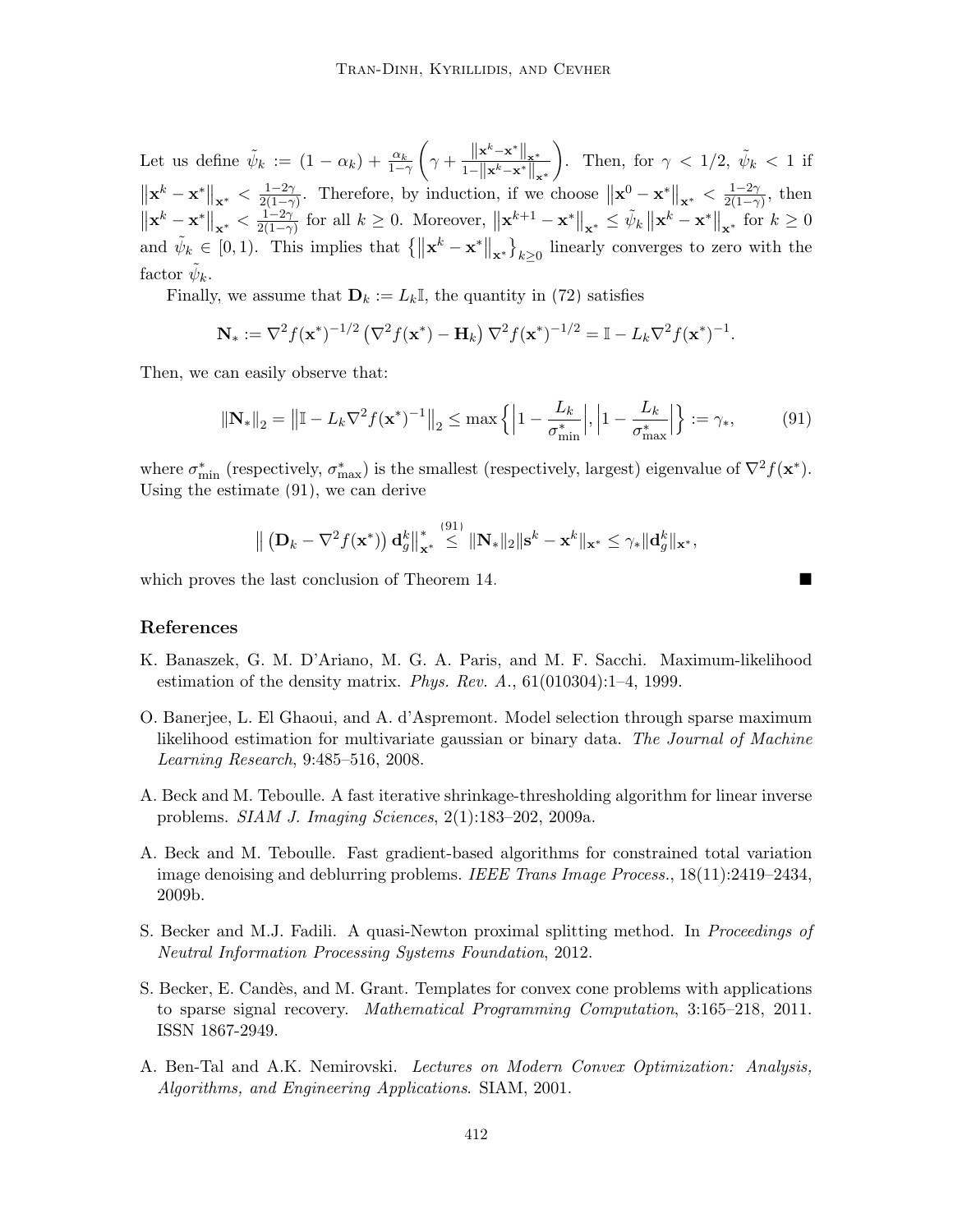Let us define $\tilde{\psi}_k := (1-\alpha_k) + \frac{\alpha_k}{1-\gamma}\left(\gamma + \frac{\|\mathbf{x}^k - \mathbf{x}^*\|_{\mathbf{x}^*}}{1-\|\mathbf{x}^k-\mathbf{x}^*\|_{\mathbf{x}^*}}\right)$. Then, for $\gamma < 1/2$, $\tilde{\psi}_k < 1$ if $\|\mathbf{x}^k - \mathbf{x}^*\|_{\mathbf{x}^*} < \frac{1-2\gamma}{2(1-\gamma)}$. Therefore, by induction, if we choose $\|\mathbf{x}^0 - \mathbf{x}^*\|_{\mathbf{x}^*} < \frac{1-2\gamma}{2(1-\gamma)}$, then $\|\mathbf{x}^k - \mathbf{x}^*\|_{\mathbf{x}^*} < \frac{1-2\gamma}{2(1-\gamma)}$ for all $k \geq 0$. Moreover, $\|\mathbf{x}^{k+1} - \mathbf{x}^*\|_{\mathbf{x}^*} \leq \tilde{\psi}_k \|\mathbf{x}^k - \mathbf{x}^*\|_{\mathbf{x}^*}$ for $k \geq 0$ and $\tilde{\psi}_k \in [0,1)$. This implies that $\left\{\|\mathbf{x}^k - \mathbf{x}^*\|_{\mathbf{x}^*}\right\}_{k\geq 0}$ linearly converges to zero with the factor $\tilde{\psi}_k$.

Finally, we assume that $\mathbf{D}_k := L_k\mathbb{I}$, the quantity in (72) satisfies

$$\mathbf{N}_* := \nabla^2 f(\mathbf{x}^*)^{-1/2}\left(\nabla^2 f(\mathbf{x}^*) - \mathbf{H}_k\right)\nabla^2 f(\mathbf{x}^*)^{-1/2} = \mathbb{I} - L_k\nabla^2 f(\mathbf{x}^*)^{-1}.$$

Then, we can easily observe that:

$$\|\mathbf{N}_*\|_2 = \left\|\mathbb{I} - L_k\nabla^2 f(\mathbf{x}^*)^{-1}\right\|_2 \leq \max\left\{\left|1 - \frac{L_k}{\sigma^*_{\min}}\right|, \left|1 - \frac{L_k}{\sigma^*_{\max}}\right|\right\} := \gamma_*, \tag{91}$$

where $\sigma^*_{\min}$ (respectively, $\sigma^*_{\max}$) is the smallest (respectively, largest) eigenvalue of $\nabla^2 f(\mathbf{x}^*)$. Using the estimate (91), we can derive

$$\left\|\left(\mathbf{D}_k - \nabla^2 f(\mathbf{x}^*)\right)\mathbf{d}_g^k\right\|^*_{\mathbf{x}^*} \overset{(91)}{\leq} \|\mathbf{N}_*\|_2\|\mathbf{s}^k - \mathbf{x}^k\|_{\mathbf{x}^*} \leq \gamma_*\|\mathbf{d}_g^k\|_{\mathbf{x}^*},$$

which proves the last conclusion of Theorem 14. ■

## References

K. Banaszek, G. M. D'Ariano, M. G. A. Paris, and M. F. Sacchi. Maximum-likelihood estimation of the density matrix. *Phys. Rev. A.*, 61(010304):1–4, 1999.

O. Banerjee, L. El Ghaoui, and A. d'Aspremont. Model selection through sparse maximum likelihood estimation for multivariate gaussian or binary data. *The Journal of Machine Learning Research*, 9:485–516, 2008.

A. Beck and M. Teboulle. A fast iterative shrinkage-thresholding algorithm for linear inverse problems. *SIAM J. Imaging Sciences*, 2(1):183–202, 2009a.

A. Beck and M. Teboulle. Fast gradient-based algorithms for constrained total variation image denoising and deblurring problems. *IEEE Trans Image Process.*, 18(11):2419–2434, 2009b.

S. Becker and M.J. Fadili. A quasi-Newton proximal splitting method. In *Proceedings of Neutral Information Processing Systems Foundation*, 2012.

S. Becker, E. Candès, and M. Grant. Templates for convex cone problems with applications to sparse signal recovery. *Mathematical Programming Computation*, 3:165–218, 2011. ISSN 1867-2949.

A. Ben-Tal and A.K. Nemirovski. *Lectures on Modern Convex Optimization: Analysis, Algorithms, and Engineering Applications*. SIAM, 2001.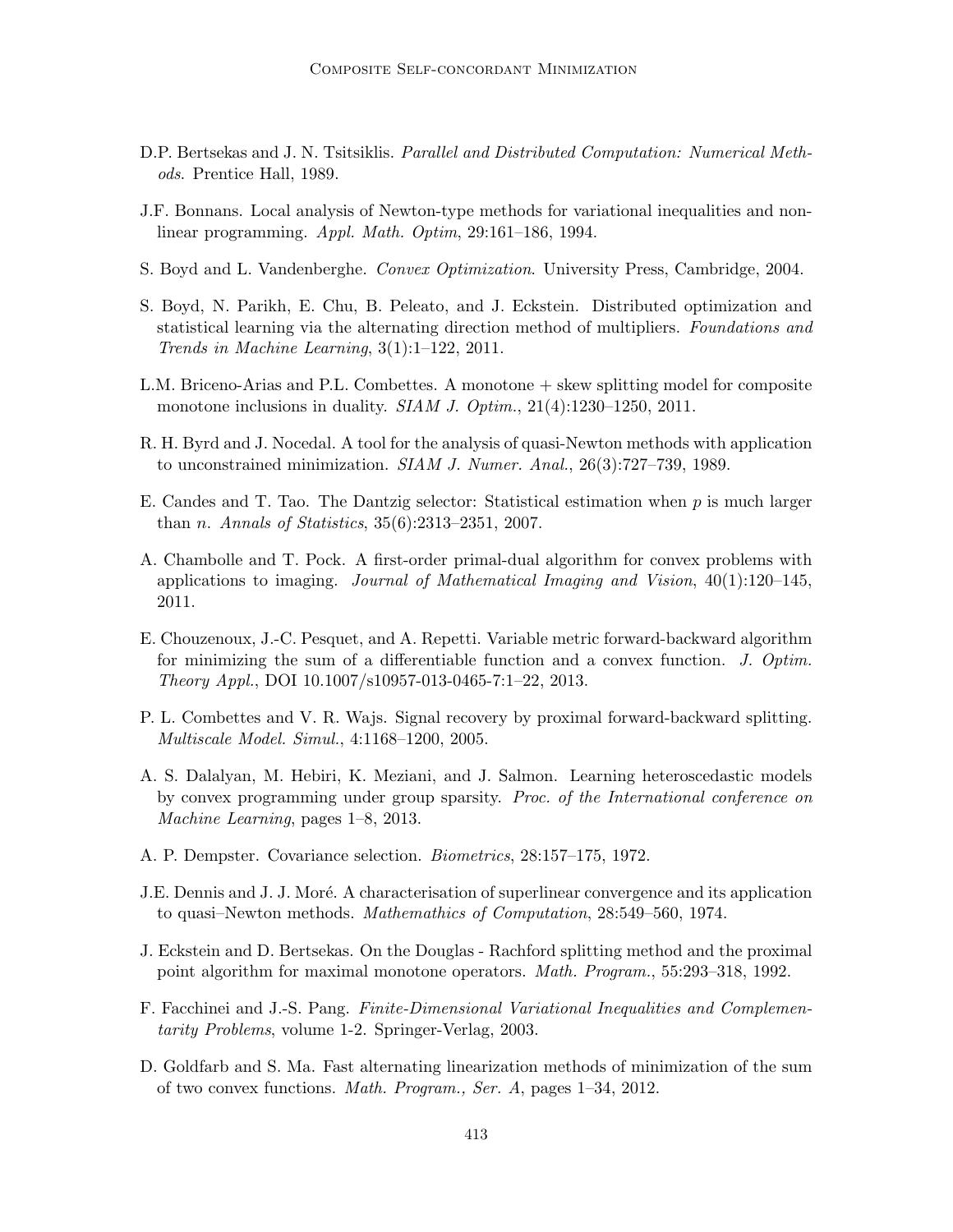D.P. Bertsekas and J. N. Tsitsiklis. *Parallel and Distributed Computation: Numerical Methods*. Prentice Hall, 1989.

J.F. Bonnans. Local analysis of Newton-type methods for variational inequalities and nonlinear programming. *Appl. Math. Optim*, 29:161–186, 1994.

S. Boyd and L. Vandenberghe. *Convex Optimization*. University Press, Cambridge, 2004.

S. Boyd, N. Parikh, E. Chu, B. Peleato, and J. Eckstein. Distributed optimization and statistical learning via the alternating direction method of multipliers. *Foundations and Trends in Machine Learning*, 3(1):1–122, 2011.

L.M. Briceno-Arias and P.L. Combettes. A monotone + skew splitting model for composite monotone inclusions in duality. *SIAM J. Optim.*, 21(4):1230–1250, 2011.

R. H. Byrd and J. Nocedal. A tool for the analysis of quasi-Newton methods with application to unconstrained minimization. *SIAM J. Numer. Anal.*, 26(3):727–739, 1989.

E. Candes and T. Tao. The Dantzig selector: Statistical estimation when $p$ is much larger than $n$. *Annals of Statistics*, 35(6):2313–2351, 2007.

A. Chambolle and T. Pock. A first-order primal-dual algorithm for convex problems with applications to imaging. *Journal of Mathematical Imaging and Vision*, 40(1):120–145, 2011.

E. Chouzenoux, J.-C. Pesquet, and A. Repetti. Variable metric forward-backward algorithm for minimizing the sum of a differentiable function and a convex function. *J. Optim. Theory Appl.*, DOI 10.1007/s10957-013-0465-7:1–22, 2013.

P. L. Combettes and V. R. Wajs. Signal recovery by proximal forward-backward splitting. *Multiscale Model. Simul.*, 4:1168–1200, 2005.

A. S. Dalalyan, M. Hebiri, K. Meziani, and J. Salmon. Learning heteroscedastic models by convex programming under group sparsity. *Proc. of the International conference on Machine Learning*, pages 1–8, 2013.

A. P. Dempster. Covariance selection. *Biometrics*, 28:157–175, 1972.

J.E. Dennis and J. J. Moré. A characterisation of superlinear convergence and its application to quasi–Newton methods. *Mathemathics of Computation*, 28:549–560, 1974.

J. Eckstein and D. Bertsekas. On the Douglas - Rachford splitting method and the proximal point algorithm for maximal monotone operators. *Math. Program.*, 55:293–318, 1992.

F. Facchinei and J.-S. Pang. *Finite-Dimensional Variational Inequalities and Complementarity Problems*, volume 1-2. Springer-Verlag, 2003.

D. Goldfarb and S. Ma. Fast alternating linearization methods of minimization of the sum of two convex functions. *Math. Program., Ser. A*, pages 1–34, 2012.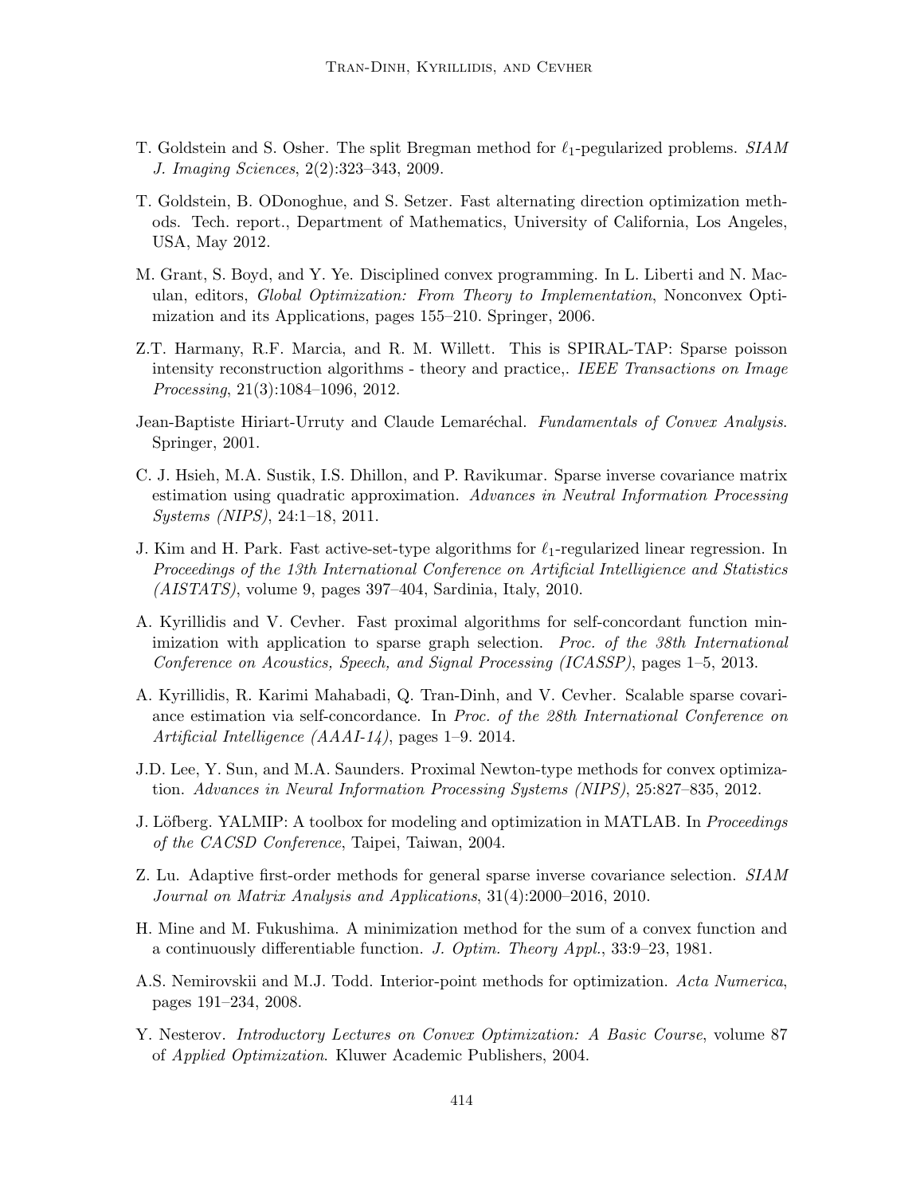T. Goldstein and S. Osher. The split Bregman method for $\ell_1$-pegularized problems. *SIAM J. Imaging Sciences*, 2(2):323–343, 2009.

T. Goldstein, B. ODonoghue, and S. Setzer. Fast alternating direction optimization methods. Tech. report., Department of Mathematics, University of California, Los Angeles, USA, May 2012.

M. Grant, S. Boyd, and Y. Ye. Disciplined convex programming. In L. Liberti and N. Maculan, editors, *Global Optimization: From Theory to Implementation*, Nonconvex Optimization and its Applications, pages 155–210. Springer, 2006.

Z.T. Harmany, R.F. Marcia, and R. M. Willett. This is SPIRAL-TAP: Sparse poisson intensity reconstruction algorithms - theory and practice,. *IEEE Transactions on Image Processing*, 21(3):1084–1096, 2012.

Jean-Baptiste Hiriart-Urruty and Claude Lemaréchal. *Fundamentals of Convex Analysis*. Springer, 2001.

C. J. Hsieh, M.A. Sustik, I.S. Dhillon, and P. Ravikumar. Sparse inverse covariance matrix estimation using quadratic approximation. *Advances in Neutral Information Processing Systems (NIPS)*, 24:1–18, 2011.

J. Kim and H. Park. Fast active-set-type algorithms for $\ell_1$-regularized linear regression. In *Proceedings of the 13th International Conference on Artificial Intelligience and Statistics (AISTATS)*, volume 9, pages 397–404, Sardinia, Italy, 2010.

A. Kyrillidis and V. Cevher. Fast proximal algorithms for self-concordant function minimization with application to sparse graph selection. *Proc. of the 38th International Conference on Acoustics, Speech, and Signal Processing (ICASSP)*, pages 1–5, 2013.

A. Kyrillidis, R. Karimi Mahabadi, Q. Tran-Dinh, and V. Cevher. Scalable sparse covariance estimation via self-concordance. In *Proc. of the 28th International Conference on Artificial Intelligence (AAAI-14)*, pages 1–9. 2014.

J.D. Lee, Y. Sun, and M.A. Saunders. Proximal Newton-type methods for convex optimization. *Advances in Neural Information Processing Systems (NIPS)*, 25:827–835, 2012.

J. Löfberg. YALMIP: A toolbox for modeling and optimization in MATLAB. In *Proceedings of the CACSD Conference*, Taipei, Taiwan, 2004.

Z. Lu. Adaptive first-order methods for general sparse inverse covariance selection. *SIAM Journal on Matrix Analysis and Applications*, 31(4):2000–2016, 2010.

H. Mine and M. Fukushima. A minimization method for the sum of a convex function and a continuously differentiable function. *J. Optim. Theory Appl.*, 33:9–23, 1981.

A.S. Nemirovskii and M.J. Todd. Interior-point methods for optimization. *Acta Numerica*, pages 191–234, 2008.

Y. Nesterov. *Introductory Lectures on Convex Optimization: A Basic Course*, volume 87 of *Applied Optimization*. Kluwer Academic Publishers, 2004.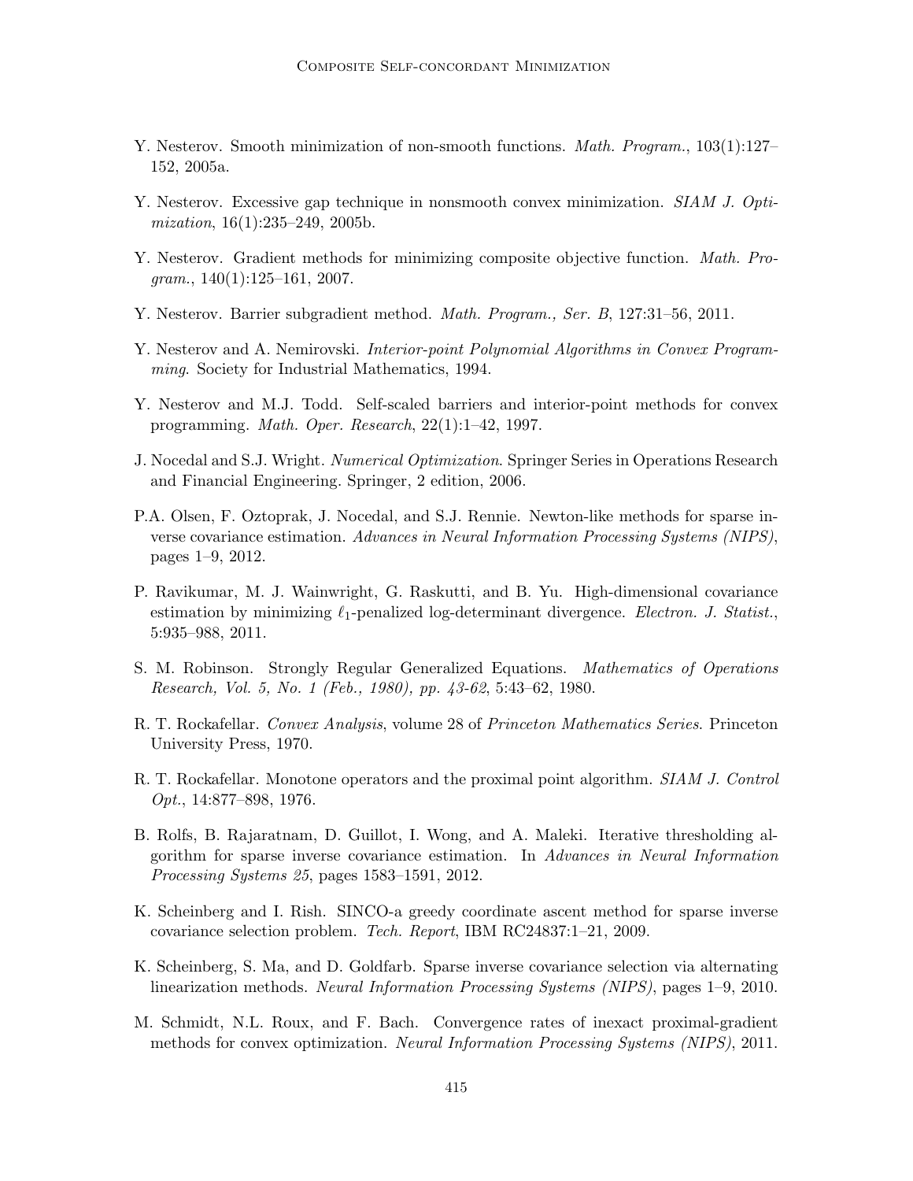Y. Nesterov. Smooth minimization of non-smooth functions. *Math. Program.*, 103(1):127–152, 2005a.

Y. Nesterov. Excessive gap technique in nonsmooth convex minimization. *SIAM J. Optimization*, 16(1):235–249, 2005b.

Y. Nesterov. Gradient methods for minimizing composite objective function. *Math. Program.*, 140(1):125–161, 2007.

Y. Nesterov. Barrier subgradient method. *Math. Program., Ser. B*, 127:31–56, 2011.

Y. Nesterov and A. Nemirovski. *Interior-point Polynomial Algorithms in Convex Programming*. Society for Industrial Mathematics, 1994.

Y. Nesterov and M.J. Todd. Self-scaled barriers and interior-point methods for convex programming. *Math. Oper. Research*, 22(1):1–42, 1997.

J. Nocedal and S.J. Wright. *Numerical Optimization*. Springer Series in Operations Research and Financial Engineering. Springer, 2 edition, 2006.

P.A. Olsen, F. Oztoprak, J. Nocedal, and S.J. Rennie. Newton-like methods for sparse inverse covariance estimation. *Advances in Neural Information Processing Systems (NIPS)*, pages 1–9, 2012.

P. Ravikumar, M. J. Wainwright, G. Raskutti, and B. Yu. High-dimensional covariance estimation by minimizing $\ell_1$-penalized log-determinant divergence. *Electron. J. Statist.*, 5:935–988, 2011.

S. M. Robinson. Strongly Regular Generalized Equations. *Mathematics of Operations Research, Vol. 5, No. 1 (Feb., 1980), pp. 43-62*, 5:43–62, 1980.

R. T. Rockafellar. *Convex Analysis*, volume 28 of *Princeton Mathematics Series*. Princeton University Press, 1970.

R. T. Rockafellar. Monotone operators and the proximal point algorithm. *SIAM J. Control Opt.*, 14:877–898, 1976.

B. Rolfs, B. Rajaratnam, D. Guillot, I. Wong, and A. Maleki. Iterative thresholding algorithm for sparse inverse covariance estimation. In *Advances in Neural Information Processing Systems 25*, pages 1583–1591, 2012.

K. Scheinberg and I. Rish. SINCO-a greedy coordinate ascent method for sparse inverse covariance selection problem. *Tech. Report*, IBM RC24837:1–21, 2009.

K. Scheinberg, S. Ma, and D. Goldfarb. Sparse inverse covariance selection via alternating linearization methods. *Neural Information Processing Systems (NIPS)*, pages 1–9, 2010.

M. Schmidt, N.L. Roux, and F. Bach. Convergence rates of inexact proximal-gradient methods for convex optimization. *Neural Information Processing Systems (NIPS)*, 2011.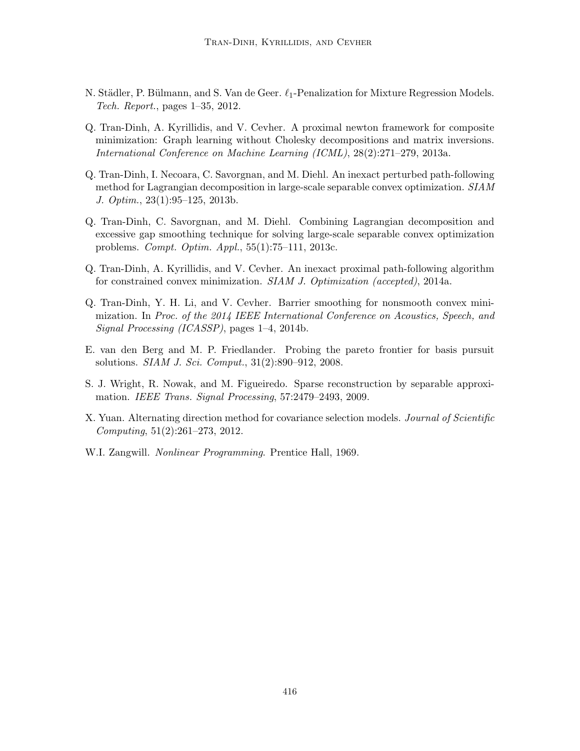N. Städler, P. Bülmann, and S. Van de Geer. $\ell_1$-Penalization for Mixture Regression Models. *Tech. Report.*, pages 1–35, 2012.

Q. Tran-Dinh, A. Kyrillidis, and V. Cevher. A proximal newton framework for composite minimization: Graph learning without Cholesky decompositions and matrix inversions. *International Conference on Machine Learning (ICML)*, 28(2):271–279, 2013a.

Q. Tran-Dinh, I. Necoara, C. Savorgnan, and M. Diehl. An inexact perturbed path-following method for Lagrangian decomposition in large-scale separable convex optimization. *SIAM J. Optim.*, 23(1):95–125, 2013b.

Q. Tran-Dinh, C. Savorgnan, and M. Diehl. Combining Lagrangian decomposition and excessive gap smoothing technique for solving large-scale separable convex optimization problems. *Compt. Optim. Appl.*, 55(1):75–111, 2013c.

Q. Tran-Dinh, A. Kyrillidis, and V. Cevher. An inexact proximal path-following algorithm for constrained convex minimization. *SIAM J. Optimization (accepted)*, 2014a.

Q. Tran-Dinh, Y. H. Li, and V. Cevher. Barrier smoothing for nonsmooth convex minimization. In *Proc. of the 2014 IEEE International Conference on Acoustics, Speech, and Signal Processing (ICASSP)*, pages 1–4, 2014b.

E. van den Berg and M. P. Friedlander. Probing the pareto frontier for basis pursuit solutions. *SIAM J. Sci. Comput.*, 31(2):890–912, 2008.

S. J. Wright, R. Nowak, and M. Figueiredo. Sparse reconstruction by separable approximation. *IEEE Trans. Signal Processing*, 57:2479–2493, 2009.

X. Yuan. Alternating direction method for covariance selection models. *Journal of Scientific Computing*, 51(2):261–273, 2012.

W.I. Zangwill. *Nonlinear Programming*. Prentice Hall, 1969.